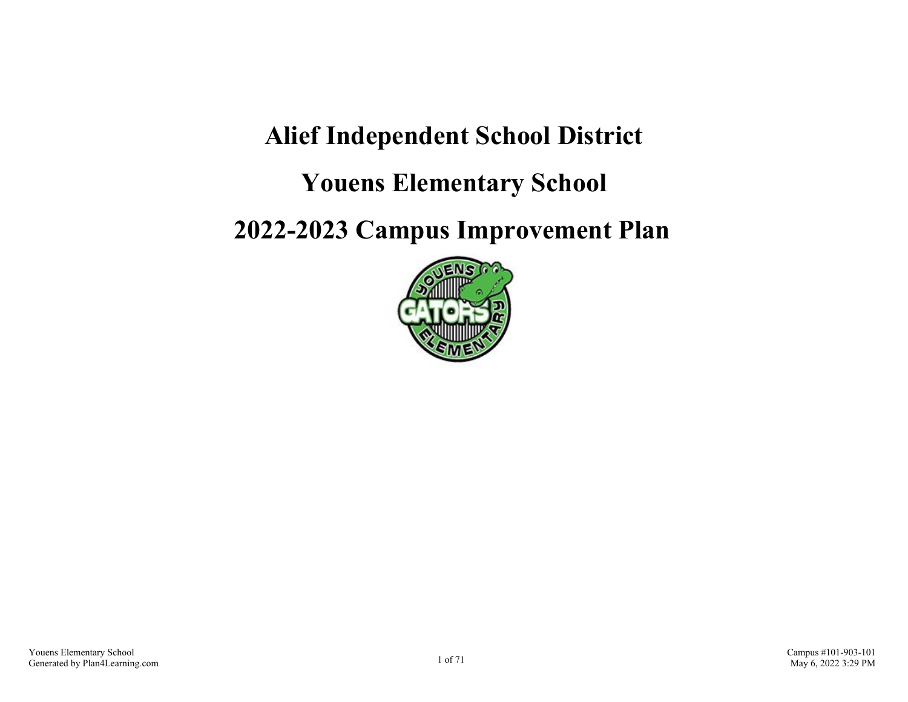# Alief Independent School District

# Youens Elementary School

# 2022-2023 Campus Improvement Plan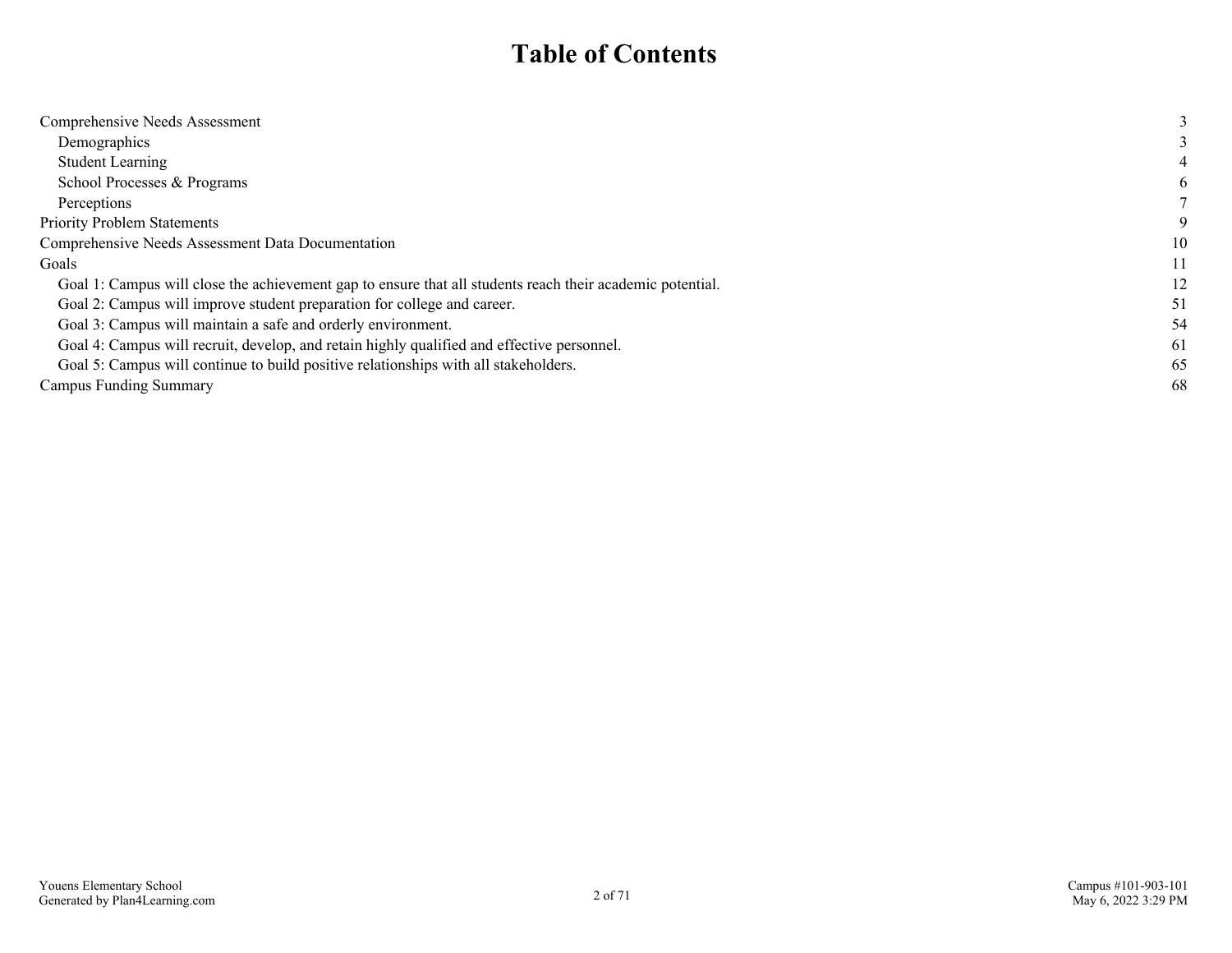# Table of Contents

| | |
|---|---|
| Comprehensive Needs Assessment | 3 |
| Demographics | 3 |
| Student Learning | 4 |
| School Processes & Programs | 6 |
| Perceptions | 7 |
| Priority Problem Statements | 9 |
| Comprehensive Needs Assessment Data Documentation | 10 |
| Goals | 11 |
| Goal 1: Campus will close the achievement gap to ensure that all students reach their academic potential. | 12 |
| Goal 2: Campus will improve student preparation for college and career. | 51 |
| Goal 3: Campus will maintain a safe and orderly environment. | 54 |
| Goal 4: Campus will recruit, develop, and retain highly qualified and effective personnel. | 61 |
| Goal 5: Campus will continue to build positive relationships with all stakeholders. | 65 |
| Campus Funding Summary | 68 |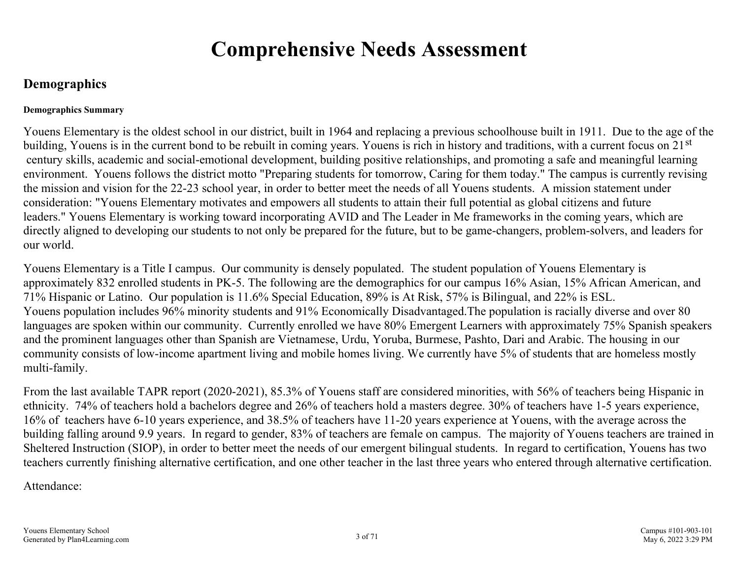# Comprehensive Needs Assessment

## Demographics

**Demographics Summary**

Youens Elementary is the oldest school in our district, built in 1964 and replacing a previous schoolhouse built in 1911. Due to the age of the building, Youens is in the current bond to be rebuilt in coming years. Youens is rich in history and traditions, with a current focus on 21st century skills, academic and social-emotional development, building positive relationships, and promoting a safe and meaningful learning environment. Youens follows the district motto "Preparing students for tomorrow, Caring for them today." The campus is currently revising the mission and vision for the 22-23 school year, in order to better meet the needs of all Youens students. A mission statement under consideration: "Youens Elementary motivates and empowers all students to attain their full potential as global citizens and future leaders." Youens Elementary is working toward incorporating AVID and The Leader in Me frameworks in the coming years, which are directly aligned to developing our students to not only be prepared for the future, but to be game-changers, problem-solvers, and leaders for our world.

Youens Elementary is a Title I campus. Our community is densely populated. The student population of Youens Elementary is approximately 832 enrolled students in PK-5. The following are the demographics for our campus 16% Asian, 15% African American, and 71% Hispanic or Latino. Our population is 11.6% Special Education, 89% is At Risk, 57% is Bilingual, and 22% is ESL. Youens population includes 96% minority students and 91% Economically Disadvantaged.The population is racially diverse and over 80 languages are spoken within our community. Currently enrolled we have 80% Emergent Learners with approximately 75% Spanish speakers and the prominent languages other than Spanish are Vietnamese, Urdu, Yoruba, Burmese, Pashto, Dari and Arabic. The housing in our community consists of low-income apartment living and mobile homes living. We currently have 5% of students that are homeless mostly multi-family.

From the last available TAPR report (2020-2021), 85.3% of Youens staff are considered minorities, with 56% of teachers being Hispanic in ethnicity. 74% of teachers hold a bachelors degree and 26% of teachers hold a masters degree. 30% of teachers have 1-5 years experience, 16% of teachers have 6-10 years experience, and 38.5% of teachers have 11-20 years experience at Youens, with the average across the building falling around 9.9 years. In regard to gender, 83% of teachers are female on campus. The majority of Youens teachers are trained in Sheltered Instruction (SIOP), in order to better meet the needs of our emergent bilingual students. In regard to certification, Youens has two teachers currently finishing alternative certification, and one other teacher in the last three years who entered through alternative certification.

Attendance: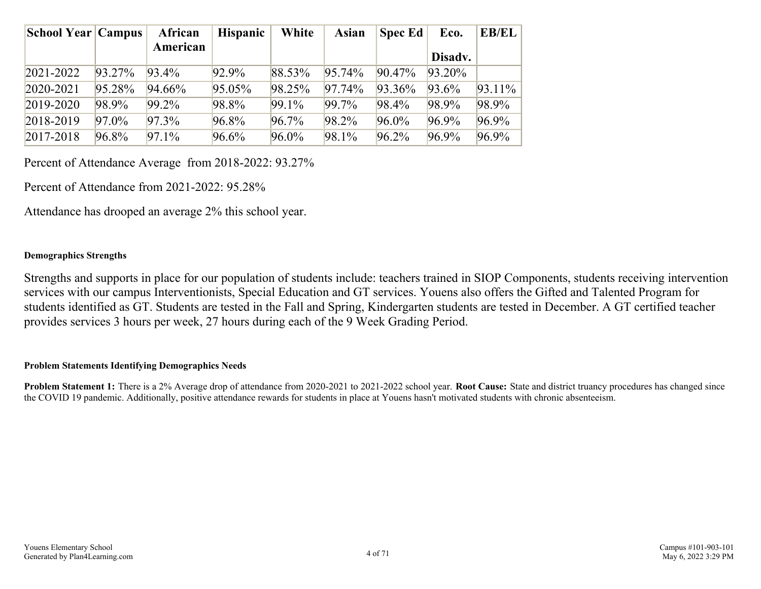| School Year | Campus | African American | Hispanic | White | Asian | Spec Ed | Eco. Disadv. | EB/EL |
|---|---|---|---|---|---|---|---|---|
| 2021-2022 | 93.27% | 93.4% | 92.9% | 88.53% | 95.74% | 90.47% | 93.20% | |
| 2020-2021 | 95.28% | 94.66% | 95.05% | 98.25% | 97.74% | 93.36% | 93.6% | 93.11% |
| 2019-2020 | 98.9% | 99.2% | 98.8% | 99.1% | 99.7% | 98.4% | 98.9% | 98.9% |
| 2018-2019 | 97.0% | 97.3% | 96.8% | 96.7% | 98.2% | 96.0% | 96.9% | 96.9% |
| 2017-2018 | 96.8% | 97.1% | 96.6% | 96.0% | 98.1% | 96.2% | 96.9% | 96.9% |

Percent of Attendance Average from 2018-2022: 93.27%

Percent of Attendance from 2021-2022: 95.28%

Attendance has drooped an average 2% this school year.

#### Demographics Strengths

Strengths and supports in place for our population of students include: teachers trained in SIOP Components, students receiving intervention services with our campus Interventionists, Special Education and GT services. Youens also offers the Gifted and Talented Program for students identified as GT. Students are tested in the Fall and Spring, Kindergarten students are tested in December. A GT certified teacher provides services 3 hours per week, 27 hours during each of the 9 Week Grading Period.

#### Problem Statements Identifying Demographics Needs

**Problem Statement 1:** There is a 2% Average drop of attendance from 2020-2021 to 2021-2022 school year. **Root Cause:** State and district truancy procedures has changed since the COVID 19 pandemic. Additionally, positive attendance rewards for students in place at Youens hasn't motivated students with chronic absenteeism.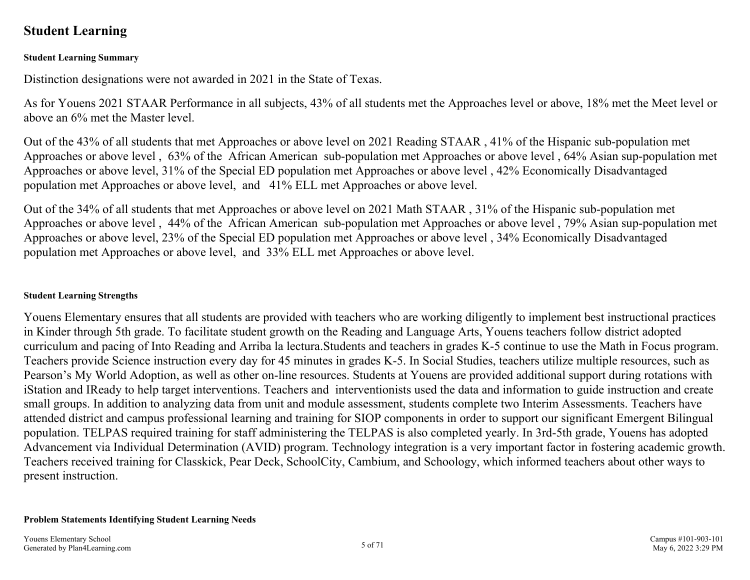## Student Learning

### Student Learning Summary

Distinction designations were not awarded in 2021 in the State of Texas.

As for Youens 2021 STAAR Performance in all subjects, 43% of all students met the Approaches level or above, 18% met the Meet level or above an 6% met the Master level.

Out of the 43% of all students that met Approaches or above level on 2021 Reading STAAR , 41% of the Hispanic sub-population met Approaches or above level , 63% of the African American sub-population met Approaches or above level , 64% Asian sup-population met Approaches or above level, 31% of the Special ED population met Approaches or above level , 42% Economically Disadvantaged population met Approaches or above level, and 41% ELL met Approaches or above level.

Out of the 34% of all students that met Approaches or above level on 2021 Math STAAR , 31% of the Hispanic sub-population met Approaches or above level , 44% of the African American sub-population met Approaches or above level , 79% Asian sup-population met Approaches or above level, 23% of the Special ED population met Approaches or above level , 34% Economically Disadvantaged population met Approaches or above level, and 33% ELL met Approaches or above level.

### Student Learning Strengths

Youens Elementary ensures that all students are provided with teachers who are working diligently to implement best instructional practices in Kinder through 5th grade. To facilitate student growth on the Reading and Language Arts, Youens teachers follow district adopted curriculum and pacing of Into Reading and Arriba la lectura.Students and teachers in grades K-5 continue to use the Math in Focus program. Teachers provide Science instruction every day for 45 minutes in grades K-5. In Social Studies, teachers utilize multiple resources, such as Pearson's My World Adoption, as well as other on-line resources. Students at Youens are provided additional support during rotations with iStation and IReady to help target interventions. Teachers and interventionists used the data and information to guide instruction and create small groups. In addition to analyzing data from unit and module assessment, students complete two Interim Assessments. Teachers have attended district and campus professional learning and training for SIOP components in order to support our significant Emergent Bilingual population. TELPAS required training for staff administering the TELPAS is also completed yearly. In 3rd-5th grade, Youens has adopted Advancement via Individual Determination (AVID) program. Technology integration is a very important factor in fostering academic growth. Teachers received training for Classkick, Pear Deck, SchoolCity, Cambium, and Schoology, which informed teachers about other ways to present instruction.

### Problem Statements Identifying Student Learning Needs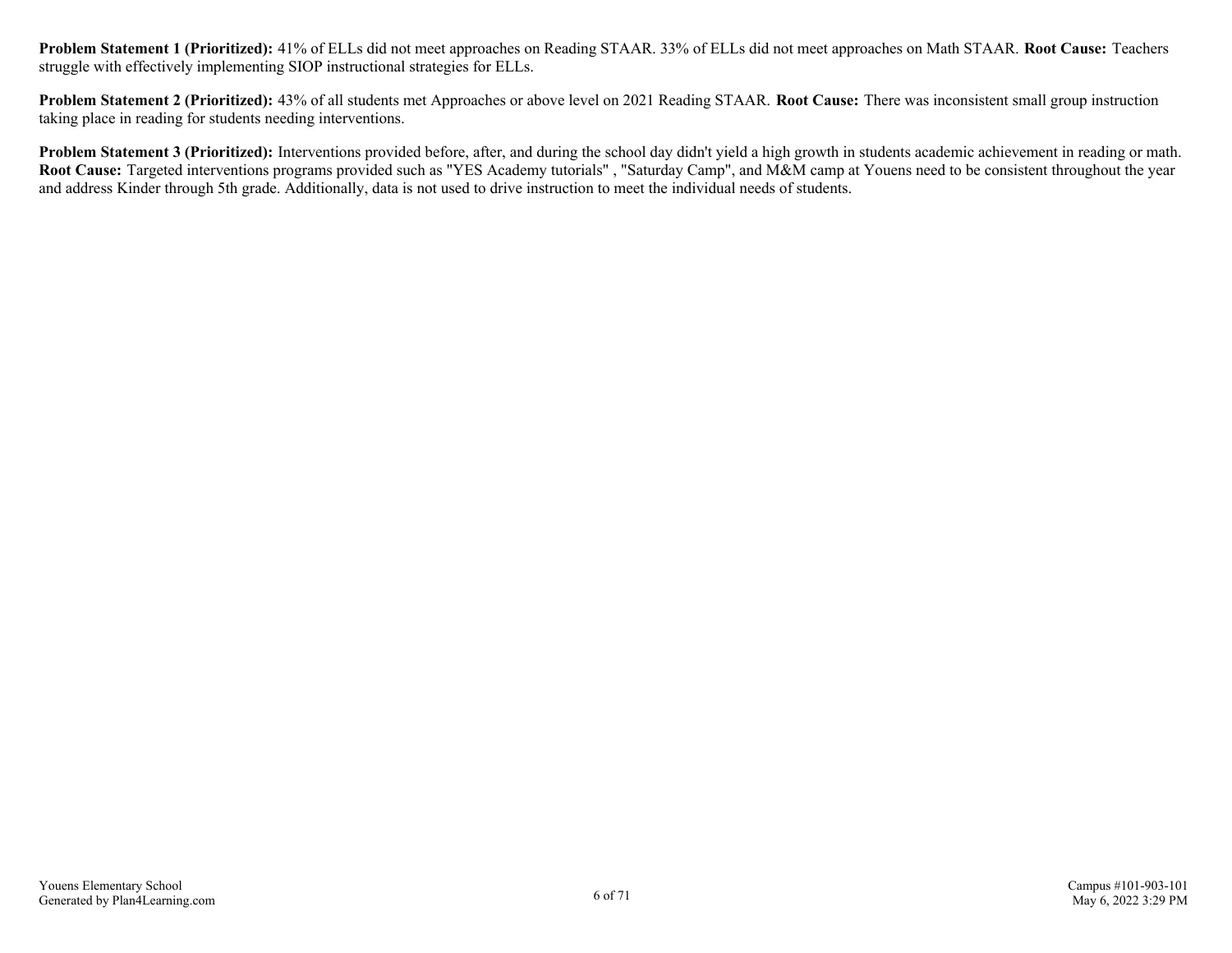**Problem Statement 1 (Prioritized):** 41% of ELLs did not meet approaches on Reading STAAR. 33% of ELLs did not meet approaches on Math STAAR. **Root Cause:** Teachers struggle with effectively implementing SIOP instructional strategies for ELLs.

**Problem Statement 2 (Prioritized):** 43% of all students met Approaches or above level on 2021 Reading STAAR. **Root Cause:** There was inconsistent small group instruction taking place in reading for students needing interventions.

**Problem Statement 3 (Prioritized):** Interventions provided before, after, and during the school day didn't yield a high growth in students academic achievement in reading or math. **Root Cause:** Targeted interventions programs provided such as "YES Academy tutorials" , "Saturday Camp", and M&M camp at Youens need to be consistent throughout the year and address Kinder through 5th grade. Additionally, data is not used to drive instruction to meet the individual needs of students.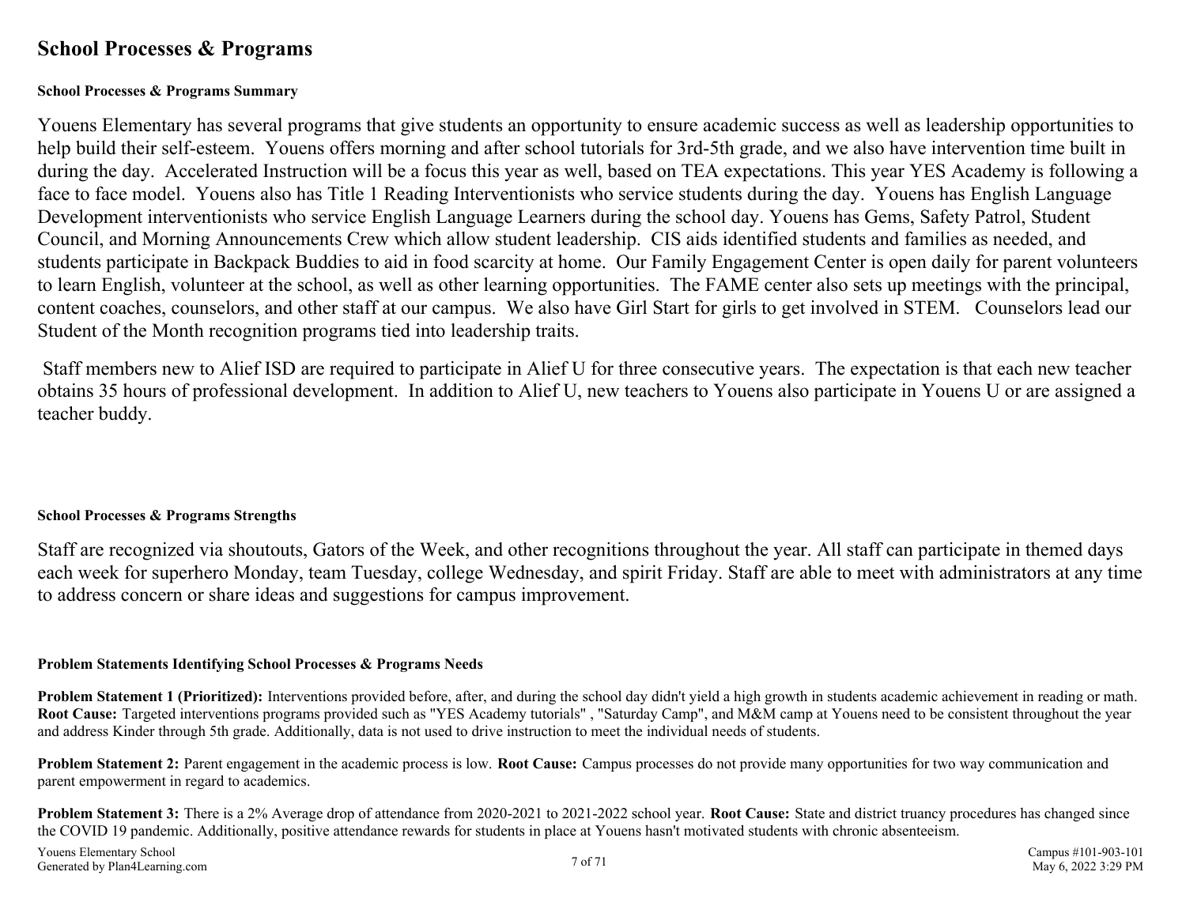## School Processes & Programs

### School Processes & Programs Summary

Youens Elementary has several programs that give students an opportunity to ensure academic success as well as leadership opportunities to help build their self-esteem. Youens offers morning and after school tutorials for 3rd-5th grade, and we also have intervention time built in during the day. Accelerated Instruction will be a focus this year as well, based on TEA expectations. This year YES Academy is following a face to face model. Youens also has Title 1 Reading Interventionists who service students during the day. Youens has English Language Development interventionists who service English Language Learners during the school day. Youens has Gems, Safety Patrol, Student Council, and Morning Announcements Crew which allow student leadership. CIS aids identified students and families as needed, and students participate in Backpack Buddies to aid in food scarcity at home. Our Family Engagement Center is open daily for parent volunteers to learn English, volunteer at the school, as well as other learning opportunities. The FAME center also sets up meetings with the principal, content coaches, counselors, and other staff at our campus. We also have Girl Start for girls to get involved in STEM. Counselors lead our Student of the Month recognition programs tied into leadership traits.

Staff members new to Alief ISD are required to participate in Alief U for three consecutive years. The expectation is that each new teacher obtains 35 hours of professional development. In addition to Alief U, new teachers to Youens also participate in Youens U or are assigned a teacher buddy.

### School Processes & Programs Strengths

Staff are recognized via shoutouts, Gators of the Week, and other recognitions throughout the year. All staff can participate in themed days each week for superhero Monday, team Tuesday, college Wednesday, and spirit Friday. Staff are able to meet with administrators at any time to address concern or share ideas and suggestions for campus improvement.

### Problem Statements Identifying School Processes & Programs Needs

**Problem Statement 1 (Prioritized):** Interventions provided before, after, and during the school day didn't yield a high growth in students academic achievement in reading or math. **Root Cause:** Targeted interventions programs provided such as "YES Academy tutorials" , "Saturday Camp", and M&M camp at Youens need to be consistent throughout the year and address Kinder through 5th grade. Additionally, data is not used to drive instruction to meet the individual needs of students.

**Problem Statement 2:** Parent engagement in the academic process is low. **Root Cause:** Campus processes do not provide many opportunities for two way communication and parent empowerment in regard to academics.

**Problem Statement 3:** There is a 2% Average drop of attendance from 2020-2021 to 2021-2022 school year. **Root Cause:** State and district truancy procedures has changed since the COVID 19 pandemic. Additionally, positive attendance rewards for students in place at Youens hasn't motivated students with chronic absenteeism.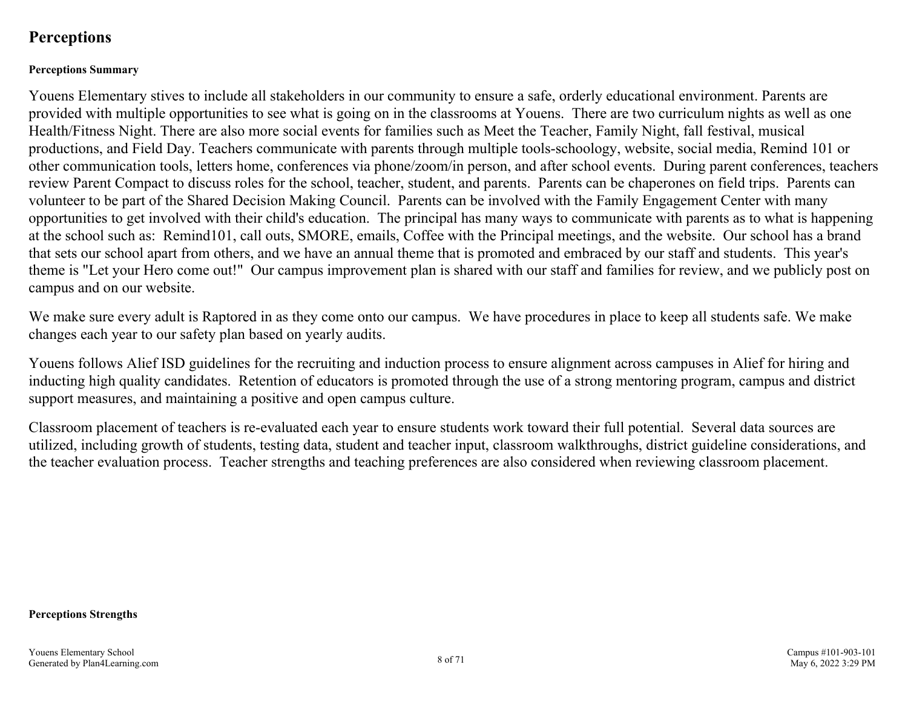# Perceptions

### Perceptions Summary

Youens Elementary stives to include all stakeholders in our community to ensure a safe, orderly educational environment. Parents are provided with multiple opportunities to see what is going on in the classrooms at Youens. There are two curriculum nights as well as one Health/Fitness Night. There are also more social events for families such as Meet the Teacher, Family Night, fall festival, musical productions, and Field Day. Teachers communicate with parents through multiple tools-schoology, website, social media, Remind 101 or other communication tools, letters home, conferences via phone/zoom/in person, and after school events. During parent conferences, teachers review Parent Compact to discuss roles for the school, teacher, student, and parents. Parents can be chaperones on field trips. Parents can volunteer to be part of the Shared Decision Making Council. Parents can be involved with the Family Engagement Center with many opportunities to get involved with their child's education. The principal has many ways to communicate with parents as to what is happening at the school such as: Remind101, call outs, SMORE, emails, Coffee with the Principal meetings, and the website. Our school has a brand that sets our school apart from others, and we have an annual theme that is promoted and embraced by our staff and students. This year's theme is "Let your Hero come out!" Our campus improvement plan is shared with our staff and families for review, and we publicly post on campus and on our website.

We make sure every adult is Raptored in as they come onto our campus. We have procedures in place to keep all students safe. We make changes each year to our safety plan based on yearly audits.

Youens follows Alief ISD guidelines for the recruiting and induction process to ensure alignment across campuses in Alief for hiring and inducting high quality candidates. Retention of educators is promoted through the use of a strong mentoring program, campus and district support measures, and maintaining a positive and open campus culture.

Classroom placement of teachers is re-evaluated each year to ensure students work toward their full potential. Several data sources are utilized, including growth of students, testing data, student and teacher input, classroom walkthroughs, district guideline considerations, and the teacher evaluation process. Teacher strengths and teaching preferences are also considered when reviewing classroom placement.

### Perceptions Strengths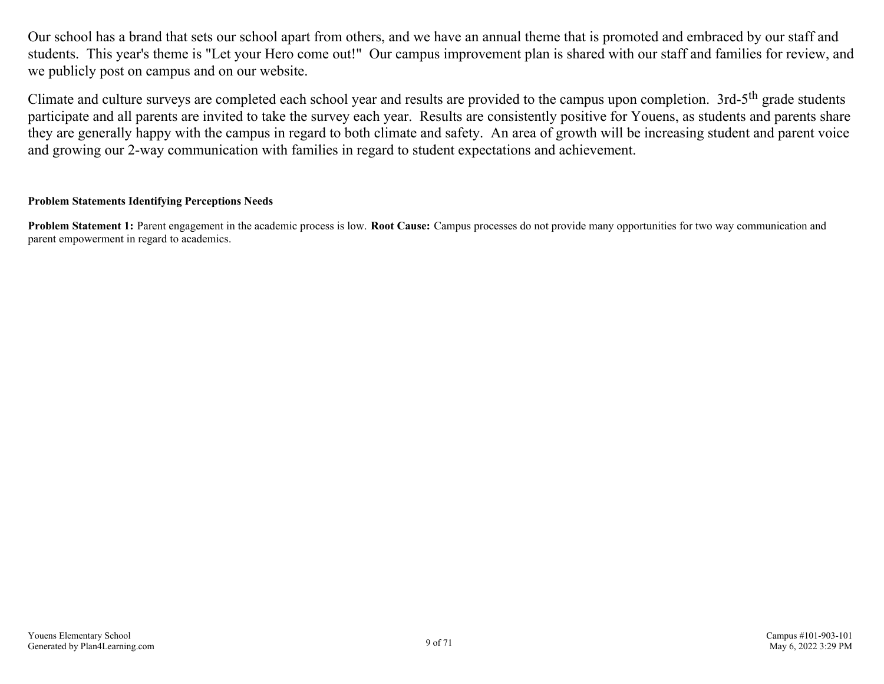Our school has a brand that sets our school apart from others, and we have an annual theme that is promoted and embraced by our staff and students. This year's theme is "Let your Hero come out!" Our campus improvement plan is shared with our staff and families for review, and we publicly post on campus and on our website.

Climate and culture surveys are completed each school year and results are provided to the campus upon completion. 3rd-5th grade students participate and all parents are invited to take the survey each year. Results are consistently positive for Youens, as students and parents share they are generally happy with the campus in regard to both climate and safety. An area of growth will be increasing student and parent voice and growing our 2-way communication with families in regard to student expectations and achievement.

**Problem Statements Identifying Perceptions Needs**

**Problem Statement 1:** Parent engagement in the academic process is low. **Root Cause:** Campus processes do not provide many opportunities for two way communication and parent empowerment in regard to academics.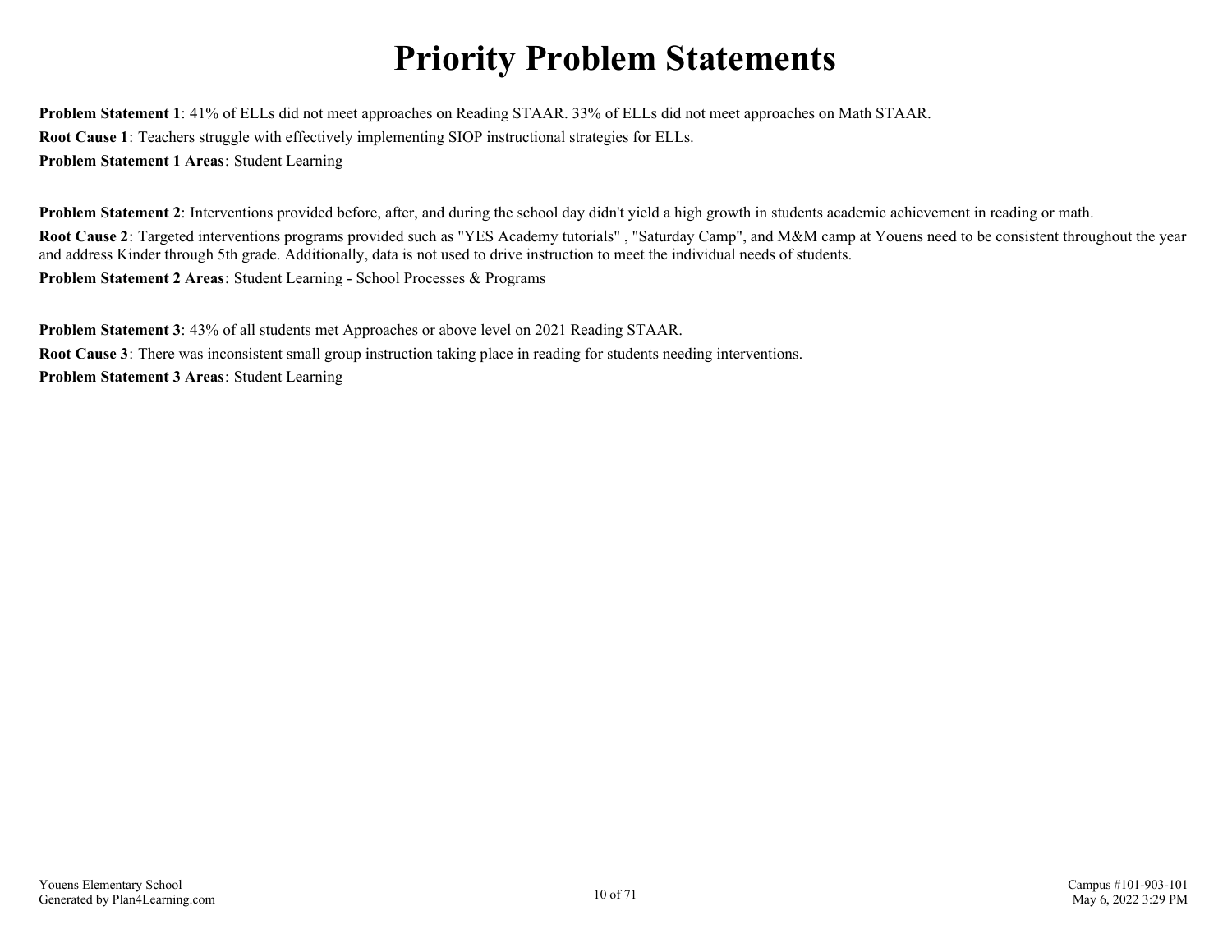# Priority Problem Statements

**Problem Statement 1**: 41% of ELLs did not meet approaches on Reading STAAR. 33% of ELLs did not meet approaches on Math STAAR.

**Root Cause 1**: Teachers struggle with effectively implementing SIOP instructional strategies for ELLs.

**Problem Statement 1 Areas**: Student Learning

**Problem Statement 2**: Interventions provided before, after, and during the school day didn't yield a high growth in students academic achievement in reading or math.

**Root Cause 2**: Targeted interventions programs provided such as "YES Academy tutorials" , "Saturday Camp", and M&M camp at Youens need to be consistent throughout the year and address Kinder through 5th grade. Additionally, data is not used to drive instruction to meet the individual needs of students.

**Problem Statement 2 Areas**: Student Learning - School Processes & Programs

**Problem Statement 3**: 43% of all students met Approaches or above level on 2021 Reading STAAR.

**Root Cause 3**: There was inconsistent small group instruction taking place in reading for students needing interventions.

**Problem Statement 3 Areas**: Student Learning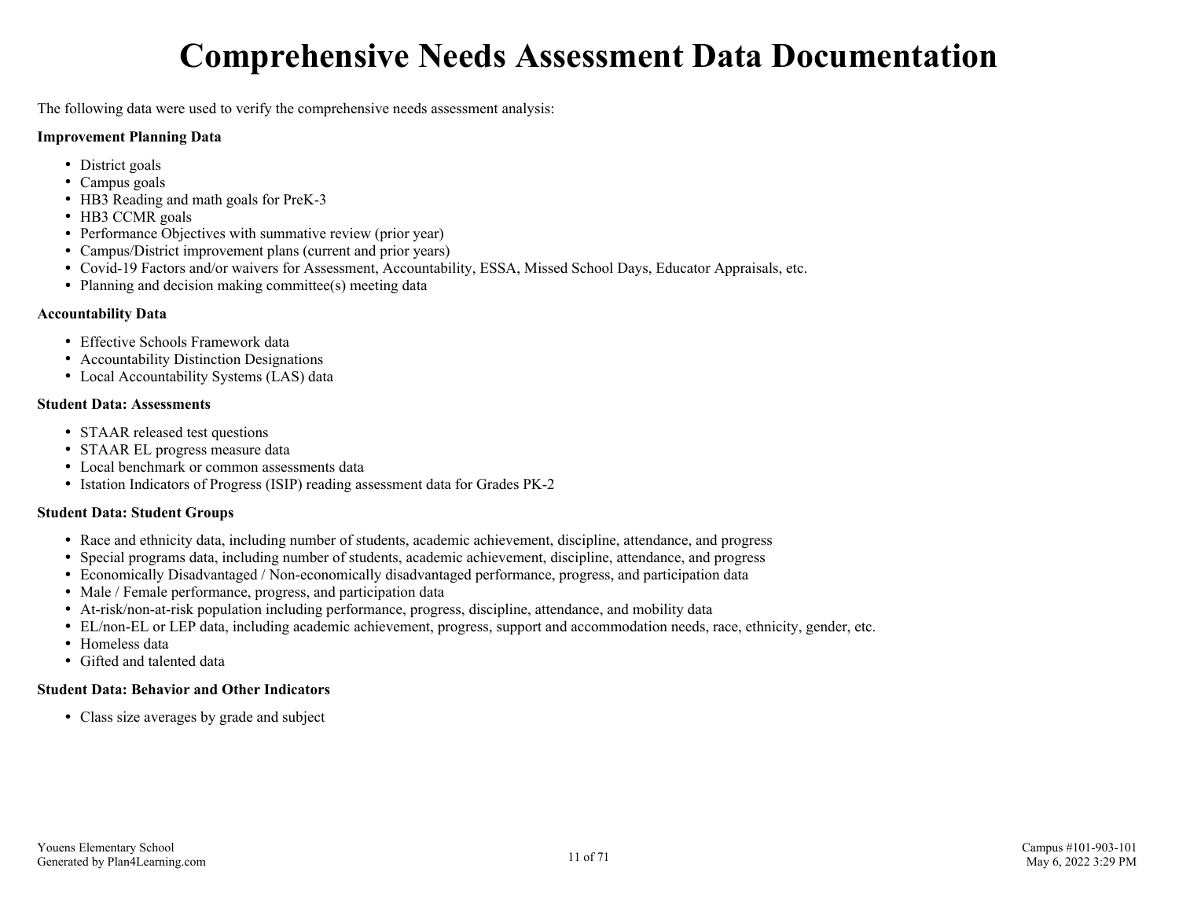# Comprehensive Needs Assessment Data Documentation

The following data were used to verify the comprehensive needs assessment analysis:

**Improvement Planning Data**

- District goals
- Campus goals
- HB3 Reading and math goals for PreK-3
- HB3 CCMR goals
- Performance Objectives with summative review (prior year)
- Campus/District improvement plans (current and prior years)
- Covid-19 Factors and/or waivers for Assessment, Accountability, ESSA, Missed School Days, Educator Appraisals, etc.
- Planning and decision making committee(s) meeting data

**Accountability Data**

- Effective Schools Framework data
- Accountability Distinction Designations
- Local Accountability Systems (LAS) data

**Student Data: Assessments**

- STAAR released test questions
- STAAR EL progress measure data
- Local benchmark or common assessments data
- Istation Indicators of Progress (ISIP) reading assessment data for Grades PK-2

**Student Data: Student Groups**

- Race and ethnicity data, including number of students, academic achievement, discipline, attendance, and progress
- Special programs data, including number of students, academic achievement, discipline, attendance, and progress
- Economically Disadvantaged / Non-economically disadvantaged performance, progress, and participation data
- Male / Female performance, progress, and participation data
- At-risk/non-at-risk population including performance, progress, discipline, attendance, and mobility data
- EL/non-EL or LEP data, including academic achievement, progress, support and accommodation needs, race, ethnicity, gender, etc.
- Homeless data
- Gifted and talented data

**Student Data: Behavior and Other Indicators**

- Class size averages by grade and subject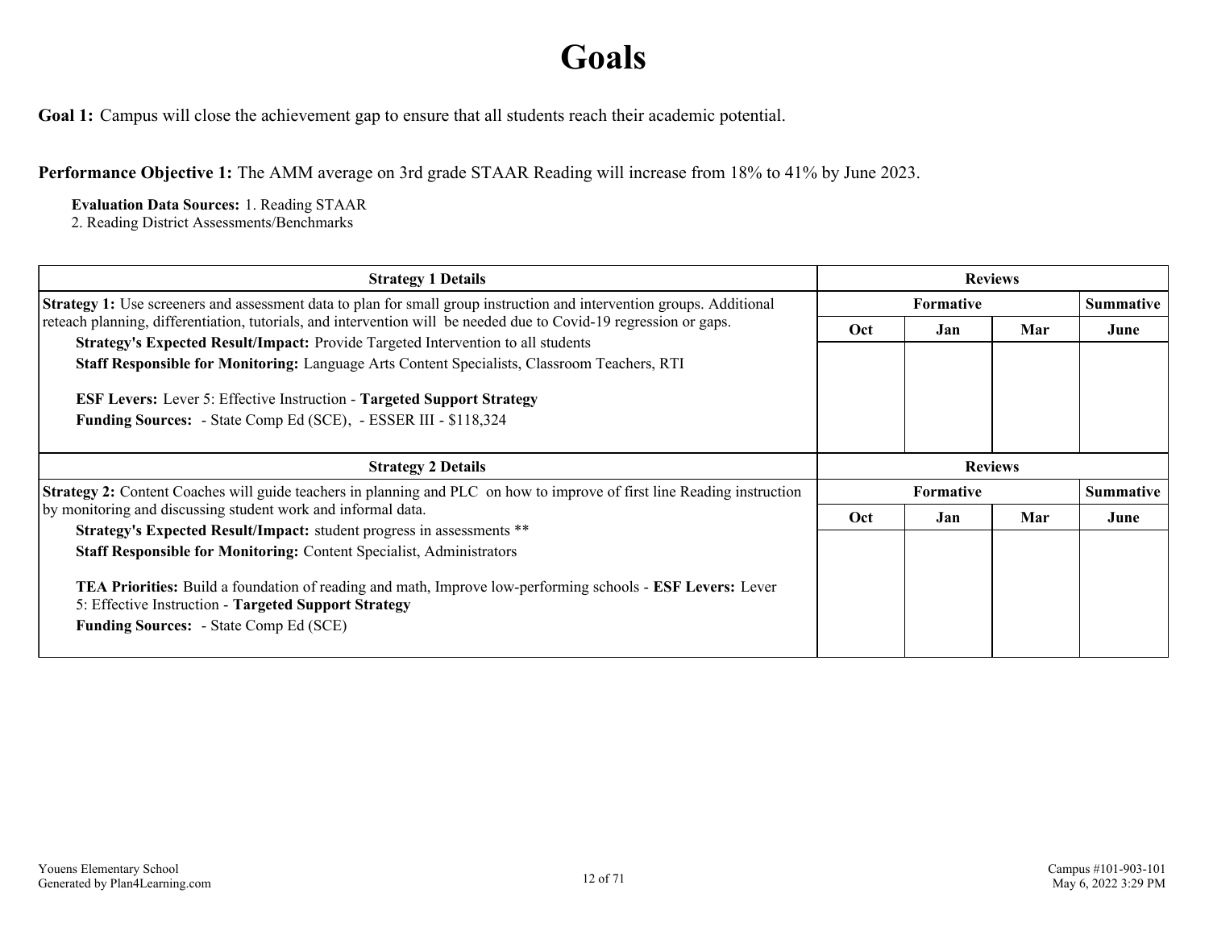# Goals

**Goal 1:** Campus will close the achievement gap to ensure that all students reach their academic potential.

**Performance Objective 1:** The AMM average on 3rd grade STAAR Reading will increase from 18% to 41% by June 2023.

**Evaluation Data Sources:** 1. Reading STAAR
2. Reading District Assessments/Benchmarks

| Strategy 1 Details | Reviews | | | |
|---|---|---|---|---|
| | Formative | | | Summative |
| | Oct | Jan | Mar | June |
| **Strategy 1:** Use screeners and assessment data to plan for small group instruction and intervention groups. Additional reteach planning, differentiation, tutorials, and intervention will be needed due to Covid-19 regression or gaps.<br>**Strategy's Expected Result/Impact:** Provide Targeted Intervention to all students<br>**Staff Responsible for Monitoring:** Language Arts Content Specialists, Classroom Teachers, RTI<br><br>**ESF Levers:** Lever 5: Effective Instruction - **Targeted Support Strategy**<br>**Funding Sources:** - State Comp Ed (SCE), - ESSER III - $118,324 | | | | |

| Strategy 2 Details | Reviews | | | |
|---|---|---|---|---|
| | Formative | | | Summative |
| | Oct | Jan | Mar | June |
| **Strategy 2:** Content Coaches will guide teachers in planning and PLC on how to improve of first line Reading instruction by monitoring and discussing student work and informal data.<br>**Strategy's Expected Result/Impact:** student progress in assessments **<br>**Staff Responsible for Monitoring:** Content Specialist, Administrators<br><br>**TEA Priorities:** Build a foundation of reading and math, Improve low-performing schools - **ESF Levers:** Lever 5: Effective Instruction - **Targeted Support Strategy**<br>**Funding Sources:** - State Comp Ed (SCE) | | | | |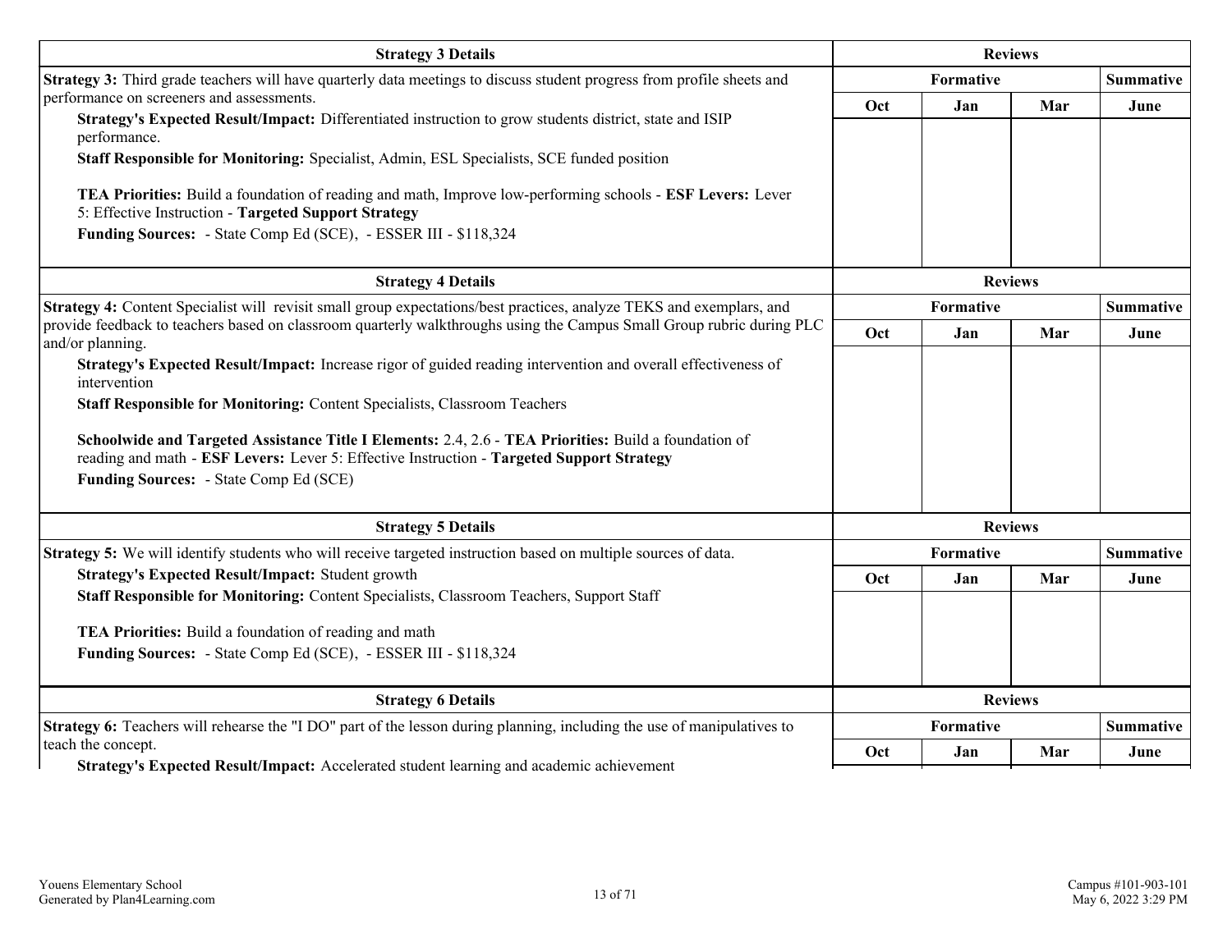| Strategy 3 Details | Reviews | | | |
|---|---|---|---|---|
| | Formative | | | Summative |
| | Oct | Jan | Mar | June |
| **Strategy 3:** Third grade teachers will have quarterly data meetings to discuss student progress from profile sheets and performance on screeners and assessments.<br>**Strategy's Expected Result/Impact:** Differentiated instruction to grow students district, state and ISIP performance.<br>**Staff Responsible for Monitoring:** Specialist, Admin, ESL Specialists, SCE funded position<br><br>**TEA Priorities:** Build a foundation of reading and math, Improve low-performing schools - **ESF Levers:** Lever 5: Effective Instruction - **Targeted Support Strategy**<br>**Funding Sources:** - State Comp Ed (SCE), - ESSER III - $118,324 | | | | |

| Strategy 4 Details | Reviews | | | |
|---|---|---|---|---|
| | Formative | | | Summative |
| | Oct | Jan | Mar | June |
| **Strategy 4:** Content Specialist will revisit small group expectations/best practices, analyze TEKS and exemplars, and provide feedback to teachers based on classroom quarterly walkthroughs using the Campus Small Group rubric during PLC and/or planning.<br>**Strategy's Expected Result/Impact:** Increase rigor of guided reading intervention and overall effectiveness of intervention<br>**Staff Responsible for Monitoring:** Content Specialists, Classroom Teachers<br><br>**Schoolwide and Targeted Assistance Title I Elements:** 2.4, 2.6 - **TEA Priorities:** Build a foundation of reading and math - **ESF Levers:** Lever 5: Effective Instruction - **Targeted Support Strategy**<br>**Funding Sources:** - State Comp Ed (SCE) | | | | |

| Strategy 5 Details | Reviews | | | |
|---|---|---|---|---|
| | Formative | | | Summative |
| | Oct | Jan | Mar | June |
| **Strategy 5:** We will identify students who will receive targeted instruction based on multiple sources of data.<br>**Strategy's Expected Result/Impact:** Student growth<br>**Staff Responsible for Monitoring:** Content Specialists, Classroom Teachers, Support Staff<br><br>**TEA Priorities:** Build a foundation of reading and math<br>**Funding Sources:** - State Comp Ed (SCE), - ESSER III - $118,324 | | | | |

| Strategy 6 Details | Reviews | | | |
|---|---|---|---|---|
| | Formative | | | Summative |
| | Oct | Jan | Mar | June |
| **Strategy 6:** Teachers will rehearse the "I DO" part of the lesson during planning, including the use of manipulatives to teach the concept.<br>**Strategy's Expected Result/Impact:** Accelerated student learning and academic achievement | | | | |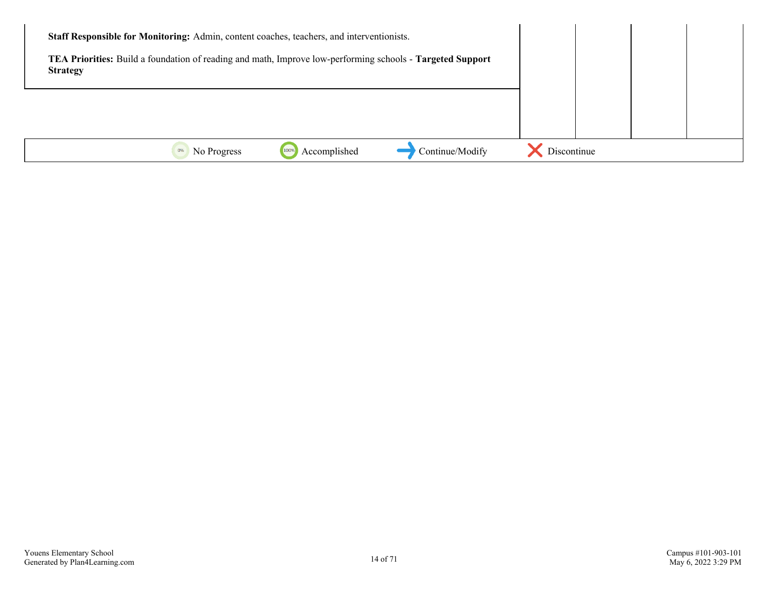**Staff Responsible for Monitoring:** Admin, content coaches, teachers, and interventionists.

**TEA Priorities:** Build a foundation of reading and math, Improve low-performing schools - **Targeted Support Strategy**

0% No Progress | 100% Accomplished | Continue/Modify | Discontinue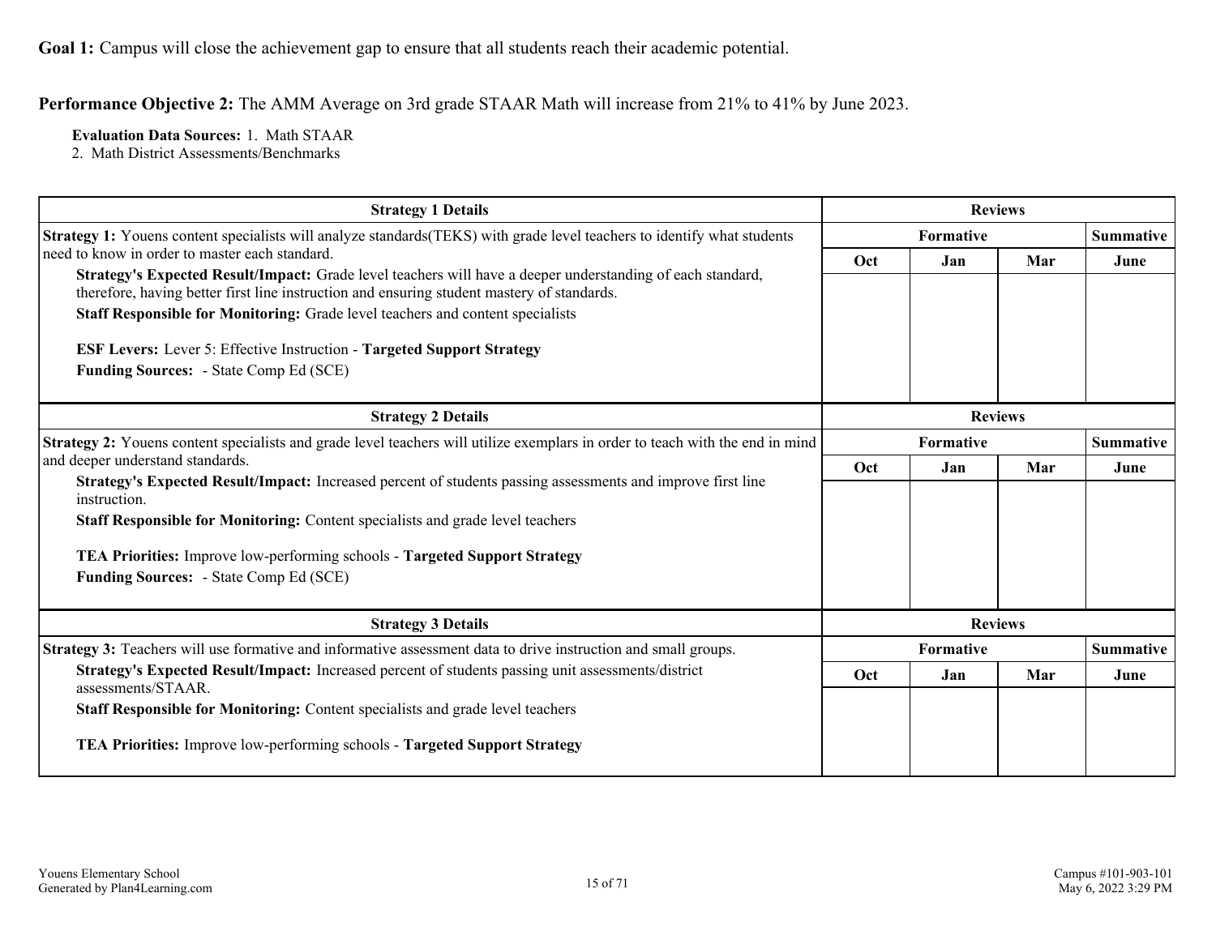**Goal 1:** Campus will close the achievement gap to ensure that all students reach their academic potential.

**Performance Objective 2:** The AMM Average on 3rd grade STAAR Math will increase from 21% to 41% by June 2023.

**Evaluation Data Sources:** 1. Math STAAR
2. Math District Assessments/Benchmarks

| Strategy 1 Details | Reviews | | | |
|---|---|---|---|---|
| | Formative | | | Summative |
| | Oct | Jan | Mar | June |
| **Strategy 1:** Youens content specialists will analyze standards(TEKS) with grade level teachers to identify what students need to know in order to master each standard.<br>**Strategy's Expected Result/Impact:** Grade level teachers will have a deeper understanding of each standard, therefore, having better first line instruction and ensuring student mastery of standards.<br>**Staff Responsible for Monitoring:** Grade level teachers and content specialists<br><br>**ESF Levers:** Lever 5: Effective Instruction - **Targeted Support Strategy**<br>**Funding Sources:** - State Comp Ed (SCE) | | | | |

| Strategy 2 Details | Reviews | | | |
|---|---|---|---|---|
| | Formative | | | Summative |
| | Oct | Jan | Mar | June |
| **Strategy 2:** Youens content specialists and grade level teachers will utilize exemplars in order to teach with the end in mind and deeper understand standards.<br>**Strategy's Expected Result/Impact:** Increased percent of students passing assessments and improve first line instruction.<br>**Staff Responsible for Monitoring:** Content specialists and grade level teachers<br><br>**TEA Priorities:** Improve low-performing schools - **Targeted Support Strategy**<br>**Funding Sources:** - State Comp Ed (SCE) | | | | |

| Strategy 3 Details | Reviews | | | |
|---|---|---|---|---|
| | Formative | | | Summative |
| | Oct | Jan | Mar | June |
| **Strategy 3:** Teachers will use formative and informative assessment data to drive instruction and small groups.<br>**Strategy's Expected Result/Impact:** Increased percent of students passing unit assessments/district assessments/STAAR.<br>**Staff Responsible for Monitoring:** Content specialists and grade level teachers<br><br>**TEA Priorities:** Improve low-performing schools - **Targeted Support Strategy** | | | | |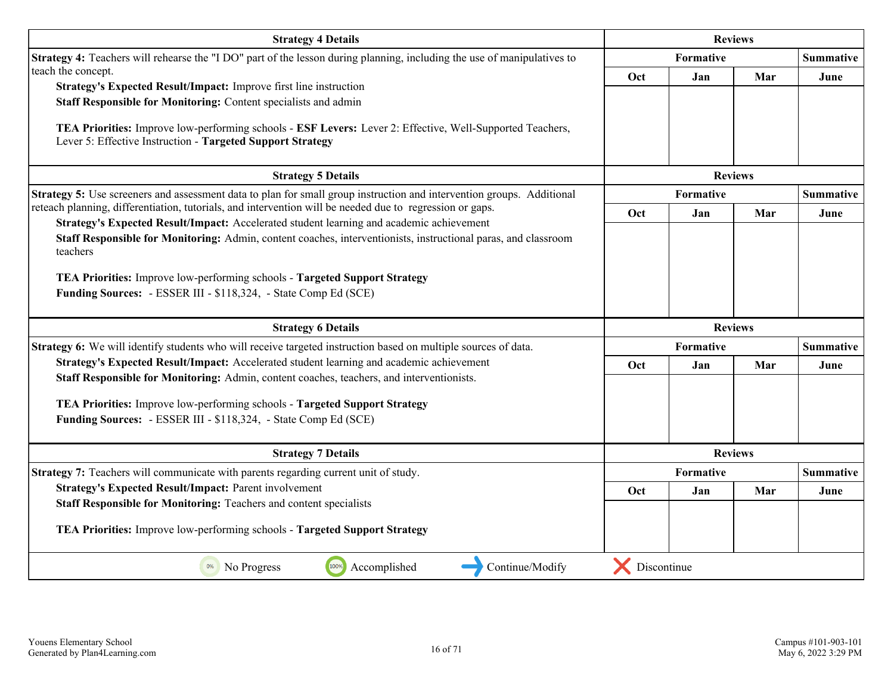| Strategy 4 Details | Reviews | | | |
|---|---|---|---|---|
| **Strategy 4:** Teachers will rehearse the "I DO" part of the lesson during planning, including the use of manipulatives to teach the concept.<br>**Strategy's Expected Result/Impact:** Improve first line instruction<br>**Staff Responsible for Monitoring:** Content specialists and admin<br><br>**TEA Priorities:** Improve low-performing schools - **ESF Levers:** Lever 2: Effective, Well-Supported Teachers, Lever 5: Effective Instruction - **Targeted Support Strategy** | **Formative** | | | **Summative** |
| | Oct | Jan | Mar | June |
| | | | | |

| Strategy 5 Details | Reviews | | | |
|---|---|---|---|---|
| **Strategy 5:** Use screeners and assessment data to plan for small group instruction and intervention groups. Additional reteach planning, differentiation, tutorials, and intervention will be needed due to regression or gaps.<br>**Strategy's Expected Result/Impact:** Accelerated student learning and academic achievement<br>**Staff Responsible for Monitoring:** Admin, content coaches, interventionists, instructional paras, and classroom teachers<br><br>**TEA Priorities:** Improve low-performing schools - **Targeted Support Strategy**<br>**Funding Sources:** - ESSER III - $118,324, - State Comp Ed (SCE) | **Formative** | | | **Summative** |
| | Oct | Jan | Mar | June |
| | | | | |

| Strategy 6 Details | Reviews | | | |
|---|---|---|---|---|
| **Strategy 6:** We will identify students who will receive targeted instruction based on multiple sources of data.<br>**Strategy's Expected Result/Impact:** Accelerated student learning and academic achievement<br>**Staff Responsible for Monitoring:** Admin, content coaches, teachers, and interventionists.<br><br>**TEA Priorities:** Improve low-performing schools - **Targeted Support Strategy**<br>**Funding Sources:** - ESSER III - $118,324, - State Comp Ed (SCE) | **Formative** | | | **Summative** |
| | Oct | Jan | Mar | June |
| | | | | |

| Strategy 7 Details | Reviews | | | |
|---|---|---|---|---|
| **Strategy 7:** Teachers will communicate with parents regarding current unit of study.<br>**Strategy's Expected Result/Impact:** Parent involvement<br>**Staff Responsible for Monitoring:** Teachers and content specialists<br><br>**TEA Priorities:** Improve low-performing schools - **Targeted Support Strategy** | **Formative** | | | **Summative** |
| | Oct | Jan | Mar | June |
| | | | | |

0% No Progress | 100% Accomplished | Continue/Modify | Discontinue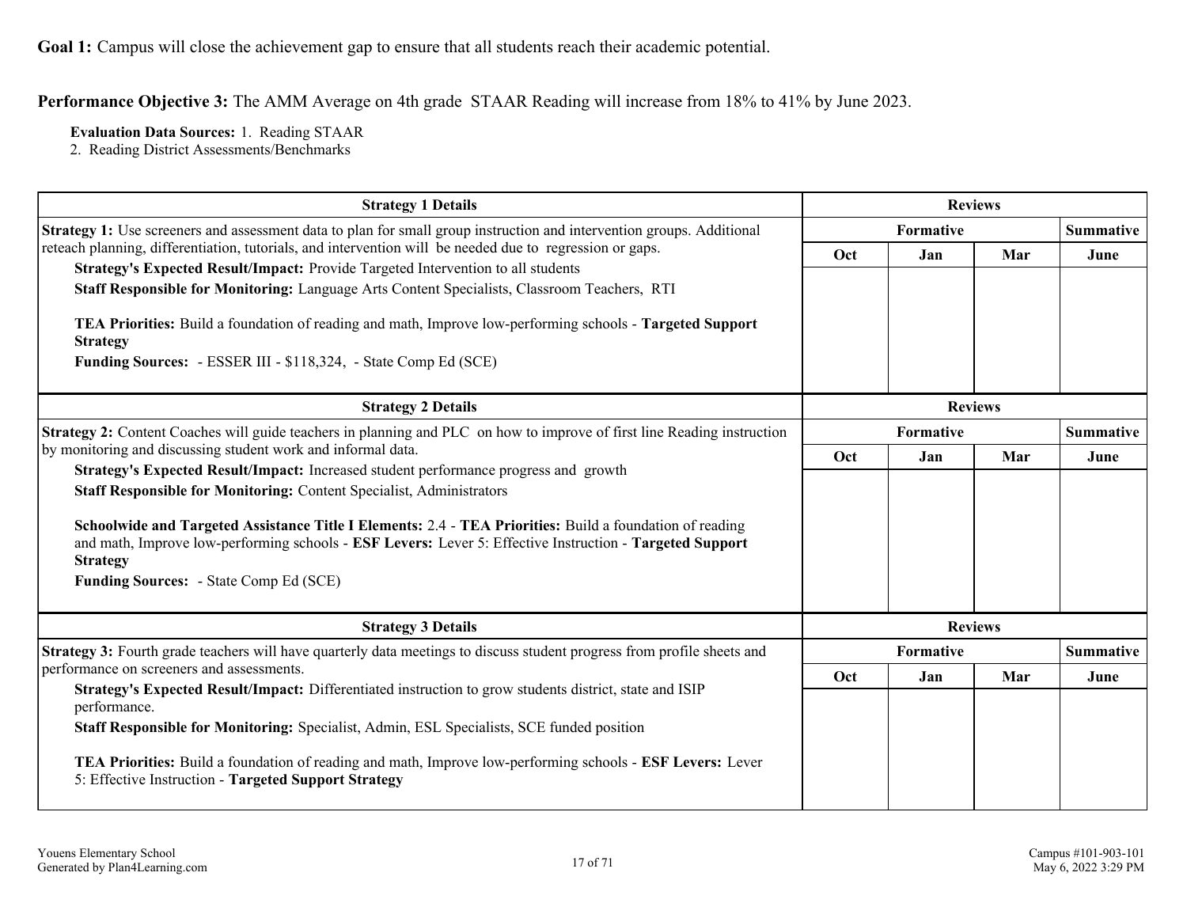**Goal 1:** Campus will close the achievement gap to ensure that all students reach their academic potential.

**Performance Objective 3:** The AMM Average on 4th grade STAAR Reading will increase from 18% to 41% by June 2023.

**Evaluation Data Sources:** 1. Reading STAAR
2. Reading District Assessments/Benchmarks

| Strategy 1 Details | Reviews | | | |
|---|---|---|---|---|
| | Formative | | | Summative |
| | Oct | Jan | Mar | June |
| **Strategy 1:** Use screeners and assessment data to plan for small group instruction and intervention groups. Additional reteach planning, differentiation, tutorials, and intervention will be needed due to regression or gaps.<br>**Strategy's Expected Result/Impact:** Provide Targeted Intervention to all students<br>**Staff Responsible for Monitoring:** Language Arts Content Specialists, Classroom Teachers, RTI<br><br>**TEA Priorities:** Build a foundation of reading and math, Improve low-performing schools - **Targeted Support Strategy**<br>**Funding Sources:** - ESSER III - $118,324, - State Comp Ed (SCE) | | | | |

| Strategy 2 Details | Reviews | | | |
|---|---|---|---|---|
| | Formative | | | Summative |
| | Oct | Jan | Mar | June |
| **Strategy 2:** Content Coaches will guide teachers in planning and PLC on how to improve of first line Reading instruction by monitoring and discussing student work and informal data.<br>**Strategy's Expected Result/Impact:** Increased student performance progress and growth<br>**Staff Responsible for Monitoring:** Content Specialist, Administrators<br><br>**Schoolwide and Targeted Assistance Title I Elements:** 2.4 - **TEA Priorities:** Build a foundation of reading and math, Improve low-performing schools - **ESF Levers:** Lever 5: Effective Instruction - **Targeted Support Strategy**<br>**Funding Sources:** - State Comp Ed (SCE) | | | | |

| Strategy 3 Details | Reviews | | | |
|---|---|---|---|---|
| | Formative | | | Summative |
| | Oct | Jan | Mar | June |
| **Strategy 3:** Fourth grade teachers will have quarterly data meetings to discuss student progress from profile sheets and performance on screeners and assessments.<br>**Strategy's Expected Result/Impact:** Differentiated instruction to grow students district, state and ISIP performance.<br>**Staff Responsible for Monitoring:** Specialist, Admin, ESL Specialists, SCE funded position<br><br>**TEA Priorities:** Build a foundation of reading and math, Improve low-performing schools - **ESF Levers:** Lever 5: Effective Instruction - **Targeted Support Strategy** | | | | |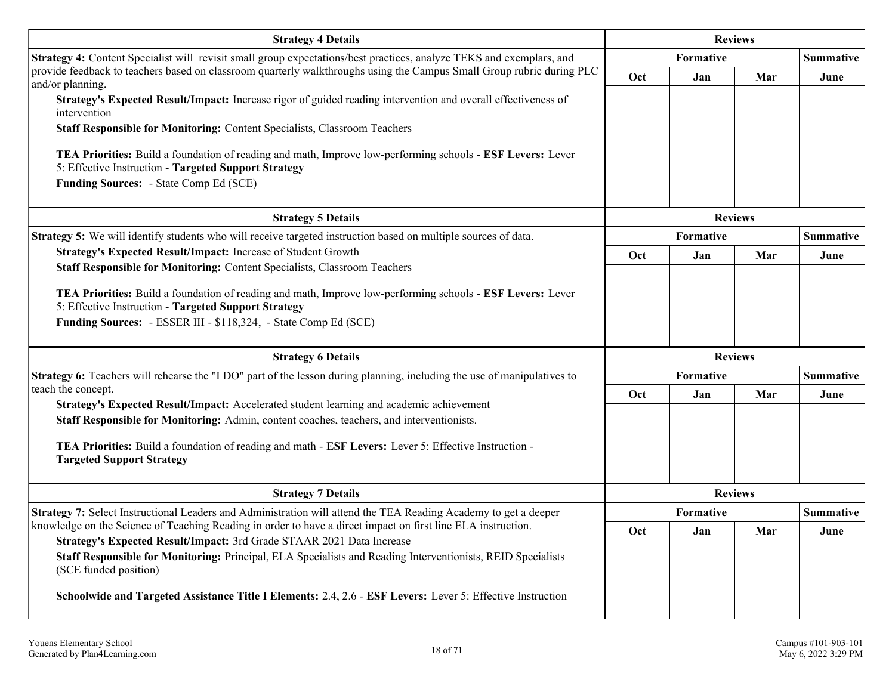| Strategy 4 Details | Reviews | | | |
|---|---|---|---|---|
| **Strategy 4:** Content Specialist will revisit small group expectations/best practices, analyze TEKS and exemplars, and provide feedback to teachers based on classroom quarterly walkthroughs using the Campus Small Group rubric during PLC and/or planning. | Formative | | | Summative |
| **Strategy's Expected Result/Impact:** Increase rigor of guided reading intervention and overall effectiveness of intervention<br>**Staff Responsible for Monitoring:** Content Specialists, Classroom Teachers<br><br>**TEA Priorities:** Build a foundation of reading and math, Improve low-performing schools - **ESF Levers:** Lever 5: Effective Instruction - **Targeted Support Strategy**<br>**Funding Sources:** - State Comp Ed (SCE) | Oct | Jan | Mar | June |

| Strategy 5 Details | Reviews | | | |
|---|---|---|---|---|
| **Strategy 5:** We will identify students who will receive targeted instruction based on multiple sources of data. | Formative | | | Summative |
| **Strategy's Expected Result/Impact:** Increase of Student Growth<br>**Staff Responsible for Monitoring:** Content Specialists, Classroom Teachers<br><br>**TEA Priorities:** Build a foundation of reading and math, Improve low-performing schools - **ESF Levers:** Lever 5: Effective Instruction - **Targeted Support Strategy**<br>**Funding Sources:** - ESSER III - $118,324, - State Comp Ed (SCE) | Oct | Jan | Mar | June |

| Strategy 6 Details | Reviews | | | |
|---|---|---|---|---|
| **Strategy 6:** Teachers will rehearse the "I DO" part of the lesson during planning, including the use of manipulatives to teach the concept. | Formative | | | Summative |
| **Strategy's Expected Result/Impact:** Accelerated student learning and academic achievement<br>**Staff Responsible for Monitoring:** Admin, content coaches, teachers, and interventionists.<br><br>**TEA Priorities:** Build a foundation of reading and math - **ESF Levers:** Lever 5: Effective Instruction - **Targeted Support Strategy** | Oct | Jan | Mar | June |

| Strategy 7 Details | Reviews | | | |
|---|---|---|---|---|
| **Strategy 7:** Select Instructional Leaders and Administration will attend the TEA Reading Academy to get a deeper knowledge on the Science of Teaching Reading in order to have a direct impact on first line ELA instruction. | Formative | | | Summative |
| **Strategy's Expected Result/Impact:** 3rd Grade STAAR 2021 Data Increase<br>**Staff Responsible for Monitoring:** Principal, ELA Specialists and Reading Interventionists, REID Specialists (SCE funded position)<br><br>**Schoolwide and Targeted Assistance Title I Elements:** 2.4, 2.6 - **ESF Levers:** Lever 5: Effective Instruction | Oct | Jan | Mar | June |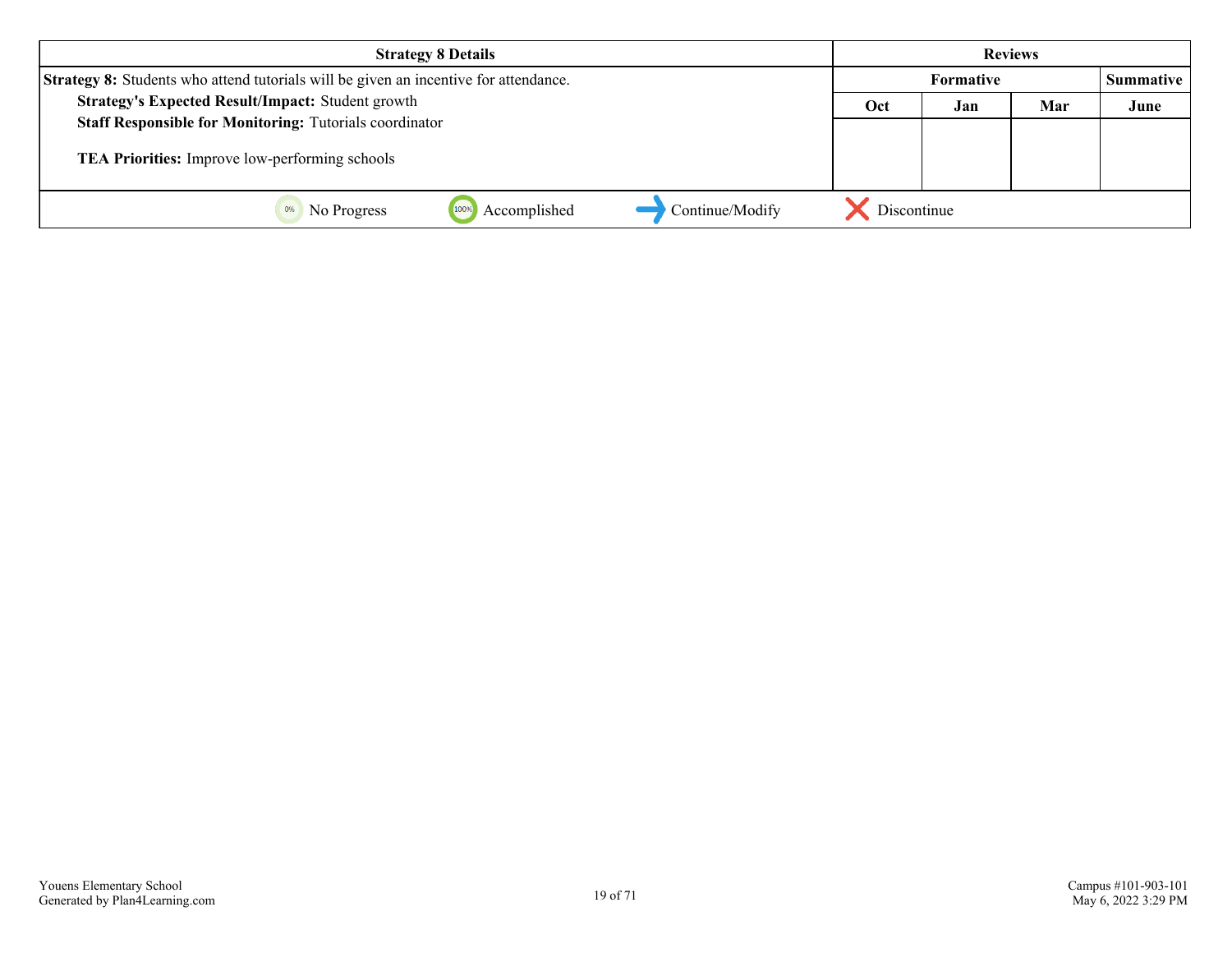| Strategy 8 Details | Reviews | | | |
|---|---|---|---|---|
| | Formative | | | Summative |
| **Strategy 8:** Students who attend tutorials will be given an incentive for attendance.<br>**Strategy's Expected Result/Impact:** Student growth<br>**Staff Responsible for Monitoring:** Tutorials coordinator<br><br>**TEA Priorities:** Improve low-performing schools | Oct | Jan | Mar | June |
| | | | | |

0% No Progress &nbsp;&nbsp; 100% Accomplished &nbsp;&nbsp; Continue/Modify &nbsp;&nbsp; Discontinue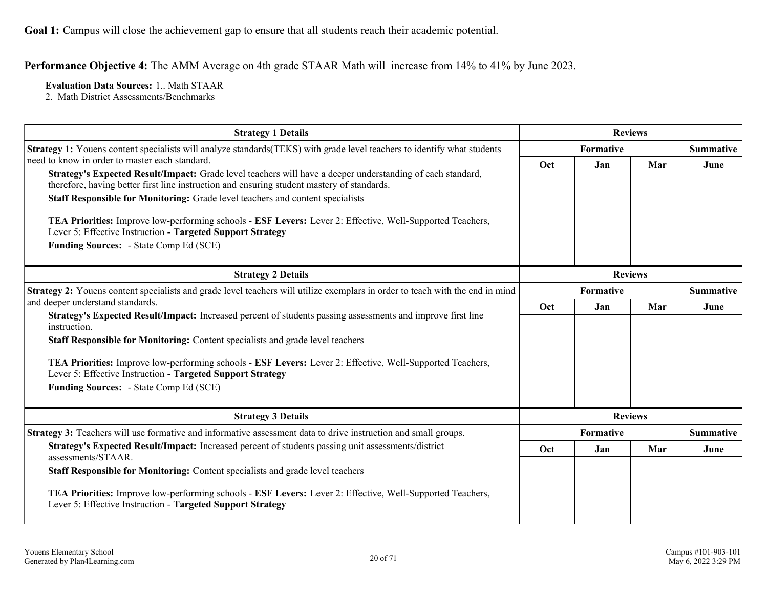**Goal 1:** Campus will close the achievement gap to ensure that all students reach their academic potential.

**Performance Objective 4:** The AMM Average on 4th grade STAAR Math will increase from 14% to 41% by June 2023.

**Evaluation Data Sources:** 1.. Math STAAR
2. Math District Assessments/Benchmarks

| Strategy 1 Details | Reviews | | | |
|---|---|---|---|---|
| | Formative | | | Summative |
| | Oct | Jan | Mar | June |
| **Strategy 1:** Youens content specialists will analyze standards(TEKS) with grade level teachers to identify what students need to know in order to master each standard.<br>**Strategy's Expected Result/Impact:** Grade level teachers will have a deeper understanding of each standard, therefore, having better first line instruction and ensuring student mastery of standards.<br>**Staff Responsible for Monitoring:** Grade level teachers and content specialists<br><br>**TEA Priorities:** Improve low-performing schools - **ESF Levers:** Lever 2: Effective, Well-Supported Teachers, Lever 5: Effective Instruction - **Targeted Support Strategy**<br>**Funding Sources:** - State Comp Ed (SCE) | | | | |

| Strategy 2 Details | Reviews | | | |
|---|---|---|---|---|
| | Formative | | | Summative |
| | Oct | Jan | Mar | June |
| **Strategy 2:** Youens content specialists and grade level teachers will utilize exemplars in order to teach with the end in mind and deeper understand standards.<br>**Strategy's Expected Result/Impact:** Increased percent of students passing assessments and improve first line instruction.<br>**Staff Responsible for Monitoring:** Content specialists and grade level teachers<br><br>**TEA Priorities:** Improve low-performing schools - **ESF Levers:** Lever 2: Effective, Well-Supported Teachers, Lever 5: Effective Instruction - **Targeted Support Strategy**<br>**Funding Sources:** - State Comp Ed (SCE) | | | | |

| Strategy 3 Details | Reviews | | | |
|---|---|---|---|---|
| | Formative | | | Summative |
| | Oct | Jan | Mar | June |
| **Strategy 3:** Teachers will use formative and informative assessment data to drive instruction and small groups.<br>**Strategy's Expected Result/Impact:** Increased percent of students passing unit assessments/district assessments/STAAR.<br>**Staff Responsible for Monitoring:** Content specialists and grade level teachers<br><br>**TEA Priorities:** Improve low-performing schools - **ESF Levers:** Lever 2: Effective, Well-Supported Teachers, Lever 5: Effective Instruction - **Targeted Support Strategy** | | | | |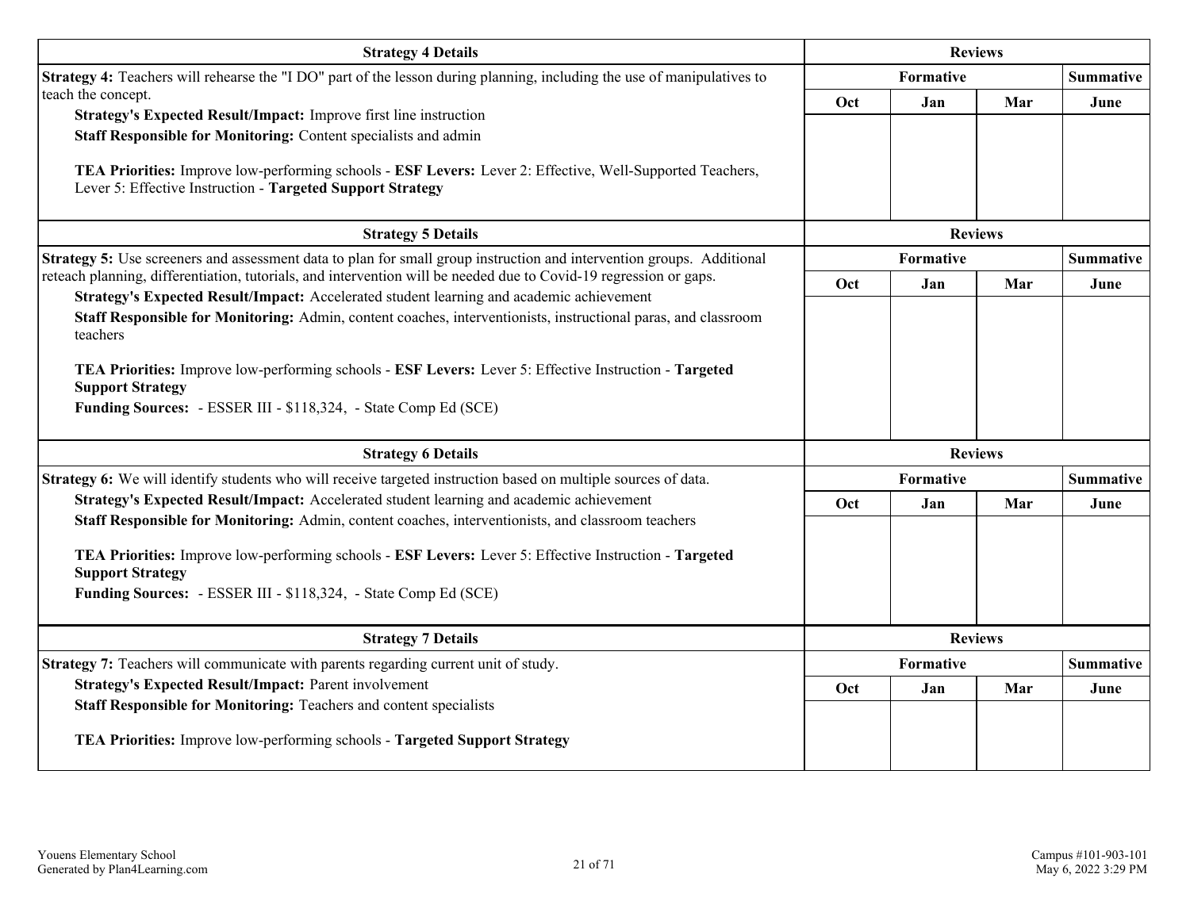| Strategy 4 Details | Reviews | | | |
|---|---|---|---|---|
| **Strategy 4:** Teachers will rehearse the "I DO" part of the lesson during planning, including the use of manipulatives to teach the concept.<br>**Strategy's Expected Result/Impact:** Improve first line instruction<br>**Staff Responsible for Monitoring:** Content specialists and admin<br><br>**TEA Priorities:** Improve low-performing schools - **ESF Levers:** Lever 2: Effective, Well-Supported Teachers, Lever 5: Effective Instruction - **Targeted Support Strategy** | **Formative** | | | **Summative** |
| | **Oct** | **Jan** | **Mar** | **June** |
| | | | | |

| Strategy 5 Details | Reviews | | | |
|---|---|---|---|---|
| **Strategy 5:** Use screeners and assessment data to plan for small group instruction and intervention groups. Additional reteach planning, differentiation, tutorials, and intervention will be needed due to Covid-19 regression or gaps.<br>**Strategy's Expected Result/Impact:** Accelerated student learning and academic achievement<br>**Staff Responsible for Monitoring:** Admin, content coaches, interventionists, instructional paras, and classroom teachers<br><br>**TEA Priorities:** Improve low-performing schools - **ESF Levers:** Lever 5: Effective Instruction - **Targeted Support Strategy**<br>**Funding Sources:** - ESSER III - $118,324, - State Comp Ed (SCE) | **Formative** | | | **Summative** |
| | **Oct** | **Jan** | **Mar** | **June** |
| | | | | |

| Strategy 6 Details | Reviews | | | |
|---|---|---|---|---|
| **Strategy 6:** We will identify students who will receive targeted instruction based on multiple sources of data.<br>**Strategy's Expected Result/Impact:** Accelerated student learning and academic achievement<br>**Staff Responsible for Monitoring:** Admin, content coaches, interventionists, and classroom teachers<br><br>**TEA Priorities:** Improve low-performing schools - **ESF Levers:** Lever 5: Effective Instruction - **Targeted Support Strategy**<br>**Funding Sources:** - ESSER III - $118,324, - State Comp Ed (SCE) | **Formative** | | | **Summative** |
| | **Oct** | **Jan** | **Mar** | **June** |
| | | | | |

| Strategy 7 Details | Reviews | | | |
|---|---|---|---|---|
| **Strategy 7:** Teachers will communicate with parents regarding current unit of study.<br>**Strategy's Expected Result/Impact:** Parent involvement<br>**Staff Responsible for Monitoring:** Teachers and content specialists<br><br>**TEA Priorities:** Improve low-performing schools - **Targeted Support Strategy** | **Formative** | | | **Summative** |
| | **Oct** | **Jan** | **Mar** | **June** |
| | | | | |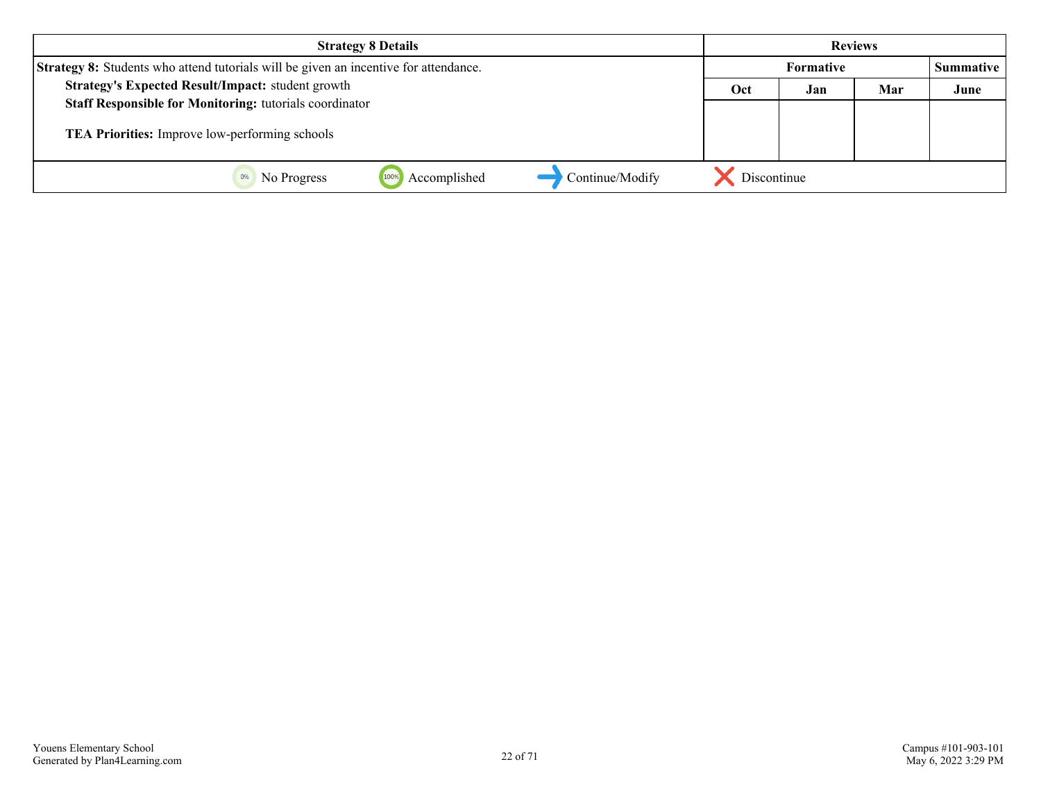| Strategy 8 Details | Reviews | | | |
|---|---|---|---|---|
| | Formative | | | Summative |
| **Strategy 8:** Students who attend tutorials will be given an incentive for attendance.<br>**Strategy's Expected Result/Impact:** student growth<br>**Staff Responsible for Monitoring:** tutorials coordinator<br><br>**TEA Priorities:** Improve low-performing schools | Oct | Jan | Mar | June |
| | | | | |

0% No Progress 100% Accomplished → Continue/Modify ✕ Discontinue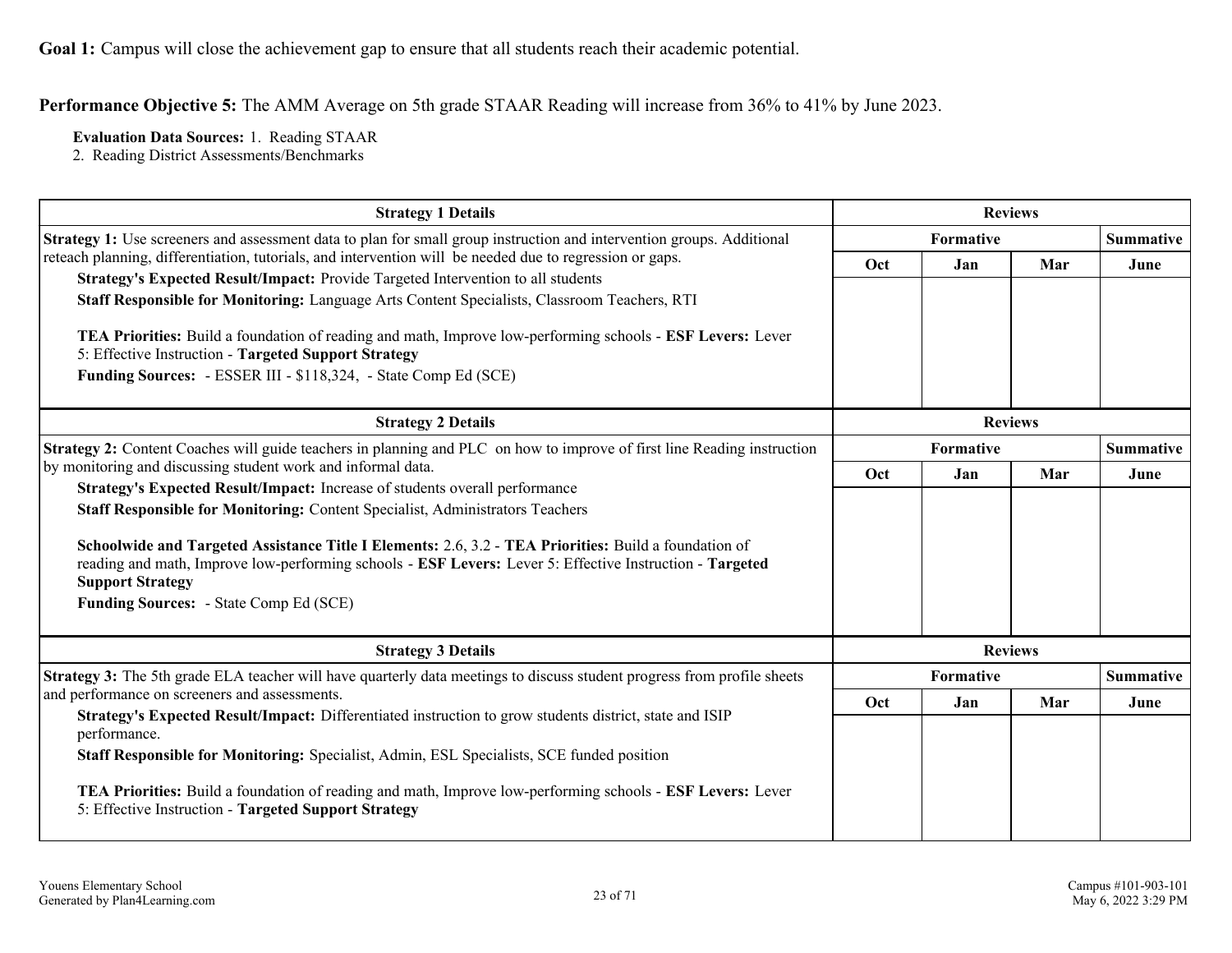**Goal 1:** Campus will close the achievement gap to ensure that all students reach their academic potential.

**Performance Objective 5:** The AMM Average on 5th grade STAAR Reading will increase from 36% to 41% by June 2023.

**Evaluation Data Sources:** 1. Reading STAAR
2. Reading District Assessments/Benchmarks

| Strategy 1 Details | Reviews | | | |
|---|---|---|---|---|
| | Formative | | | Summative |
| | Oct | Jan | Mar | June |
| **Strategy 1:** Use screeners and assessment data to plan for small group instruction and intervention groups. Additional reteach planning, differentiation, tutorials, and intervention will be needed due to regression or gaps.<br>**Strategy's Expected Result/Impact:** Provide Targeted Intervention to all students<br>**Staff Responsible for Monitoring:** Language Arts Content Specialists, Classroom Teachers, RTI<br><br>**TEA Priorities:** Build a foundation of reading and math, Improve low-performing schools - **ESF Levers:** Lever 5: Effective Instruction - **Targeted Support Strategy**<br>**Funding Sources:** - ESSER III - $118,324, - State Comp Ed (SCE) | | | | |

| Strategy 2 Details | Reviews | | | |
|---|---|---|---|---|
| | Formative | | | Summative |
| | Oct | Jan | Mar | June |
| **Strategy 2:** Content Coaches will guide teachers in planning and PLC on how to improve of first line Reading instruction by monitoring and discussing student work and informal data.<br>**Strategy's Expected Result/Impact:** Increase of students overall performance<br>**Staff Responsible for Monitoring:** Content Specialist, Administrators Teachers<br><br>**Schoolwide and Targeted Assistance Title I Elements:** 2.6, 3.2 - **TEA Priorities:** Build a foundation of reading and math, Improve low-performing schools - **ESF Levers:** Lever 5: Effective Instruction - **Targeted Support Strategy**<br>**Funding Sources:** - State Comp Ed (SCE) | | | | |

| Strategy 3 Details | Reviews | | | |
|---|---|---|---|---|
| | Formative | | | Summative |
| | Oct | Jan | Mar | June |
| **Strategy 3:** The 5th grade ELA teacher will have quarterly data meetings to discuss student progress from profile sheets and performance on screeners and assessments.<br>**Strategy's Expected Result/Impact:** Differentiated instruction to grow students district, state and ISIP performance.<br>**Staff Responsible for Monitoring:** Specialist, Admin, ESL Specialists, SCE funded position<br><br>**TEA Priorities:** Build a foundation of reading and math, Improve low-performing schools - **ESF Levers:** Lever 5: Effective Instruction - **Targeted Support Strategy** | | | | |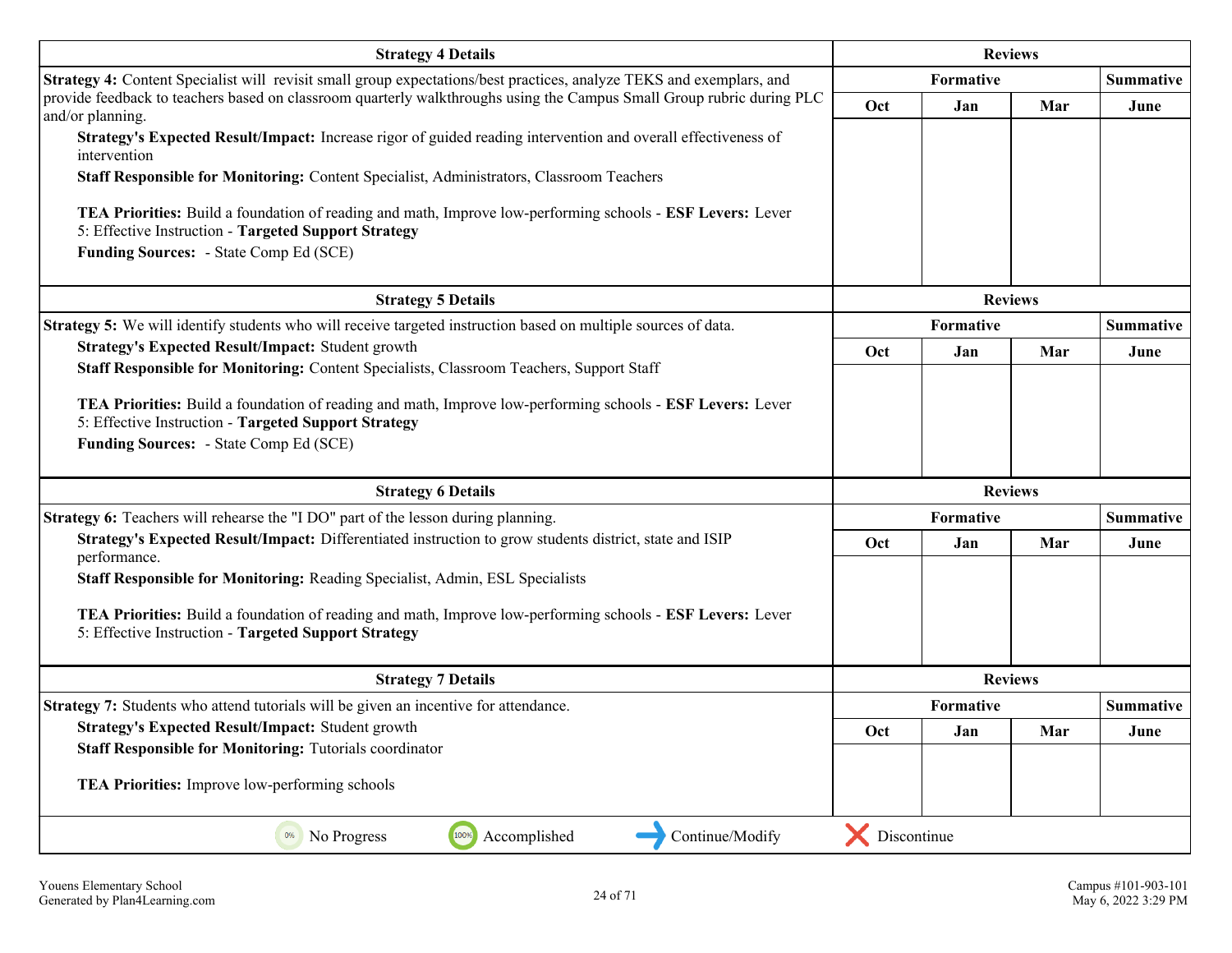| Strategy 4 Details | Reviews | | | |
|---|---|---|---|---|
| | Formative | | | Summative |
| | Oct | Jan | Mar | June |
| **Strategy 4:** Content Specialist will revisit small group expectations/best practices, analyze TEKS and exemplars, and provide feedback to teachers based on classroom quarterly walkthroughs using the Campus Small Group rubric during PLC and/or planning.<br>**Strategy's Expected Result/Impact:** Increase rigor of guided reading intervention and overall effectiveness of intervention<br>**Staff Responsible for Monitoring:** Content Specialist, Administrators, Classroom Teachers<br>**TEA Priorities:** Build a foundation of reading and math, Improve low-performing schools - **ESF Levers:** Lever 5: Effective Instruction - **Targeted Support Strategy**<br>**Funding Sources:** - State Comp Ed (SCE) | | | | |

| Strategy 5 Details | Reviews | | | |
|---|---|---|---|---|
| | Formative | | | Summative |
| | Oct | Jan | Mar | June |
| **Strategy 5:** We will identify students who will receive targeted instruction based on multiple sources of data.<br>**Strategy's Expected Result/Impact:** Student growth<br>**Staff Responsible for Monitoring:** Content Specialists, Classroom Teachers, Support Staff<br>**TEA Priorities:** Build a foundation of reading and math, Improve low-performing schools - **ESF Levers:** Lever 5: Effective Instruction - **Targeted Support Strategy**<br>**Funding Sources:** - State Comp Ed (SCE) | | | | |

| Strategy 6 Details | Reviews | | | |
|---|---|---|---|---|
| | Formative | | | Summative |
| | Oct | Jan | Mar | June |
| **Strategy 6:** Teachers will rehearse the "I DO" part of the lesson during planning.<br>**Strategy's Expected Result/Impact:** Differentiated instruction to grow students district, state and ISIP performance.<br>**Staff Responsible for Monitoring:** Reading Specialist, Admin, ESL Specialists<br>**TEA Priorities:** Build a foundation of reading and math, Improve low-performing schools - **ESF Levers:** Lever 5: Effective Instruction - **Targeted Support Strategy** | | | | |

| Strategy 7 Details | Reviews | | | |
|---|---|---|---|---|
| | Formative | | | Summative |
| | Oct | Jan | Mar | June |
| **Strategy 7:** Students who attend tutorials will be given an incentive for attendance.<br>**Strategy's Expected Result/Impact:** Student growth<br>**Staff Responsible for Monitoring:** Tutorials coordinator<br>**TEA Priorities:** Improve low-performing schools | | | | |

0% No Progress | 100% Accomplished | Continue/Modify | Discontinue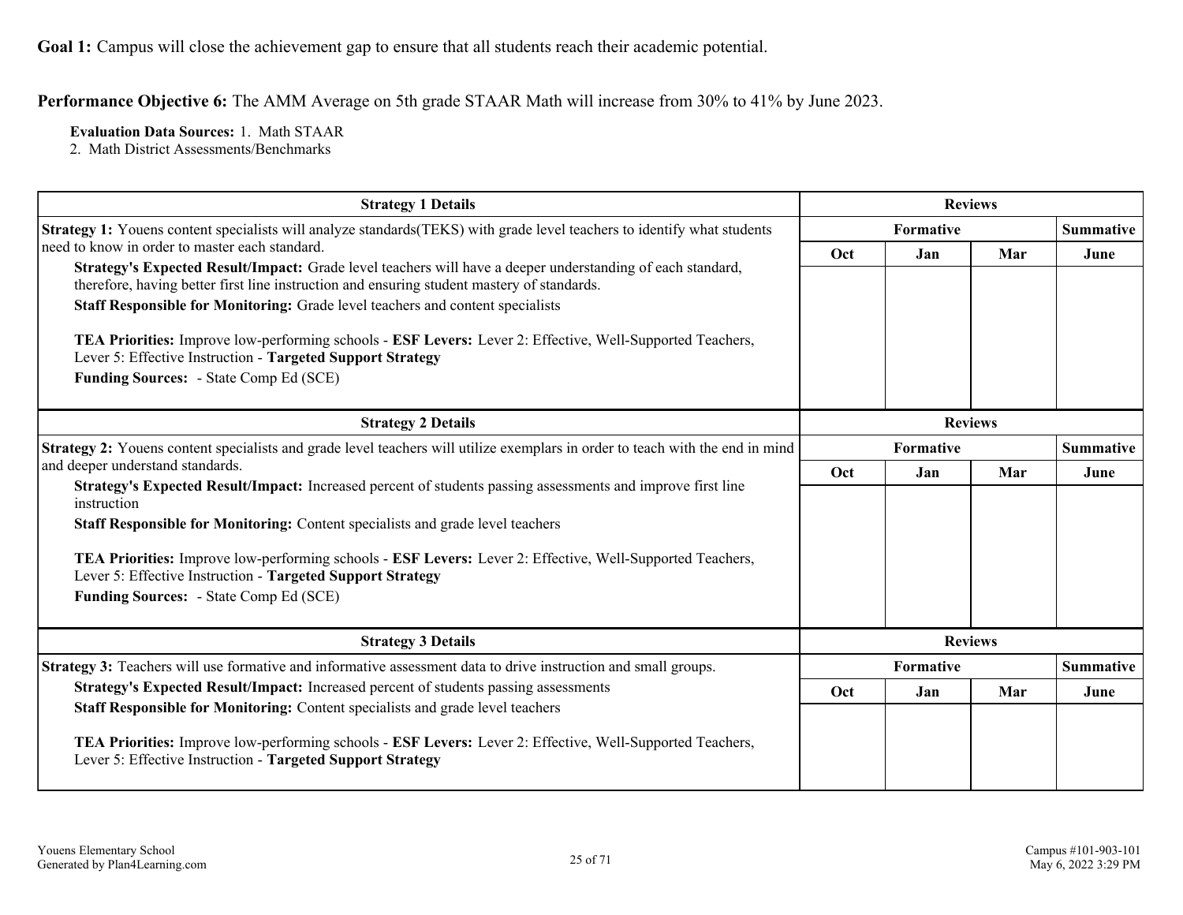**Goal 1:** Campus will close the achievement gap to ensure that all students reach their academic potential.

**Performance Objective 6:** The AMM Average on 5th grade STAAR Math will increase from 30% to 41% by June 2023.

**Evaluation Data Sources:** 1. Math STAAR
2. Math District Assessments/Benchmarks

| Strategy 1 Details | Reviews | | | |
|---|---|---|---|---|
| | Formative | | | Summative |
| | Oct | Jan | Mar | June |
| **Strategy 1:** Youens content specialists will analyze standards(TEKS) with grade level teachers to identify what students need to know in order to master each standard.<br>**Strategy's Expected Result/Impact:** Grade level teachers will have a deeper understanding of each standard, therefore, having better first line instruction and ensuring student mastery of standards.<br>**Staff Responsible for Monitoring:** Grade level teachers and content specialists<br><br>**TEA Priorities:** Improve low-performing schools - **ESF Levers:** Lever 2: Effective, Well-Supported Teachers, Lever 5: Effective Instruction - **Targeted Support Strategy**<br>**Funding Sources:** - State Comp Ed (SCE) | | | | |

| Strategy 2 Details | Reviews | | | |
|---|---|---|---|---|
| | Formative | | | Summative |
| | Oct | Jan | Mar | June |
| **Strategy 2:** Youens content specialists and grade level teachers will utilize exemplars in order to teach with the end in mind and deeper understand standards.<br>**Strategy's Expected Result/Impact:** Increased percent of students passing assessments and improve first line instruction<br>**Staff Responsible for Monitoring:** Content specialists and grade level teachers<br><br>**TEA Priorities:** Improve low-performing schools - **ESF Levers:** Lever 2: Effective, Well-Supported Teachers, Lever 5: Effective Instruction - **Targeted Support Strategy**<br>**Funding Sources:** - State Comp Ed (SCE) | | | | |

| Strategy 3 Details | Reviews | | | |
|---|---|---|---|---|
| | Formative | | | Summative |
| | Oct | Jan | Mar | June |
| **Strategy 3:** Teachers will use formative and informative assessment data to drive instruction and small groups.<br>**Strategy's Expected Result/Impact:** Increased percent of students passing assessments<br>**Staff Responsible for Monitoring:** Content specialists and grade level teachers<br><br>**TEA Priorities:** Improve low-performing schools - **ESF Levers:** Lever 2: Effective, Well-Supported Teachers, Lever 5: Effective Instruction - **Targeted Support Strategy** | | | | |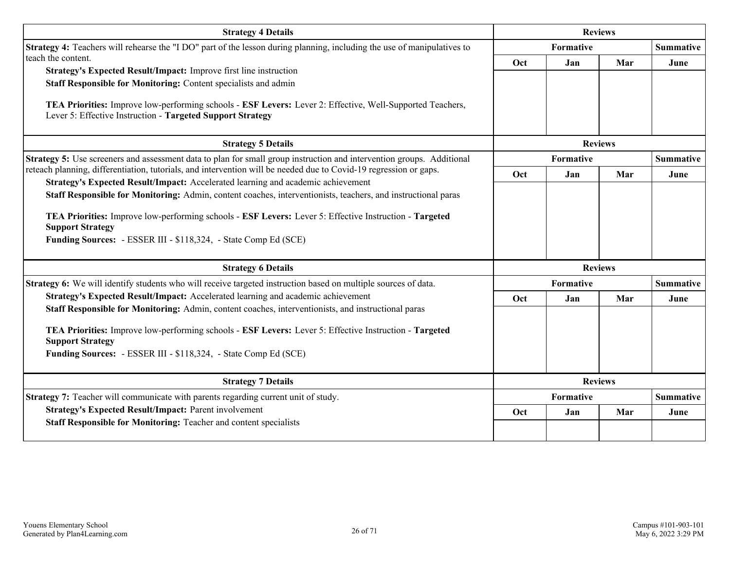| Strategy 4 Details | Reviews | | | |
|---|---|---|---|---|
| **Strategy 4:** Teachers will rehearse the "I DO" part of the lesson during planning, including the use of manipulatives to teach the content.<br>**Strategy's Expected Result/Impact:** Improve first line instruction<br>**Staff Responsible for Monitoring:** Content specialists and admin<br><br>**TEA Priorities:** Improve low-performing schools - **ESF Levers:** Lever 2: Effective, Well-Supported Teachers, Lever 5: Effective Instruction - **Targeted Support Strategy** | Formative | | | Summative |
| | Oct | Jan | Mar | June |
| | | | | |

| Strategy 5 Details | Reviews | | | |
|---|---|---|---|---|
| **Strategy 5:** Use screeners and assessment data to plan for small group instruction and intervention groups. Additional reteach planning, differentiation, tutorials, and intervention will be needed due to Covid-19 regression or gaps.<br>**Strategy's Expected Result/Impact:** Accelerated learning and academic achievement<br>**Staff Responsible for Monitoring:** Admin, content coaches, interventionists, teachers, and instructional paras<br><br>**TEA Priorities:** Improve low-performing schools - **ESF Levers:** Lever 5: Effective Instruction - **Targeted Support Strategy**<br>**Funding Sources:** - ESSER III - $118,324, - State Comp Ed (SCE) | Formative | | | Summative |
| | Oct | Jan | Mar | June |
| | | | | |

| Strategy 6 Details | Reviews | | | |
|---|---|---|---|---|
| **Strategy 6:** We will identify students who will receive targeted instruction based on multiple sources of data.<br>**Strategy's Expected Result/Impact:** Accelerated learning and academic achievement<br>**Staff Responsible for Monitoring:** Admin, content coaches, interventionists, and instructional paras<br><br>**TEA Priorities:** Improve low-performing schools - **ESF Levers:** Lever 5: Effective Instruction - **Targeted Support Strategy**<br>**Funding Sources:** - ESSER III - $118,324, - State Comp Ed (SCE) | Formative | | | Summative |
| | Oct | Jan | Mar | June |
| | | | | |

| Strategy 7 Details | Reviews | | | |
|---|---|---|---|---|
| **Strategy 7:** Teacher will communicate with parents regarding current unit of study.<br>**Strategy's Expected Result/Impact:** Parent involvement<br>**Staff Responsible for Monitoring:** Teacher and content specialists | Formative | | | Summative |
| | Oct | Jan | Mar | June |
| | | | | |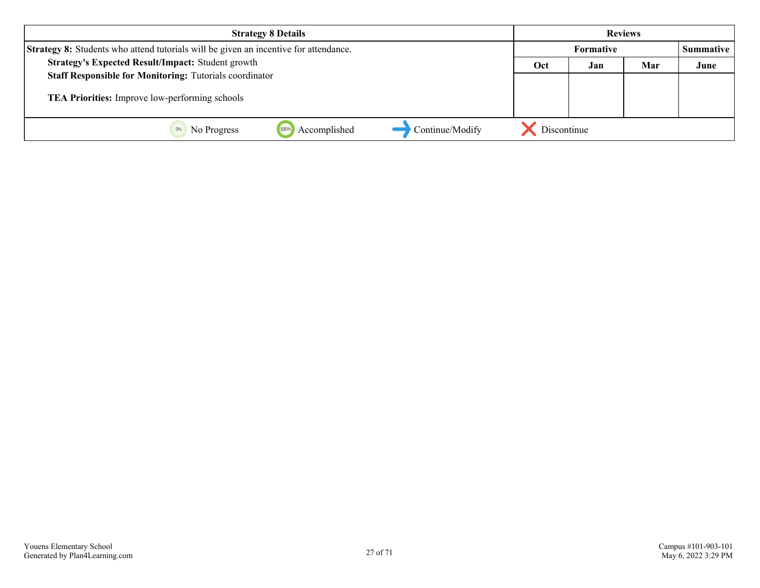| Strategy 8 Details | Reviews | | | |
|---|---|---|---|---|
| | Formative | | | Summative |
| **Strategy 8:** Students who attend tutorials will be given an incentive for attendance.<br>**Strategy's Expected Result/Impact:** Student growth<br>**Staff Responsible for Monitoring:** Tutorials coordinator<br><br>**TEA Priorities:** Improve low-performing schools | Oct | Jan | Mar | June |
| | | | | |

0% No Progress | 100% Accomplished | Continue/Modify | Discontinue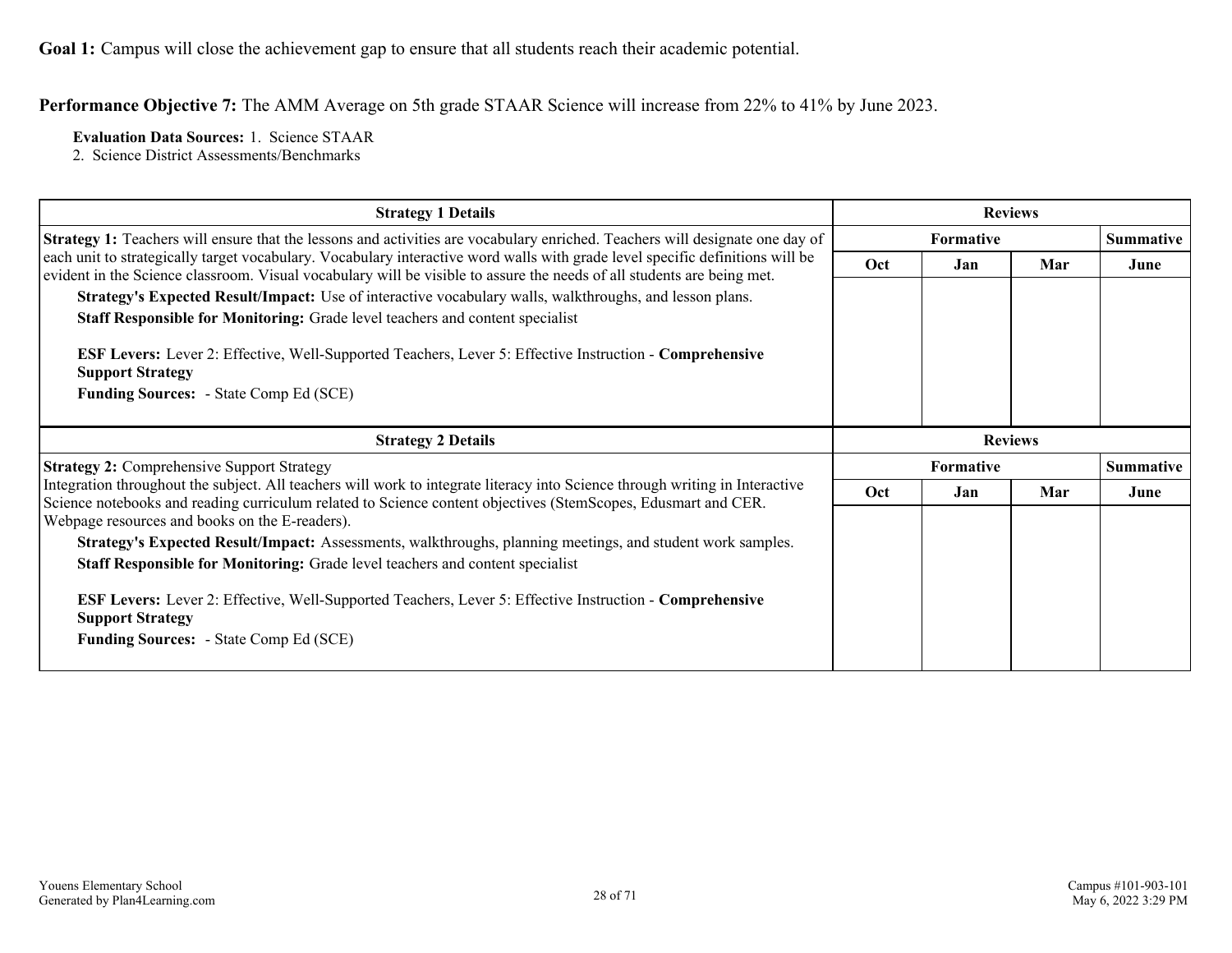**Goal 1:** Campus will close the achievement gap to ensure that all students reach their academic potential.

**Performance Objective 7:** The AMM Average on 5th grade STAAR Science will increase from 22% to 41% by June 2023.

**Evaluation Data Sources:** 1. Science STAAR
2. Science District Assessments/Benchmarks

| Strategy 1 Details | Reviews | | | |
|---|---|---|---|---|
| | Formative | | | Summative |
| | Oct | Jan | Mar | June |
| **Strategy 1:** Teachers will ensure that the lessons and activities are vocabulary enriched. Teachers will designate one day of each unit to strategically target vocabulary. Vocabulary interactive word walls with grade level specific definitions will be evident in the Science classroom. Visual vocabulary will be visible to assure the needs of all students are being met.<br>**Strategy's Expected Result/Impact:** Use of interactive vocabulary walls, walkthroughs, and lesson plans.<br>**Staff Responsible for Monitoring:** Grade level teachers and content specialist<br><br>**ESF Levers:** Lever 2: Effective, Well-Supported Teachers, Lever 5: Effective Instruction - **Comprehensive Support Strategy**<br>**Funding Sources:** - State Comp Ed (SCE) | | | | |

| Strategy 2 Details | Reviews | | | |
|---|---|---|---|---|
| | Formative | | | Summative |
| | Oct | Jan | Mar | June |
| **Strategy 2:** Comprehensive Support Strategy<br>Integration throughout the subject. All teachers will work to integrate literacy into Science through writing in Interactive Science notebooks and reading curriculum related to Science content objectives (StemScopes, Edusmart and CER. Webpage resources and books on the E-readers).<br>**Strategy's Expected Result/Impact:** Assessments, walkthroughs, planning meetings, and student work samples.<br>**Staff Responsible for Monitoring:** Grade level teachers and content specialist<br><br>**ESF Levers:** Lever 2: Effective, Well-Supported Teachers, Lever 5: Effective Instruction - **Comprehensive Support Strategy**<br>**Funding Sources:** - State Comp Ed (SCE) | | | | |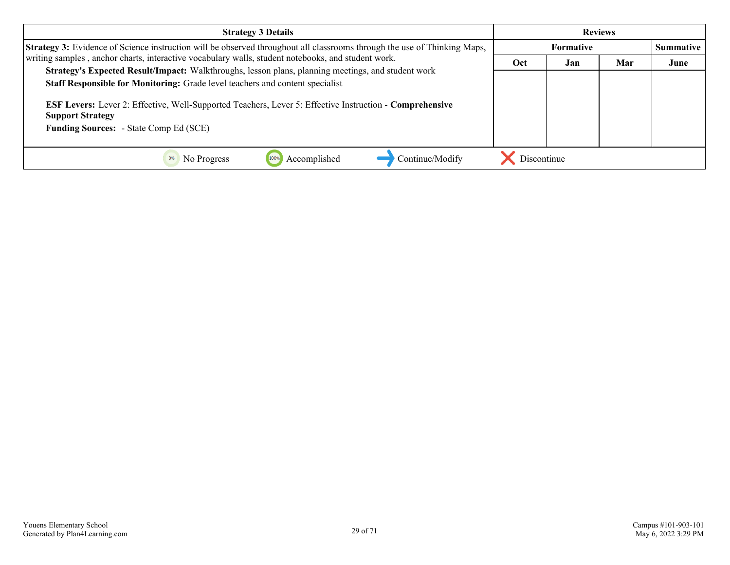| Strategy 3 Details | Reviews | | | |
|---|---|---|---|---|
| | Formative | | | Summative |
| | Oct | Jan | Mar | June |
| **Strategy 3:** Evidence of Science instruction will be observed throughout all classrooms through the use of Thinking Maps, writing samples , anchor charts, interactive vocabulary walls, student notebooks, and student work.<br>**Strategy's Expected Result/Impact:** Walkthroughs, lesson plans, planning meetings, and student work<br>**Staff Responsible for Monitoring:** Grade level teachers and content specialist<br><br>**ESF Levers:** Lever 2: Effective, Well-Supported Teachers, Lever 5: Effective Instruction - **Comprehensive Support Strategy**<br>**Funding Sources:** - State Comp Ed (SCE) | | | | |

0% No Progress    100% Accomplished    Continue/Modify    Discontinue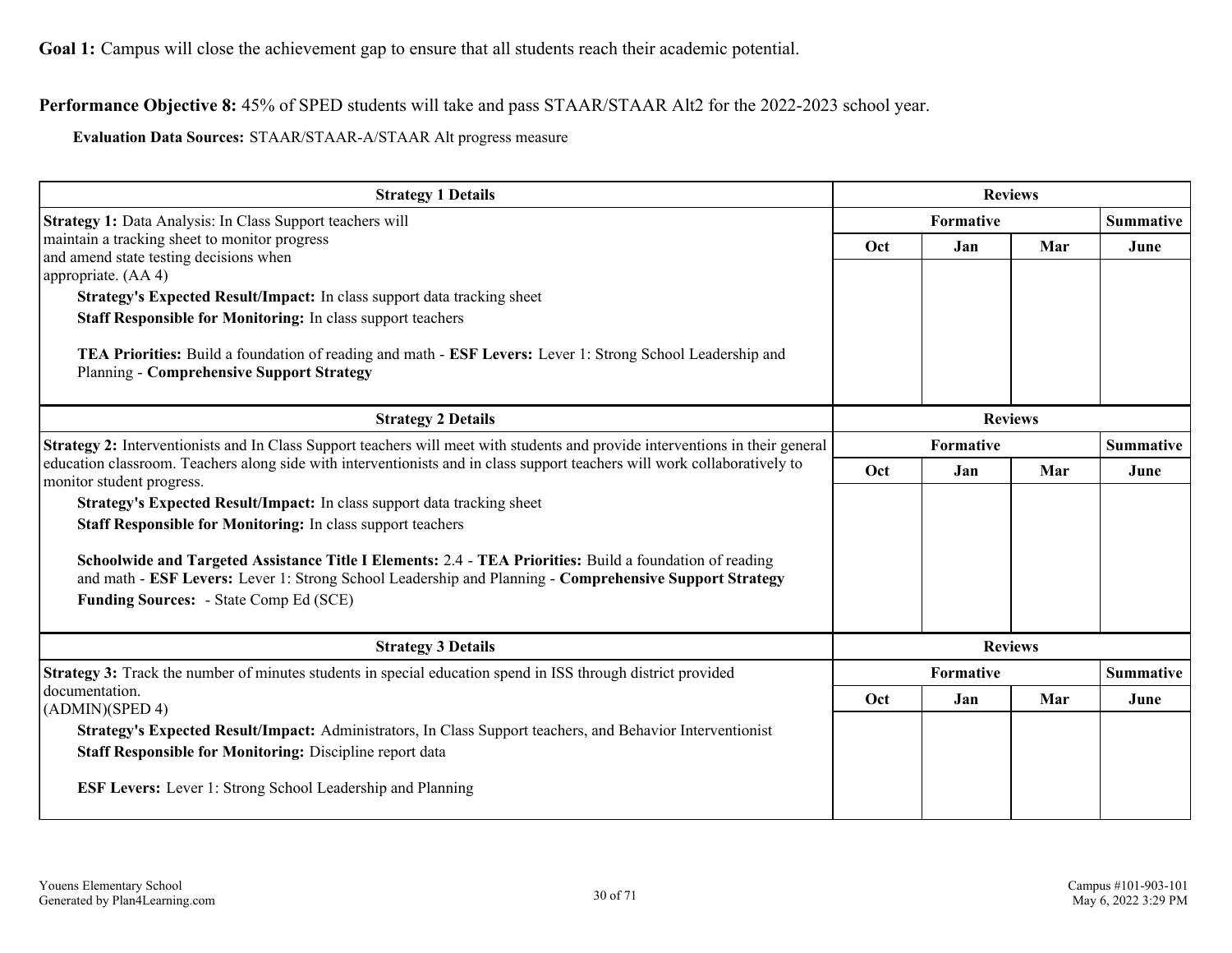**Goal 1:** Campus will close the achievement gap to ensure that all students reach their academic potential.

**Performance Objective 8:** 45% of SPED students will take and pass STAAR/STAAR Alt2 for the 2022-2023 school year.

**Evaluation Data Sources:** STAAR/STAAR-A/STAAR Alt progress measure

| Strategy 1 Details | Reviews | | | |
|---|---|---|---|---|
| | Formative | | | Summative |
| **Strategy 1:** Data Analysis: In Class Support teachers will maintain a tracking sheet to monitor progress and amend state testing decisions when appropriate. (AA 4)<br>**Strategy's Expected Result/Impact:** In class support data tracking sheet<br>**Staff Responsible for Monitoring:** In class support teachers<br><br>**TEA Priorities:** Build a foundation of reading and math - **ESF Levers:** Lever 1: Strong School Leadership and Planning - **Comprehensive Support Strategy** | Oct | Jan | Mar | June |
| | | | | |

| Strategy 2 Details | Reviews | | | |
|---|---|---|---|---|
| | Formative | | | Summative |
| **Strategy 2:** Interventionists and In Class Support teachers will meet with students and provide interventions in their general education classroom. Teachers along side with interventionists and in class support teachers will work collaboratively to monitor student progress.<br>**Strategy's Expected Result/Impact:** In class support data tracking sheet<br>**Staff Responsible for Monitoring:** In class support teachers<br><br>**Schoolwide and Targeted Assistance Title I Elements:** 2.4 - **TEA Priorities:** Build a foundation of reading and math - **ESF Levers:** Lever 1: Strong School Leadership and Planning - **Comprehensive Support Strategy**<br>**Funding Sources:** - State Comp Ed (SCE) | Oct | Jan | Mar | June |
| | | | | |

| Strategy 3 Details | Reviews | | | |
|---|---|---|---|---|
| | Formative | | | Summative |
| **Strategy 3:** Track the number of minutes students in special education spend in ISS through district provided documentation.<br>(ADMIN)(SPED 4)<br>**Strategy's Expected Result/Impact:** Administrators, In Class Support teachers, and Behavior Interventionist<br>**Staff Responsible for Monitoring:** Discipline report data<br><br>**ESF Levers:** Lever 1: Strong School Leadership and Planning | Oct | Jan | Mar | June |
| | | | | |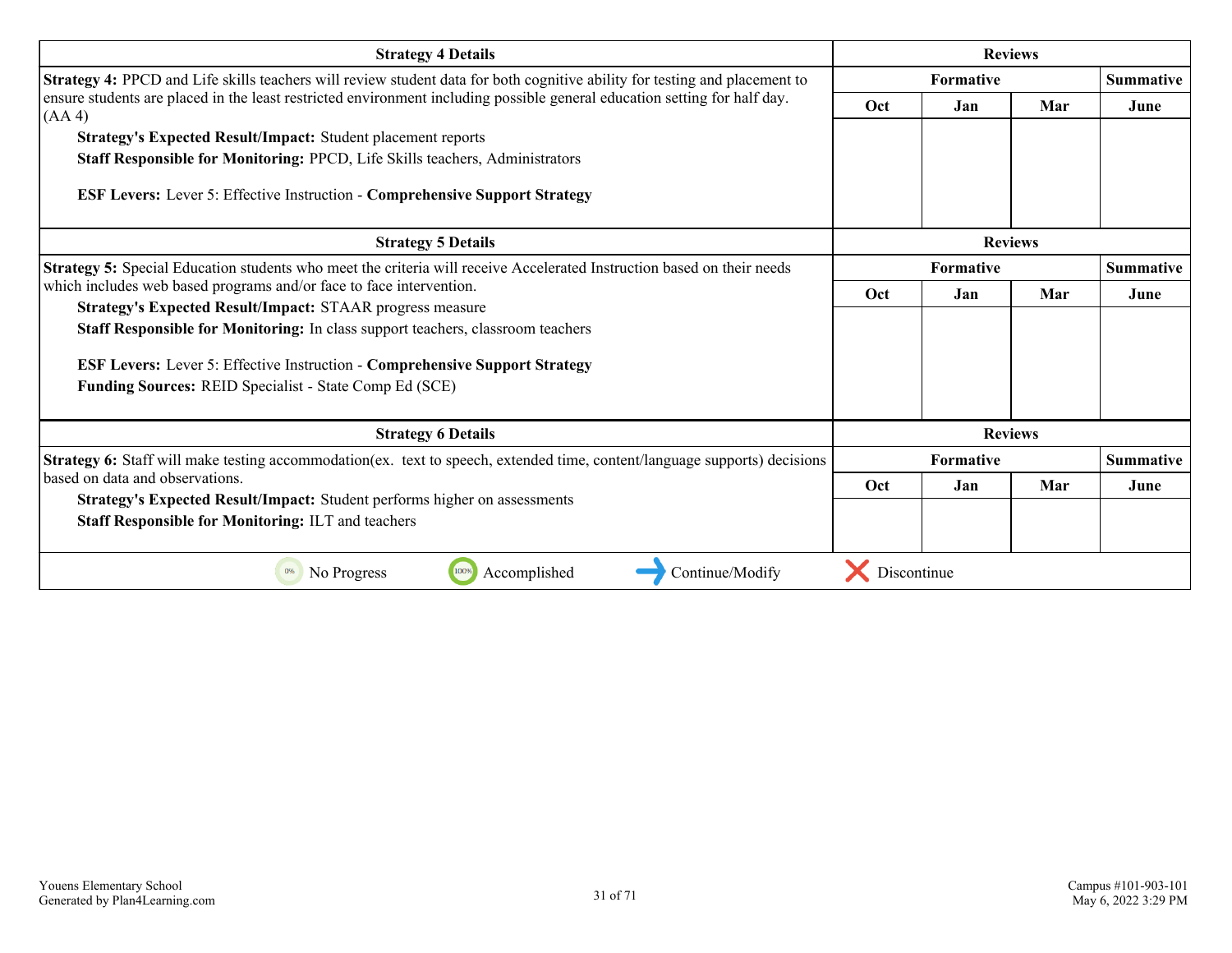| Strategy 4 Details | Reviews | | | |
|---|---|---|---|---|
| **Strategy 4:** PPCD and Life skills teachers will review student data for both cognitive ability for testing and placement to ensure students are placed in the least restricted environment including possible general education setting for half day. (AA 4)<br>**Strategy's Expected Result/Impact:** Student placement reports<br>**Staff Responsible for Monitoring:** PPCD, Life Skills teachers, Administrators<br><br>**ESF Levers:** Lever 5: Effective Instruction - **Comprehensive Support Strategy** | **Formative** | | | **Summative** |
| | **Oct** | **Jan** | **Mar** | **June** |
| | | | | |

| Strategy 5 Details | Reviews | | | |
|---|---|---|---|---|
| **Strategy 5:** Special Education students who meet the criteria will receive Accelerated Instruction based on their needs which includes web based programs and/or face to face intervention.<br>**Strategy's Expected Result/Impact:** STAAR progress measure<br>**Staff Responsible for Monitoring:** In class support teachers, classroom teachers<br><br>**ESF Levers:** Lever 5: Effective Instruction - **Comprehensive Support Strategy**<br>**Funding Sources:** REID Specialist - State Comp Ed (SCE) | **Formative** | | | **Summative** |
| | **Oct** | **Jan** | **Mar** | **June** |
| | | | | |

| Strategy 6 Details | Reviews | | | |
|---|---|---|---|---|
| **Strategy 6:** Staff will make testing accommodation(ex. text to speech, extended time, content/language supports) decisions based on data and observations.<br>**Strategy's Expected Result/Impact:** Student performs higher on assessments<br>**Staff Responsible for Monitoring:** ILT and teachers | **Formative** | | | **Summative** |
| | **Oct** | **Jan** | **Mar** | **June** |
| | | | | |

No Progress | Accomplished | Continue/Modify | Discontinue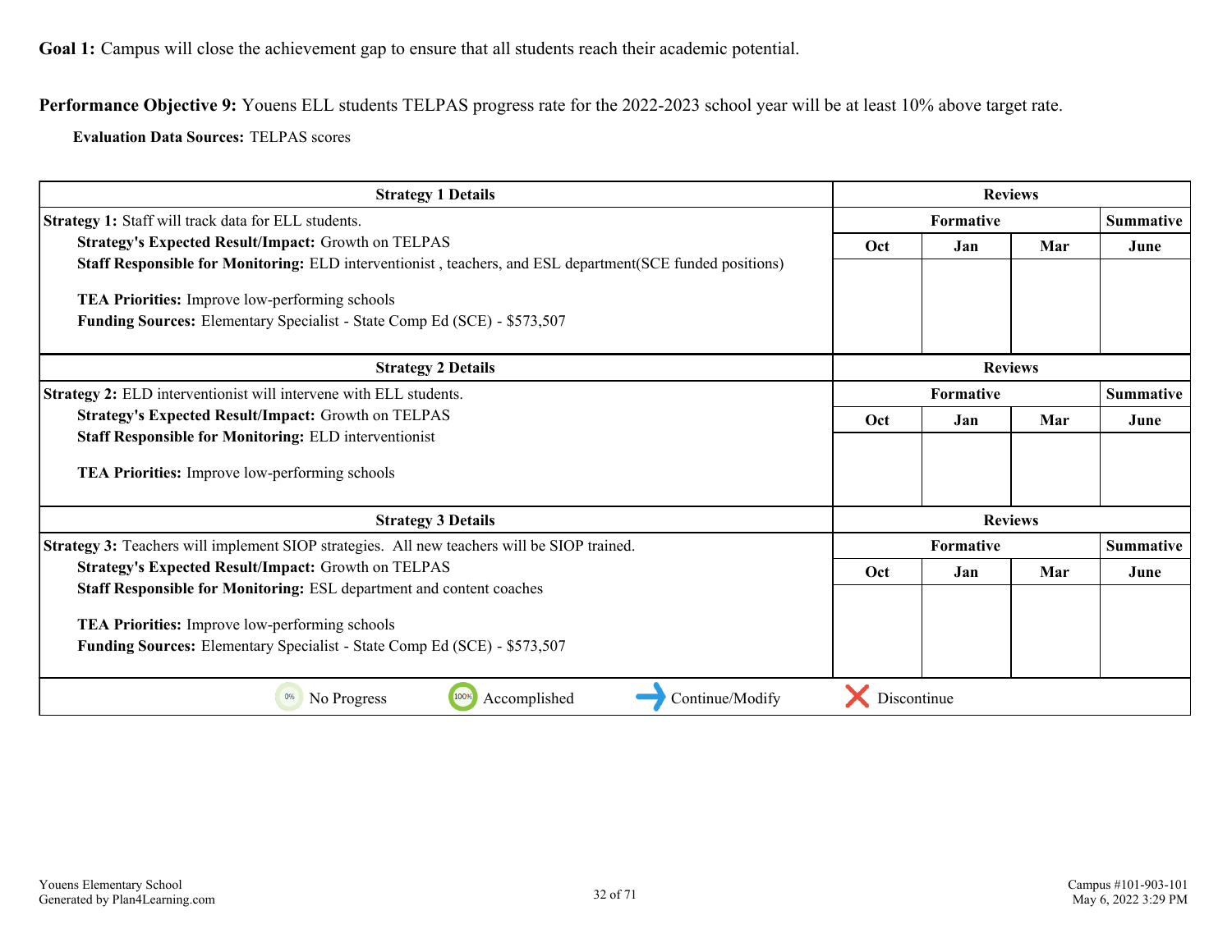**Goal 1:** Campus will close the achievement gap to ensure that all students reach their academic potential.

**Performance Objective 9:** Youens ELL students TELPAS progress rate for the 2022-2023 school year will be at least 10% above target rate.

**Evaluation Data Sources:** TELPAS scores

| Strategy 1 Details | Reviews | | | |
|---|---|---|---|---|
| | Formative | | | Summative |
| | Oct | Jan | Mar | June |
| **Strategy 1:** Staff will track data for ELL students.<br>**Strategy's Expected Result/Impact:** Growth on TELPAS<br>**Staff Responsible for Monitoring:** ELD interventionist , teachers, and ESL department(SCE funded positions)<br><br>**TEA Priorities:** Improve low-performing schools<br>**Funding Sources:** Elementary Specialist - State Comp Ed (SCE) - $573,507 | | | | |

| Strategy 2 Details | Reviews | | | |
|---|---|---|---|---|
| | Formative | | | Summative |
| | Oct | Jan | Mar | June |
| **Strategy 2:** ELD interventionist will intervene with ELL students.<br>**Strategy's Expected Result/Impact:** Growth on TELPAS<br>**Staff Responsible for Monitoring:** ELD interventionist<br><br>**TEA Priorities:** Improve low-performing schools | | | | |

| Strategy 3 Details | Reviews | | | |
|---|---|---|---|---|
| | Formative | | | Summative |
| | Oct | Jan | Mar | June |
| **Strategy 3:** Teachers will implement SIOP strategies. All new teachers will be SIOP trained.<br>**Strategy's Expected Result/Impact:** Growth on TELPAS<br>**Staff Responsible for Monitoring:** ESL department and content coaches<br><br>**TEA Priorities:** Improve low-performing schools<br>**Funding Sources:** Elementary Specialist - State Comp Ed (SCE) - $573,507 | | | | |

0% No Progress | 100% Accomplished | Continue/Modify | Discontinue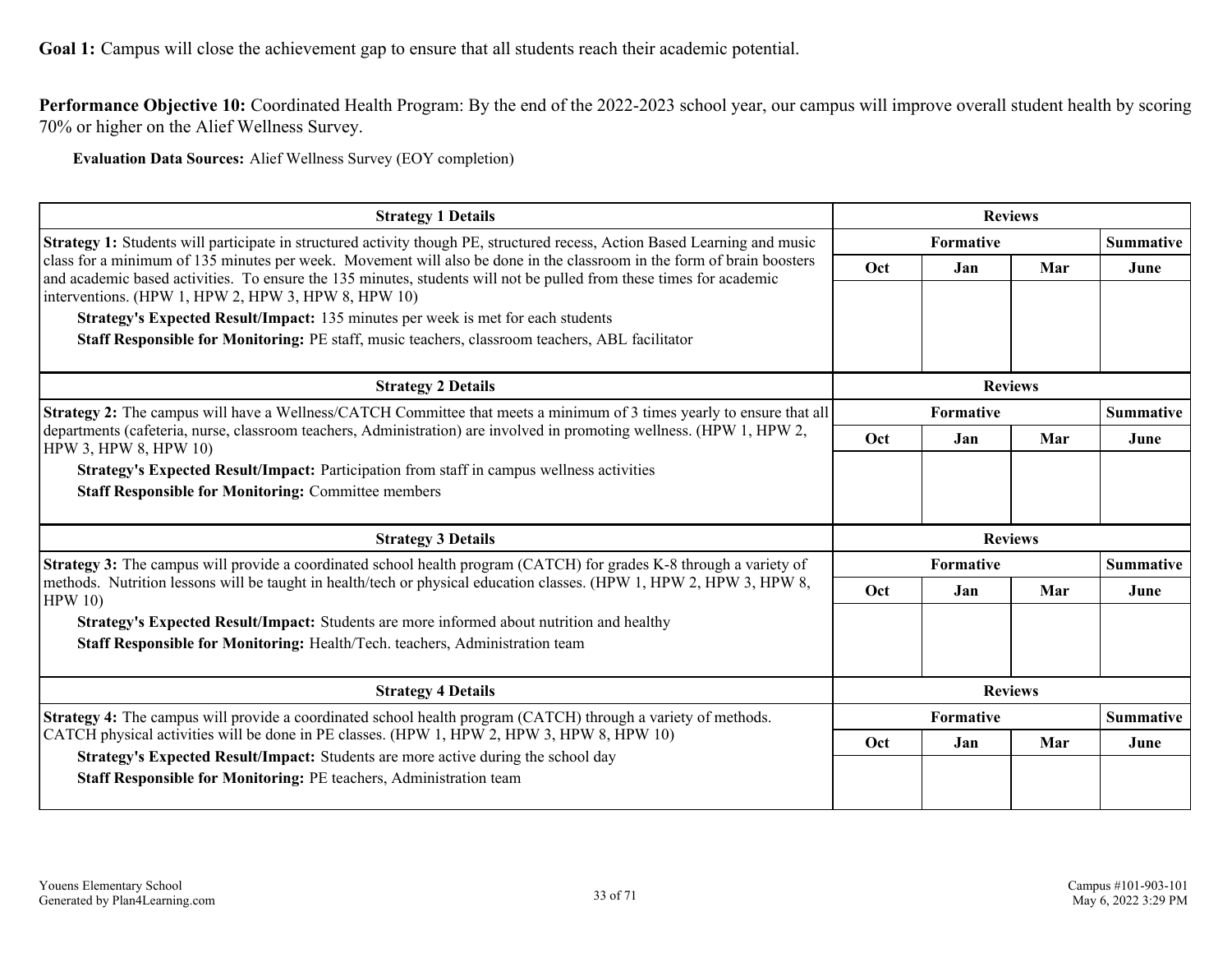**Goal 1:** Campus will close the achievement gap to ensure that all students reach their academic potential.

**Performance Objective 10:** Coordinated Health Program: By the end of the 2022-2023 school year, our campus will improve overall student health by scoring 70% or higher on the Alief Wellness Survey.

**Evaluation Data Sources:** Alief Wellness Survey (EOY completion)

| Strategy 1 Details | Reviews | | | |
|---|---|---|---|---|
| **Strategy 1:** Students will participate in structured activity though PE, structured recess, Action Based Learning and music class for a minimum of 135 minutes per week. Movement will also be done in the classroom in the form of brain boosters and academic based activities. To ensure the 135 minutes, students will not be pulled from these times for academic interventions. (HPW 1, HPW 2, HPW 3, HPW 8, HPW 10)<br>**Strategy's Expected Result/Impact:** 135 minutes per week is met for each students<br>**Staff Responsible for Monitoring:** PE staff, music teachers, classroom teachers, ABL facilitator | Formative | | | Summative |
| | Oct | Jan | Mar | June |
| | | | | |

| Strategy 2 Details | Reviews | | | |
|---|---|---|---|---|
| **Strategy 2:** The campus will have a Wellness/CATCH Committee that meets a minimum of 3 times yearly to ensure that all departments (cafeteria, nurse, classroom teachers, Administration) are involved in promoting wellness. (HPW 1, HPW 2, HPW 3, HPW 8, HPW 10)<br>**Strategy's Expected Result/Impact:** Participation from staff in campus wellness activities<br>**Staff Responsible for Monitoring:** Committee members | Formative | | | Summative |
| | Oct | Jan | Mar | June |
| | | | | |

| Strategy 3 Details | Reviews | | | |
|---|---|---|---|---|
| **Strategy 3:** The campus will provide a coordinated school health program (CATCH) for grades K-8 through a variety of methods. Nutrition lessons will be taught in health/tech or physical education classes. (HPW 1, HPW 2, HPW 3, HPW 8, HPW 10)<br>**Strategy's Expected Result/Impact:** Students are more informed about nutrition and healthy<br>**Staff Responsible for Monitoring:** Health/Tech. teachers, Administration team | Formative | | | Summative |
| | Oct | Jan | Mar | June |
| | | | | |

| Strategy 4 Details | Reviews | | | |
|---|---|---|---|---|
| **Strategy 4:** The campus will provide a coordinated school health program (CATCH) through a variety of methods. CATCH physical activities will be done in PE classes. (HPW 1, HPW 2, HPW 3, HPW 8, HPW 10)<br>**Strategy's Expected Result/Impact:** Students are more active during the school day<br>**Staff Responsible for Monitoring:** PE teachers, Administration team | Formative | | | Summative |
| | Oct | Jan | Mar | June |
| | | | | |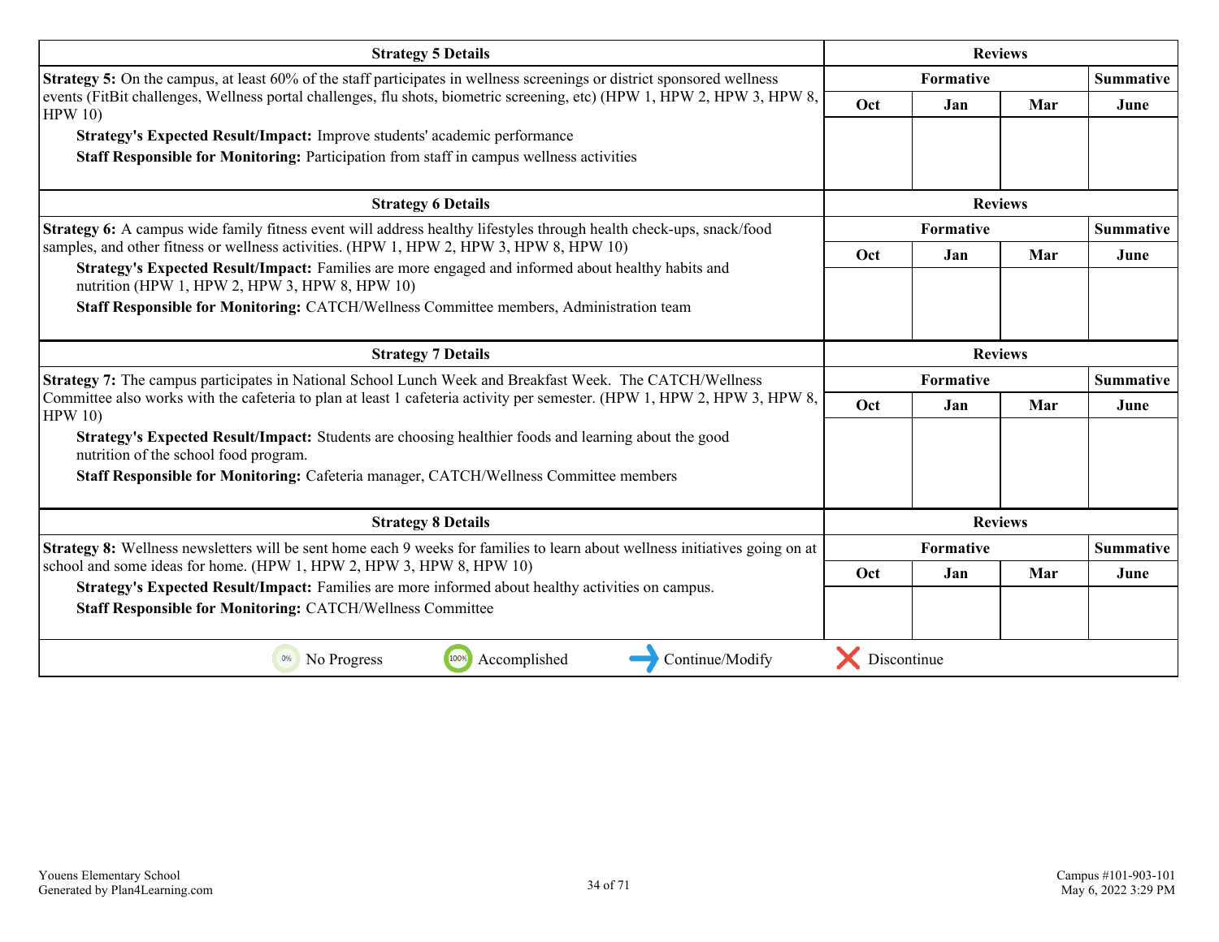| Strategy 5 Details | Reviews | | | |
|---|---|---|---|---|
| **Strategy 5:** On the campus, at least 60% of the staff participates in wellness screenings or district sponsored wellness events (FitBit challenges, Wellness portal challenges, flu shots, biometric screening, etc) (HPW 1, HPW 2, HPW 3, HPW 8, HPW 10)<br>**Strategy's Expected Result/Impact:** Improve students' academic performance<br>**Staff Responsible for Monitoring:** Participation from staff in campus wellness activities | **Formative** | | | **Summative** |
| | Oct | Jan | Mar | June |
| | | | | |

| Strategy 6 Details | Reviews | | | |
|---|---|---|---|---|
| **Strategy 6:** A campus wide family fitness event will address healthy lifestyles through health check-ups, snack/food samples, and other fitness or wellness activities. (HPW 1, HPW 2, HPW 3, HPW 8, HPW 10)<br>**Strategy's Expected Result/Impact:** Families are more engaged and informed about healthy habits and nutrition (HPW 1, HPW 2, HPW 3, HPW 8, HPW 10)<br>**Staff Responsible for Monitoring:** CATCH/Wellness Committee members, Administration team | **Formative** | | | **Summative** |
| | Oct | Jan | Mar | June |
| | | | | |

| Strategy 7 Details | Reviews | | | |
|---|---|---|---|---|
| **Strategy 7:** The campus participates in National School Lunch Week and Breakfast Week. The CATCH/Wellness Committee also works with the cafeteria to plan at least 1 cafeteria activity per semester. (HPW 1, HPW 2, HPW 3, HPW 8, HPW 10)<br>**Strategy's Expected Result/Impact:** Students are choosing healthier foods and learning about the good nutrition of the school food program.<br>**Staff Responsible for Monitoring:** Cafeteria manager, CATCH/Wellness Committee members | **Formative** | | | **Summative** |
| | Oct | Jan | Mar | June |
| | | | | |

| Strategy 8 Details | Reviews | | | |
|---|---|---|---|---|
| **Strategy 8:** Wellness newsletters will be sent home each 9 weeks for families to learn about wellness initiatives going on at school and some ideas for home. (HPW 1, HPW 2, HPW 3, HPW 8, HPW 10)<br>**Strategy's Expected Result/Impact:** Families are more informed about healthy activities on campus.<br>**Staff Responsible for Monitoring:** CATCH/Wellness Committee | **Formative** | | | **Summative** |
| | Oct | Jan | Mar | June |
| | | | | |

0% No Progress | 100% Accomplished | Continue/Modify | Discontinue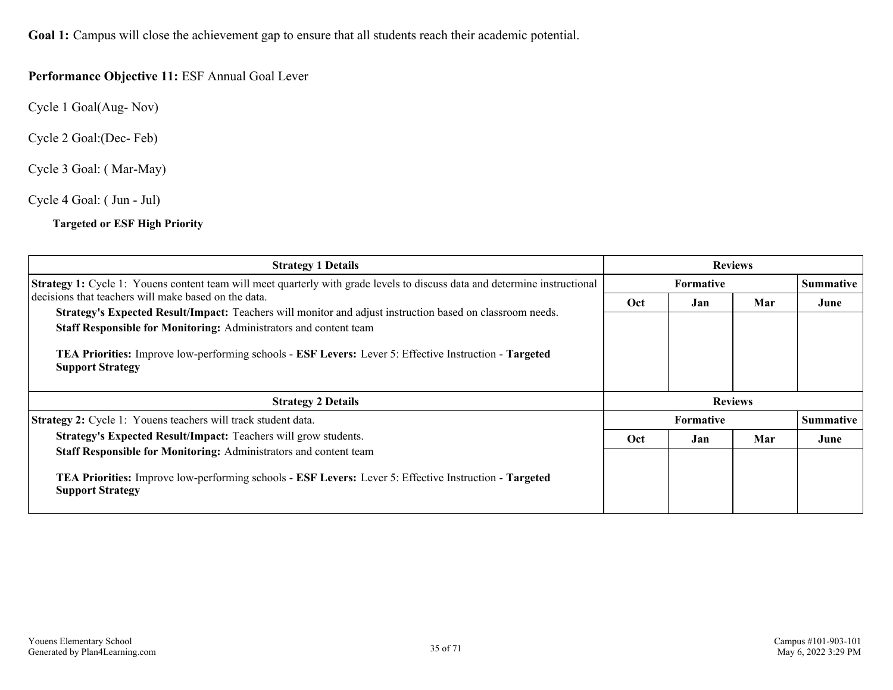**Goal 1:** Campus will close the achievement gap to ensure that all students reach their academic potential.

**Performance Objective 11:** ESF Annual Goal Lever

Cycle 1 Goal(Aug- Nov)

Cycle 2 Goal:(Dec- Feb)

Cycle 3 Goal: ( Mar-May)

Cycle 4 Goal: ( Jun - Jul)

**Targeted or ESF High Priority**

| Strategy 1 Details | Reviews | | | |
|---|---|---|---|---|
| | Formative | | | Summative |
| | Oct | Jan | Mar | June |
| **Strategy 1:** Cycle 1: Youens content team will meet quarterly with grade levels to discuss data and determine instructional decisions that teachers will make based on the data.<br>**Strategy's Expected Result/Impact:** Teachers will monitor and adjust instruction based on classroom needs.<br>**Staff Responsible for Monitoring:** Administrators and content team<br><br>**TEA Priorities:** Improve low-performing schools - **ESF Levers:** Lever 5: Effective Instruction - **Targeted Support Strategy** | | | | |

| Strategy 2 Details | Reviews | | | |
|---|---|---|---|---|
| | Formative | | | Summative |
| | Oct | Jan | Mar | June |
| **Strategy 2:** Cycle 1: Youens teachers will track student data.<br>**Strategy's Expected Result/Impact:** Teachers will grow students.<br>**Staff Responsible for Monitoring:** Administrators and content team<br><br>**TEA Priorities:** Improve low-performing schools - **ESF Levers:** Lever 5: Effective Instruction - **Targeted Support Strategy** | | | | |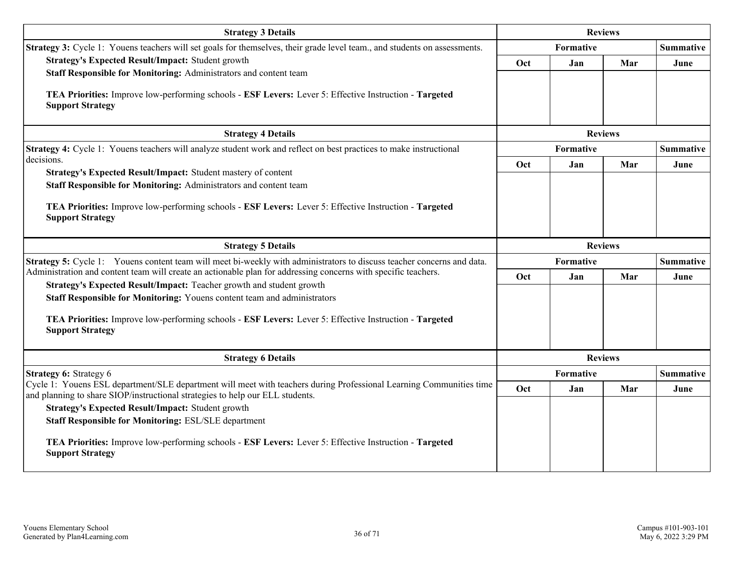| Strategy 3 Details | Reviews | | | |
|---|---|---|---|---|
| | Formative | | | Summative |
| **Strategy 3:** Cycle 1: Youens teachers will set goals for themselves, their grade level team., and students on assessments.<br>**Strategy's Expected Result/Impact:** Student growth<br>**Staff Responsible for Monitoring:** Administrators and content team<br><br>**TEA Priorities:** Improve low-performing schools - **ESF Levers:** Lever 5: Effective Instruction - **Targeted Support Strategy** | Oct | Jan | Mar | June |
| | | | | |

| Strategy 4 Details | Reviews | | | |
|---|---|---|---|---|
| | Formative | | | Summative |
| **Strategy 4:** Cycle 1: Youens teachers will analyze student work and reflect on best practices to make instructional decisions.<br>**Strategy's Expected Result/Impact:** Student mastery of content<br>**Staff Responsible for Monitoring:** Administrators and content team<br><br>**TEA Priorities:** Improve low-performing schools - **ESF Levers:** Lever 5: Effective Instruction - **Targeted Support Strategy** | Oct | Jan | Mar | June |
| | | | | |

| Strategy 5 Details | Reviews | | | |
|---|---|---|---|---|
| | Formative | | | Summative |
| **Strategy 5:** Cycle 1: Youens content team will meet bi-weekly with administrators to discuss teacher concerns and data. Administration and content team will create an actionable plan for addressing concerns with specific teachers.<br>**Strategy's Expected Result/Impact:** Teacher growth and student growth<br>**Staff Responsible for Monitoring:** Youens content team and administrators<br><br>**TEA Priorities:** Improve low-performing schools - **ESF Levers:** Lever 5: Effective Instruction - **Targeted Support Strategy** | Oct | Jan | Mar | June |
| | | | | |

| Strategy 6 Details | Reviews | | | |
|---|---|---|---|---|
| | Formative | | | Summative |
| **Strategy 6:** Strategy 6<br>Cycle 1: Youens ESL department/SLE department will meet with teachers during Professional Learning Communities time and planning to share SIOP/instructional strategies to help our ELL students.<br>**Strategy's Expected Result/Impact:** Student growth<br>**Staff Responsible for Monitoring:** ESL/SLE department<br><br>**TEA Priorities:** Improve low-performing schools - **ESF Levers:** Lever 5: Effective Instruction - **Targeted Support Strategy** | Oct | Jan | Mar | June |
| | | | | |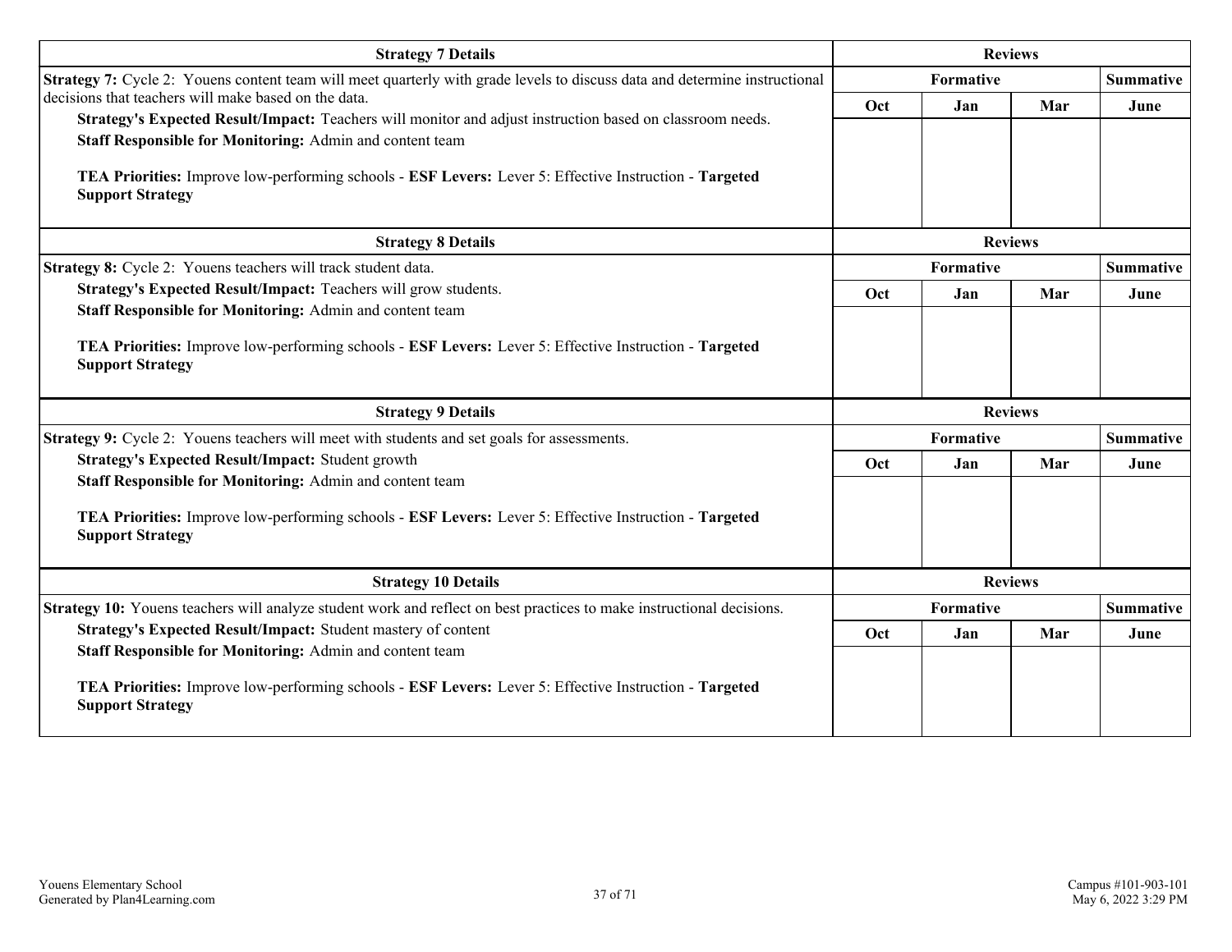| Strategy 7 Details | Reviews | | | |
|---|---|---|---|---|
| **Strategy 7:** Cycle 2: Youens content team will meet quarterly with grade levels to discuss data and determine instructional decisions that teachers will make based on the data.<br>**Strategy's Expected Result/Impact:** Teachers will monitor and adjust instruction based on classroom needs.<br>**Staff Responsible for Monitoring:** Admin and content team<br><br>**TEA Priorities:** Improve low-performing schools - **ESF Levers:** Lever 5: Effective Instruction - **Targeted Support Strategy** | **Formative** | | | **Summative** |
| | Oct | Jan | Mar | June |
| | | | | |

| Strategy 8 Details | Reviews | | | |
|---|---|---|---|---|
| **Strategy 8:** Cycle 2: Youens teachers will track student data.<br>**Strategy's Expected Result/Impact:** Teachers will grow students.<br>**Staff Responsible for Monitoring:** Admin and content team<br><br>**TEA Priorities:** Improve low-performing schools - **ESF Levers:** Lever 5: Effective Instruction - **Targeted Support Strategy** | **Formative** | | | **Summative** |
| | Oct | Jan | Mar | June |
| | | | | |

| Strategy 9 Details | Reviews | | | |
|---|---|---|---|---|
| **Strategy 9:** Cycle 2: Youens teachers will meet with students and set goals for assessments.<br>**Strategy's Expected Result/Impact:** Student growth<br>**Staff Responsible for Monitoring:** Admin and content team<br><br>**TEA Priorities:** Improve low-performing schools - **ESF Levers:** Lever 5: Effective Instruction - **Targeted Support Strategy** | **Formative** | | | **Summative** |
| | Oct | Jan | Mar | June |
| | | | | |

| Strategy 10 Details | Reviews | | | |
|---|---|---|---|---|
| **Strategy 10:** Youens teachers will analyze student work and reflect on best practices to make instructional decisions.<br>**Strategy's Expected Result/Impact:** Student mastery of content<br>**Staff Responsible for Monitoring:** Admin and content team<br><br>**TEA Priorities:** Improve low-performing schools - **ESF Levers:** Lever 5: Effective Instruction - **Targeted Support Strategy** | **Formative** | | | **Summative** |
| | Oct | Jan | Mar | June |
| | | | | |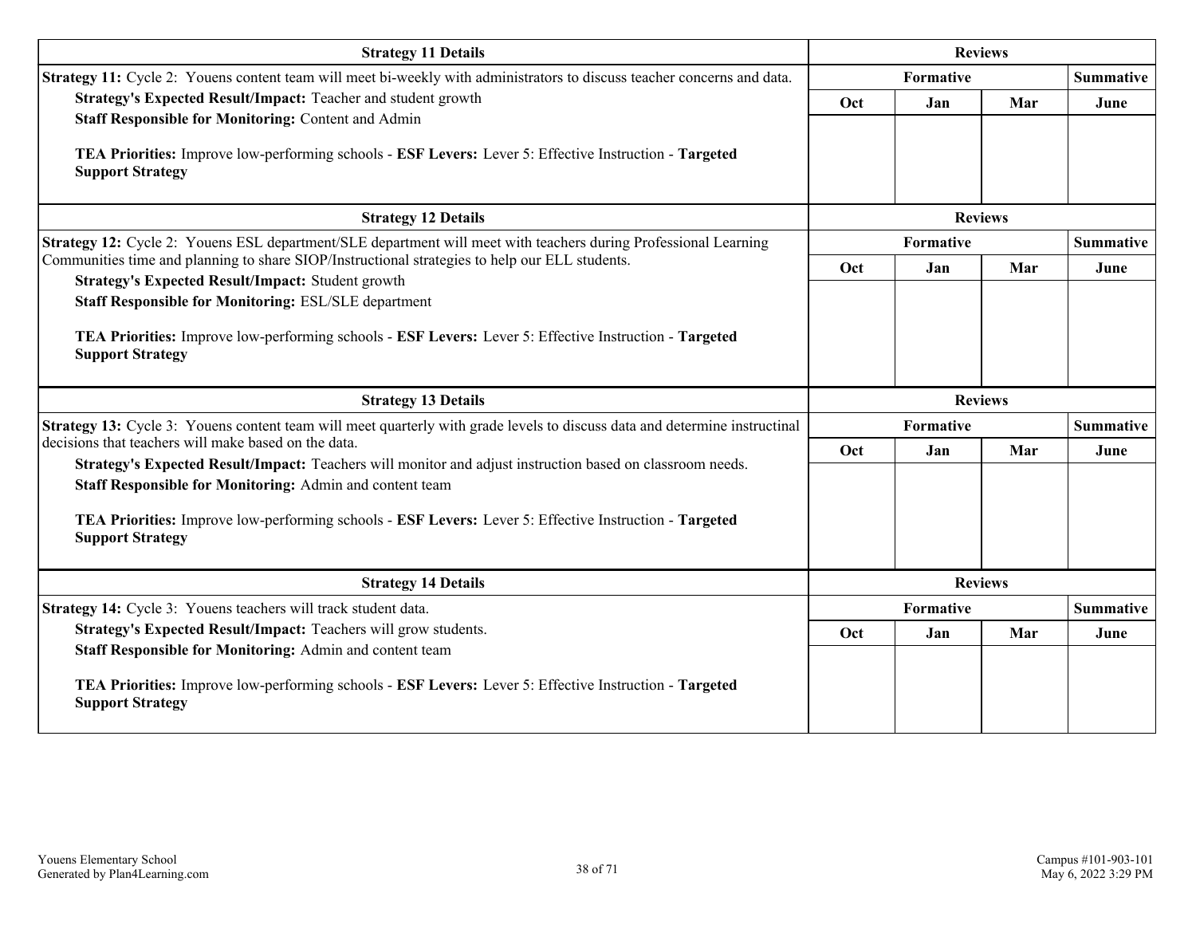| Strategy 11 Details | Reviews | | | |
|---|---|---|---|---|
| **Strategy 11:** Cycle 2: Youens content team will meet bi-weekly with administrators to discuss teacher concerns and data. | Formative | | | Summative |
| **Strategy's Expected Result/Impact:** Teacher and student growth<br>**Staff Responsible for Monitoring:** Content and Admin<br><br>**TEA Priorities:** Improve low-performing schools - **ESF Levers:** Lever 5: Effective Instruction - **Targeted Support Strategy** | Oct | Jan | Mar | June |
| | | | | |

| Strategy 12 Details | Reviews | | | |
|---|---|---|---|---|
| **Strategy 12:** Cycle 2: Youens ESL department/SLE department will meet with teachers during Professional Learning Communities time and planning to share SIOP/Instructional strategies to help our ELL students. | Formative | | | Summative |
| **Strategy's Expected Result/Impact:** Student growth<br>**Staff Responsible for Monitoring:** ESL/SLE department<br><br>**TEA Priorities:** Improve low-performing schools - **ESF Levers:** Lever 5: Effective Instruction - **Targeted Support Strategy** | Oct | Jan | Mar | June |
| | | | | |

| Strategy 13 Details | Reviews | | | |
|---|---|---|---|---|
| **Strategy 13:** Cycle 3: Youens content team will meet quarterly with grade levels to discuss data and determine instructional decisions that teachers will make based on the data. | Formative | | | Summative |
| **Strategy's Expected Result/Impact:** Teachers will monitor and adjust instruction based on classroom needs.<br>**Staff Responsible for Monitoring:** Admin and content team<br><br>**TEA Priorities:** Improve low-performing schools - **ESF Levers:** Lever 5: Effective Instruction - **Targeted Support Strategy** | Oct | Jan | Mar | June |
| | | | | |

| Strategy 14 Details | Reviews | | | |
|---|---|---|---|---|
| **Strategy 14:** Cycle 3: Youens teachers will track student data. | Formative | | | Summative |
| **Strategy's Expected Result/Impact:** Teachers will grow students.<br>**Staff Responsible for Monitoring:** Admin and content team<br><br>**TEA Priorities:** Improve low-performing schools - **ESF Levers:** Lever 5: Effective Instruction - **Targeted Support Strategy** | Oct | Jan | Mar | June |
| | | | | |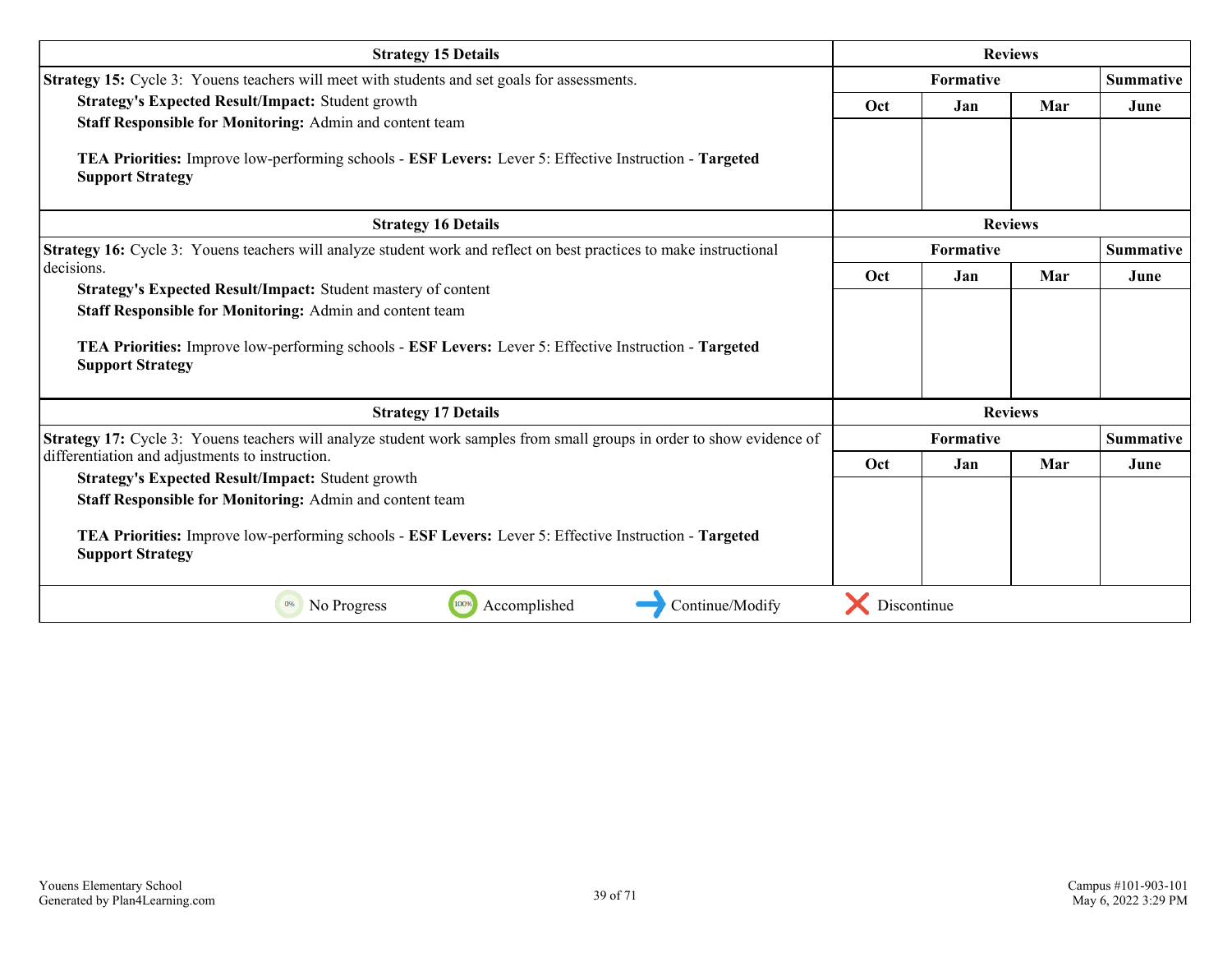| Strategy 15 Details | Reviews | | | |
|---|---|---|---|---|
| **Strategy 15:** Cycle 3: Youens teachers will meet with students and set goals for assessments. | Formative | | | Summative |
| **Strategy's Expected Result/Impact:** Student growth<br>**Staff Responsible for Monitoring:** Admin and content team<br><br>**TEA Priorities:** Improve low-performing schools - **ESF Levers:** Lever 5: Effective Instruction - **Targeted Support Strategy** | Oct | Jan | Mar | June |
| | | | | |

| Strategy 16 Details | Reviews | | | |
|---|---|---|---|---|
| **Strategy 16:** Cycle 3: Youens teachers will analyze student work and reflect on best practices to make instructional decisions. | Formative | | | Summative |
| **Strategy's Expected Result/Impact:** Student mastery of content<br>**Staff Responsible for Monitoring:** Admin and content team<br><br>**TEA Priorities:** Improve low-performing schools - **ESF Levers:** Lever 5: Effective Instruction - **Targeted Support Strategy** | Oct | Jan | Mar | June |
| | | | | |

| Strategy 17 Details | Reviews | | | |
|---|---|---|---|---|
| **Strategy 17:** Cycle 3: Youens teachers will analyze student work samples from small groups in order to show evidence of differentiation and adjustments to instruction. | Formative | | | Summative |
| **Strategy's Expected Result/Impact:** Student growth<br>**Staff Responsible for Monitoring:** Admin and content team<br><br>**TEA Priorities:** Improve low-performing schools - **ESF Levers:** Lever 5: Effective Instruction - **Targeted Support Strategy** | Oct | Jan | Mar | June |
| | | | | |

0% No Progress | 100% Accomplished | → Continue/Modify | ✕ Discontinue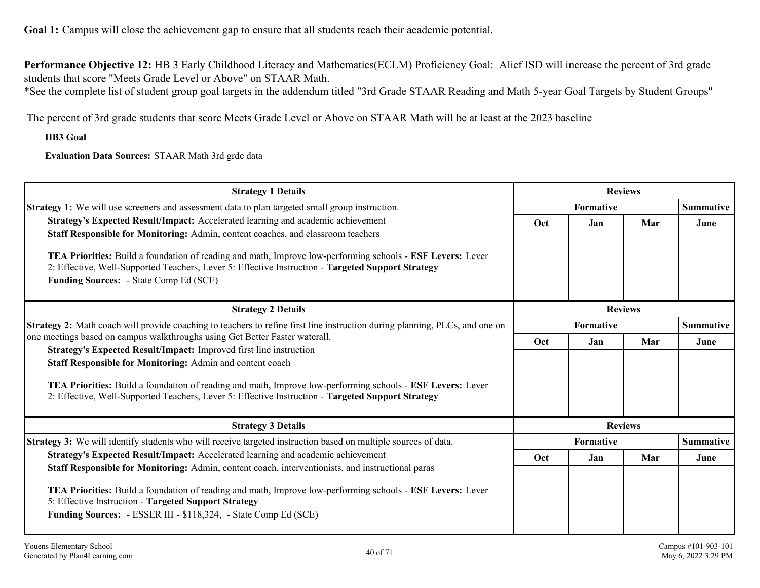**Goal 1:** Campus will close the achievement gap to ensure that all students reach their academic potential.

**Performance Objective 12:** HB 3 Early Childhood Literacy and Mathematics(ECLM) Proficiency Goal: Alief ISD will increase the percent of 3rd grade students that score "Meets Grade Level or Above" on STAAR Math.
*See the complete list of student group goal targets in the addendum titled "3rd Grade STAAR Reading and Math 5-year Goal Targets by Student Groups"

The percent of 3rd grade students that score Meets Grade Level or Above on STAAR Math will be at least at the 2023 baseline

**HB3 Goal**

**Evaluation Data Sources:** STAAR Math 3rd grde data

| Strategy 1 Details | Reviews | | | |
|---|---|---|---|---|
| | Formative | | | Summative |
| | Oct | Jan | Mar | June |
| **Strategy 1:** We will use screeners and assessment data to plan targeted small group instruction.<br>**Strategy's Expected Result/Impact:** Accelerated learning and academic achievement<br>**Staff Responsible for Monitoring:** Admin, content coaches, and classroom teachers<br><br>**TEA Priorities:** Build a foundation of reading and math, Improve low-performing schools - **ESF Levers:** Lever 2: Effective, Well-Supported Teachers, Lever 5: Effective Instruction - **Targeted Support Strategy**<br>**Funding Sources:** - State Comp Ed (SCE) | | | | |

| Strategy 2 Details | Reviews | | | |
|---|---|---|---|---|
| | Formative | | | Summative |
| | Oct | Jan | Mar | June |
| **Strategy 2:** Math coach will provide coaching to teachers to refine first line instruction during planning, PLCs, and one on one meetings based on campus walkthroughs using Get Better Faster waterall.<br>**Strategy's Expected Result/Impact:** Improved first line instruction<br>**Staff Responsible for Monitoring:** Admin and content coach<br><br>**TEA Priorities:** Build a foundation of reading and math, Improve low-performing schools - **ESF Levers:** Lever 2: Effective, Well-Supported Teachers, Lever 5: Effective Instruction - **Targeted Support Strategy** | | | | |

| Strategy 3 Details | Reviews | | | |
|---|---|---|---|---|
| | Formative | | | Summative |
| | Oct | Jan | Mar | June |
| **Strategy 3:** We will identify students who will receive targeted instruction based on multiple sources of data.<br>**Strategy's Expected Result/Impact:** Accelerated learning and academic achievement<br>**Staff Responsible for Monitoring:** Admin, content coach, interventionists, and instructional paras<br><br>**TEA Priorities:** Build a foundation of reading and math, Improve low-performing schools - **ESF Levers:** Lever 5: Effective Instruction - **Targeted Support Strategy**<br>**Funding Sources:** - ESSER III - $118,324, - State Comp Ed (SCE) | | | | |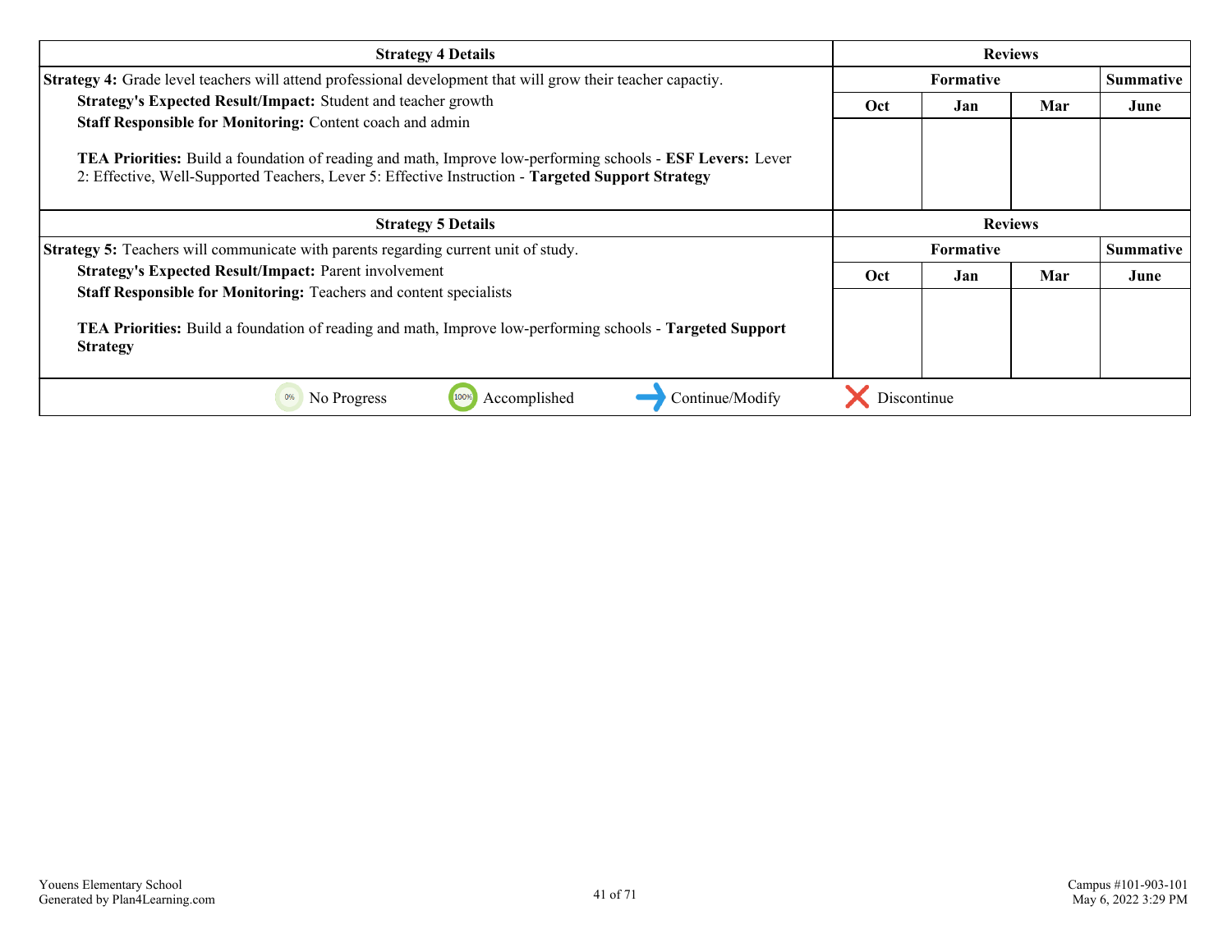| Strategy 4 Details | Reviews | | | |
|---|---|---|---|---|
| | Formative | | | Summative |
| | Oct | Jan | Mar | June |
| **Strategy 4:** Grade level teachers will attend professional development that will grow their teacher capactiy.<br>**Strategy's Expected Result/Impact:** Student and teacher growth<br>**Staff Responsible for Monitoring:** Content coach and admin<br><br>**TEA Priorities:** Build a foundation of reading and math, Improve low-performing schools - **ESF Levers:** Lever 2: Effective, Well-Supported Teachers, Lever 5: Effective Instruction - **Targeted Support Strategy** | | | | |

| Strategy 5 Details | Reviews | | | |
|---|---|---|---|---|
| | Formative | | | Summative |
| | Oct | Jan | Mar | June |
| **Strategy 5:** Teachers will communicate with parents regarding current unit of study.<br>**Strategy's Expected Result/Impact:** Parent involvement<br>**Staff Responsible for Monitoring:** Teachers and content specialists<br><br>**TEA Priorities:** Build a foundation of reading and math, Improve low-performing schools - **Targeted Support Strategy** | | | | |

0% No Progress | 100% Accomplished | Continue/Modify | Discontinue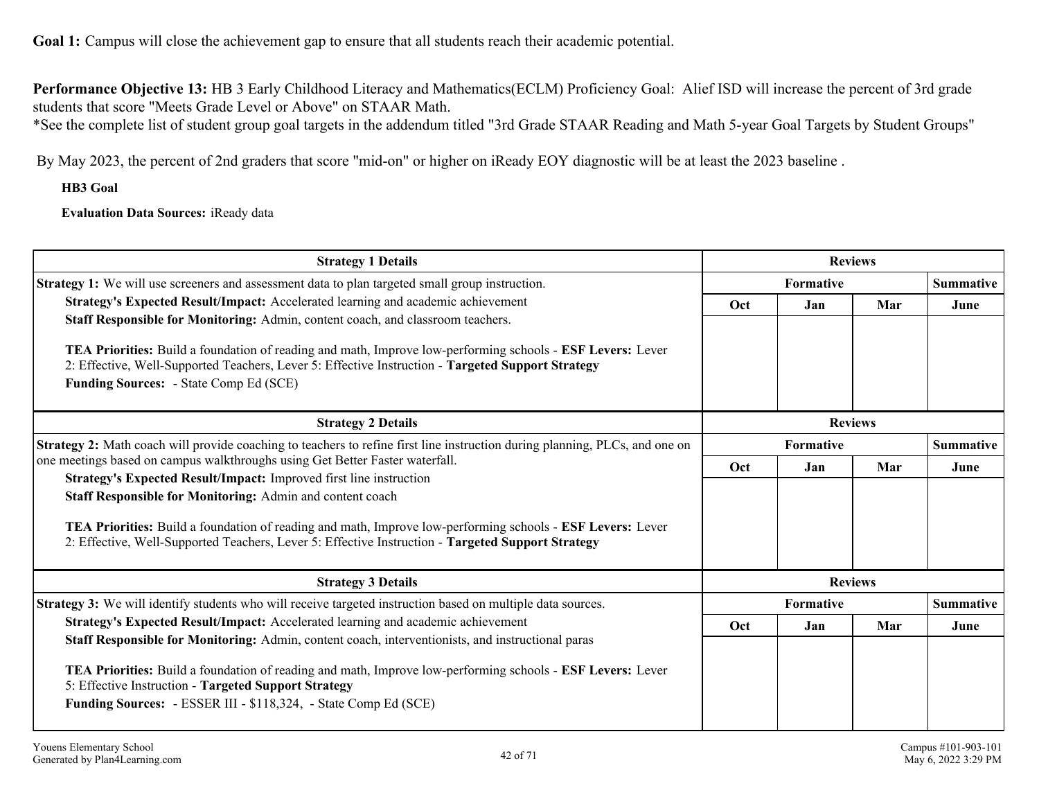**Goal 1:** Campus will close the achievement gap to ensure that all students reach their academic potential.

**Performance Objective 13:** HB 3 Early Childhood Literacy and Mathematics(ECLM) Proficiency Goal: Alief ISD will increase the percent of 3rd grade students that score "Meets Grade Level or Above" on STAAR Math.
*See the complete list of student group goal targets in the addendum titled "3rd Grade STAAR Reading and Math 5-year Goal Targets by Student Groups"

By May 2023, the percent of 2nd graders that score "mid-on" or higher on iReady EOY diagnostic will be at least the 2023 baseline .

**HB3 Goal**

**Evaluation Data Sources:** iReady data

| Strategy 1 Details | Reviews | | | |
|---|---|---|---|---|
| | Formative | | | Summative |
| | Oct | Jan | Mar | June |
| **Strategy 1:** We will use screeners and assessment data to plan targeted small group instruction.<br>**Strategy's Expected Result/Impact:** Accelerated learning and academic achievement<br>**Staff Responsible for Monitoring:** Admin, content coach, and classroom teachers.<br><br>**TEA Priorities:** Build a foundation of reading and math, Improve low-performing schools - **ESF Levers:** Lever 2: Effective, Well-Supported Teachers, Lever 5: Effective Instruction - **Targeted Support Strategy**<br>**Funding Sources:** - State Comp Ed (SCE) | | | | |

| Strategy 2 Details | Reviews | | | |
|---|---|---|---|---|
| | Formative | | | Summative |
| | Oct | Jan | Mar | June |
| **Strategy 2:** Math coach will provide coaching to teachers to refine first line instruction during planning, PLCs, and one on one meetings based on campus walkthroughs using Get Better Faster waterfall.<br>**Strategy's Expected Result/Impact:** Improved first line instruction<br>**Staff Responsible for Monitoring:** Admin and content coach<br><br>**TEA Priorities:** Build a foundation of reading and math, Improve low-performing schools - **ESF Levers:** Lever 2: Effective, Well-Supported Teachers, Lever 5: Effective Instruction - **Targeted Support Strategy** | | | | |

| Strategy 3 Details | Reviews | | | |
|---|---|---|---|---|
| | Formative | | | Summative |
| | Oct | Jan | Mar | June |
| **Strategy 3:** We will identify students who will receive targeted instruction based on multiple data sources.<br>**Strategy's Expected Result/Impact:** Accelerated learning and academic achievement<br>**Staff Responsible for Monitoring:** Admin, content coach, interventionists, and instructional paras<br><br>**TEA Priorities:** Build a foundation of reading and math, Improve low-performing schools - **ESF Levers:** Lever 5: Effective Instruction - **Targeted Support Strategy**<br>**Funding Sources:** - ESSER III - $118,324, - State Comp Ed (SCE) | | | | |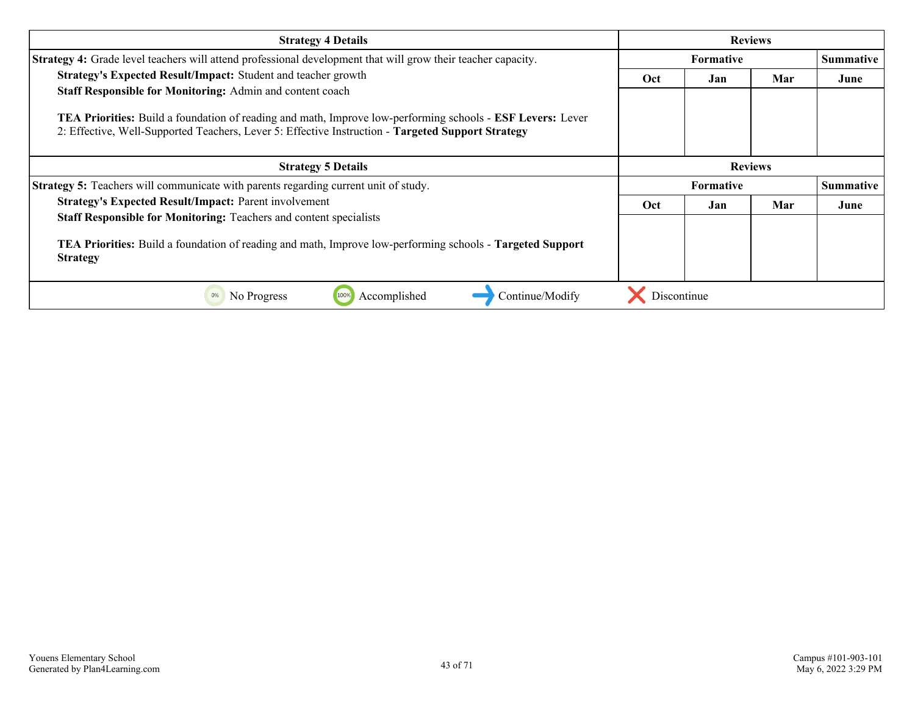| Strategy 4 Details | Reviews | | | |
|---|---|---|---|---|
| | Formative | | | Summative |
| **Strategy 4:** Grade level teachers will attend professional development that will grow their teacher capacity.<br>**Strategy's Expected Result/Impact:** Student and teacher growth<br>**Staff Responsible for Monitoring:** Admin and content coach<br><br>**TEA Priorities:** Build a foundation of reading and math, Improve low-performing schools - **ESF Levers:** Lever 2: Effective, Well-Supported Teachers, Lever 5: Effective Instruction - **Targeted Support Strategy** | Oct | Jan | Mar | June |
| | | | | |

| Strategy 5 Details | Reviews | | | |
|---|---|---|---|---|
| | Formative | | | Summative |
| **Strategy 5:** Teachers will communicate with parents regarding current unit of study.<br>**Strategy's Expected Result/Impact:** Parent involvement<br>**Staff Responsible for Monitoring:** Teachers and content specialists<br><br>**TEA Priorities:** Build a foundation of reading and math, Improve low-performing schools - **Targeted Support Strategy** | Oct | Jan | Mar | June |
| | | | | |

0% No Progress | 100% Accomplished | Continue/Modify | Discontinue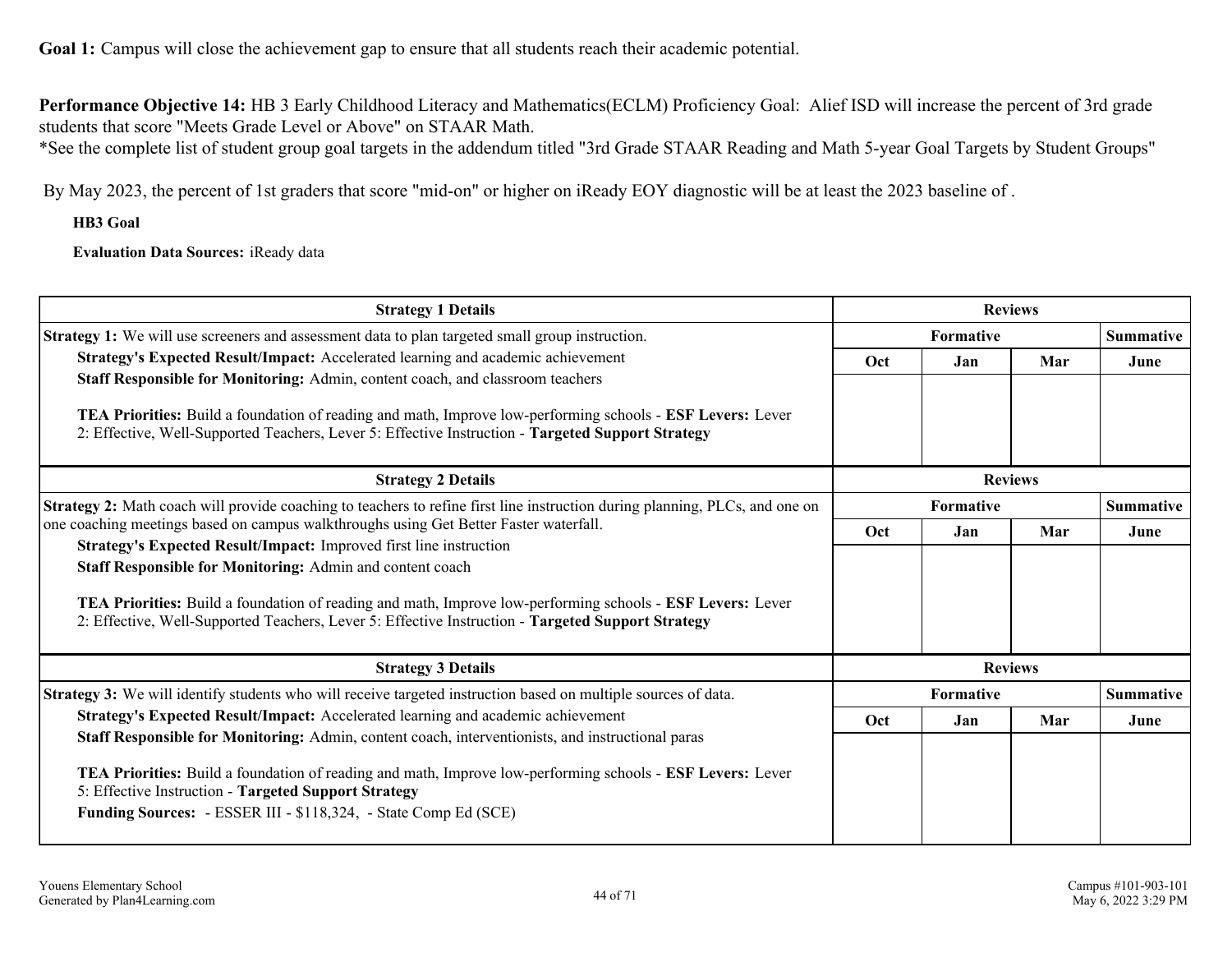**Goal 1:** Campus will close the achievement gap to ensure that all students reach their academic potential.

**Performance Objective 14:** HB 3 Early Childhood Literacy and Mathematics(ECLM) Proficiency Goal: Alief ISD will increase the percent of 3rd grade students that score "Meets Grade Level or Above" on STAAR Math.
*See the complete list of student group goal targets in the addendum titled "3rd Grade STAAR Reading and Math 5-year Goal Targets by Student Groups"

By May 2023, the percent of 1st graders that score "mid-on" or higher on iReady EOY diagnostic will be at least the 2023 baseline of .

**HB3 Goal**

**Evaluation Data Sources:** iReady data

| Strategy 1 Details | Reviews | | | |
|---|---|---|---|---|
| | Formative | | | Summative |
| | Oct | Jan | Mar | June |
| **Strategy 1:** We will use screeners and assessment data to plan targeted small group instruction.<br>**Strategy's Expected Result/Impact:** Accelerated learning and academic achievement<br>**Staff Responsible for Monitoring:** Admin, content coach, and classroom teachers<br><br>**TEA Priorities:** Build a foundation of reading and math, Improve low-performing schools - **ESF Levers:** Lever 2: Effective, Well-Supported Teachers, Lever 5: Effective Instruction - **Targeted Support Strategy** | | | | |

| Strategy 2 Details | Reviews | | | |
|---|---|---|---|---|
| | Formative | | | Summative |
| | Oct | Jan | Mar | June |
| **Strategy 2:** Math coach will provide coaching to teachers to refine first line instruction during planning, PLCs, and one on one coaching meetings based on campus walkthroughs using Get Better Faster waterfall.<br>**Strategy's Expected Result/Impact:** Improved first line instruction<br>**Staff Responsible for Monitoring:** Admin and content coach<br><br>**TEA Priorities:** Build a foundation of reading and math, Improve low-performing schools - **ESF Levers:** Lever 2: Effective, Well-Supported Teachers, Lever 5: Effective Instruction - **Targeted Support Strategy** | | | | |

| Strategy 3 Details | Reviews | | | |
|---|---|---|---|---|
| | Formative | | | Summative |
| | Oct | Jan | Mar | June |
| **Strategy 3:** We will identify students who will receive targeted instruction based on multiple sources of data.<br>**Strategy's Expected Result/Impact:** Accelerated learning and academic achievement<br>**Staff Responsible for Monitoring:** Admin, content coach, interventionists, and instructional paras<br><br>**TEA Priorities:** Build a foundation of reading and math, Improve low-performing schools - **ESF Levers:** Lever 5: Effective Instruction - **Targeted Support Strategy**<br>**Funding Sources:** - ESSER III - $118,324, - State Comp Ed (SCE) | | | | |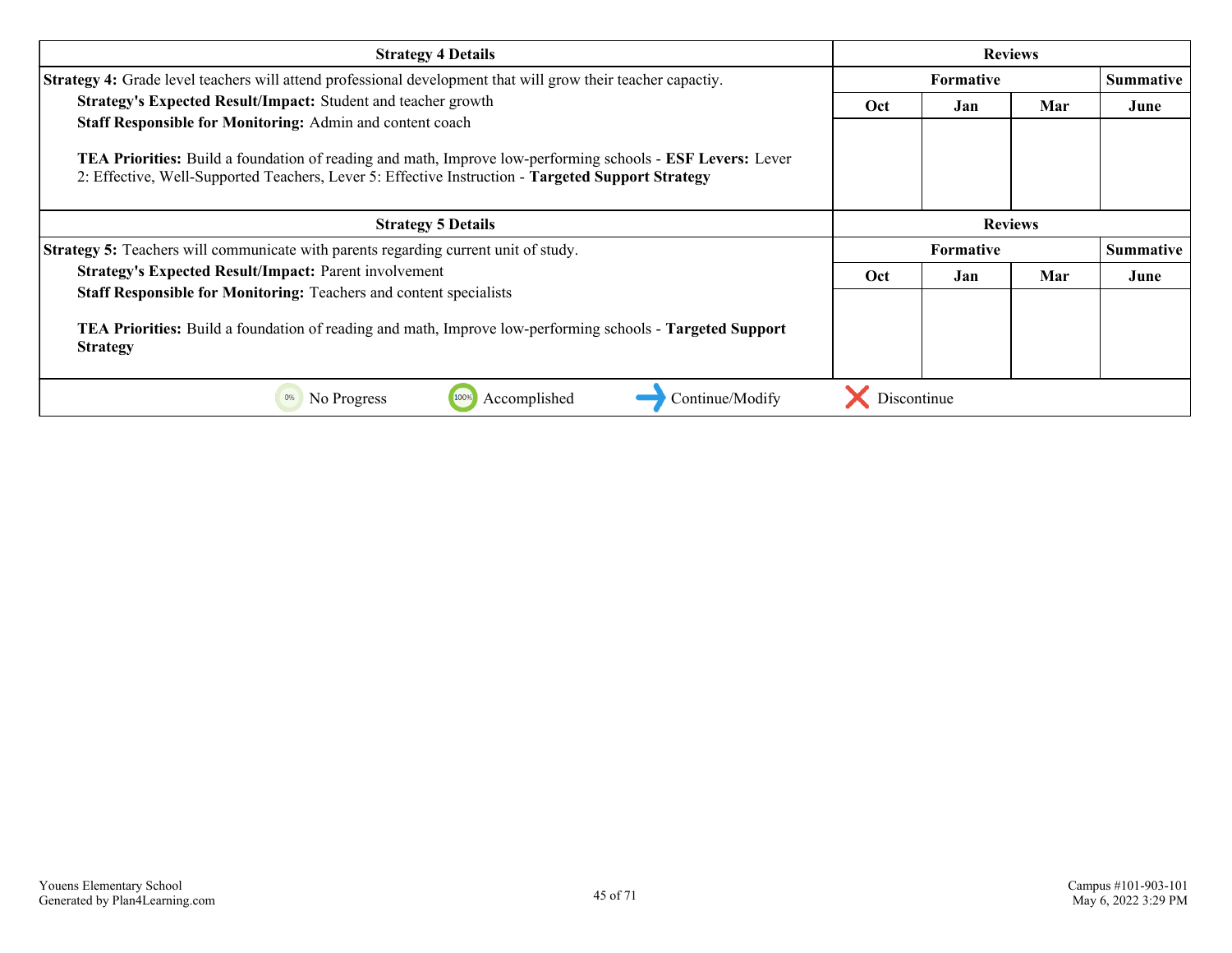| Strategy 4 Details | Reviews | | | |
|---|---|---|---|---|
| | Formative | | | Summative |
| **Strategy 4:** Grade level teachers will attend professional development that will grow their teacher capactiy.<br>**Strategy's Expected Result/Impact:** Student and teacher growth<br>**Staff Responsible for Monitoring:** Admin and content coach<br><br>**TEA Priorities:** Build a foundation of reading and math, Improve low-performing schools - **ESF Levers:** Lever 2: Effective, Well-Supported Teachers, Lever 5: Effective Instruction - **Targeted Support Strategy** | Oct | Jan | Mar | June |

| Strategy 5 Details | Reviews | | | |
|---|---|---|---|---|
| | Formative | | | Summative |
| **Strategy 5:** Teachers will communicate with parents regarding current unit of study.<br>**Strategy's Expected Result/Impact:** Parent involvement<br>**Staff Responsible for Monitoring:** Teachers and content specialists<br><br>**TEA Priorities:** Build a foundation of reading and math, Improve low-performing schools - **Targeted Support Strategy** | Oct | Jan | Mar | June |

No Progress | Accomplished | Continue/Modify | Discontinue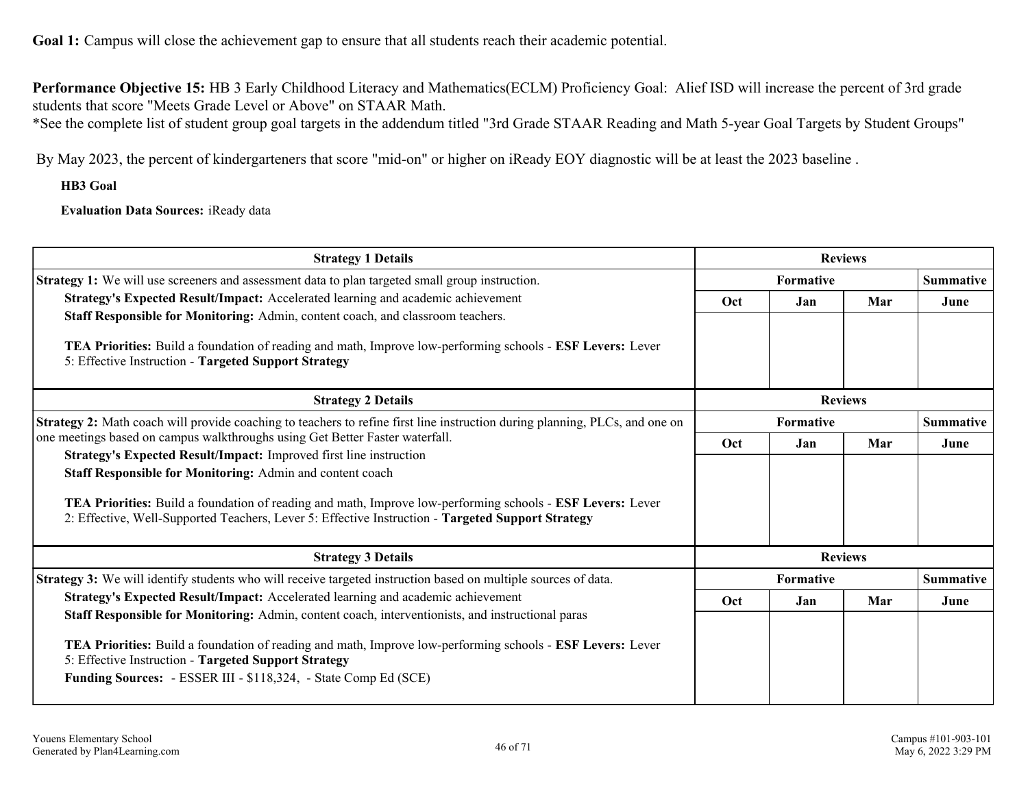**Goal 1:** Campus will close the achievement gap to ensure that all students reach their academic potential.

**Performance Objective 15:** HB 3 Early Childhood Literacy and Mathematics(ECLM) Proficiency Goal: Alief ISD will increase the percent of 3rd grade students that score "Meets Grade Level or Above" on STAAR Math.
*See the complete list of student group goal targets in the addendum titled "3rd Grade STAAR Reading and Math 5-year Goal Targets by Student Groups"

By May 2023, the percent of kindergarteners that score "mid-on" or higher on iReady EOY diagnostic will be at least the 2023 baseline .

**HB3 Goal**

**Evaluation Data Sources:** iReady data

| Strategy 1 Details | Reviews | | | |
|---|---|---|---|---|
| **Strategy 1:** We will use screeners and assessment data to plan targeted small group instruction. | Formative | | | Summative |
| **Strategy's Expected Result/Impact:** Accelerated learning and academic achievement<br>**Staff Responsible for Monitoring:** Admin, content coach, and classroom teachers.<br><br>**TEA Priorities:** Build a foundation of reading and math, Improve low-performing schools - **ESF Levers:** Lever 5: Effective Instruction - **Targeted Support Strategy** | Oct | Jan | Mar | June |

| Strategy 2 Details | Reviews | | | |
|---|---|---|---|---|
| **Strategy 2:** Math coach will provide coaching to teachers to refine first line instruction during planning, PLCs, and one on one meetings based on campus walkthroughs using Get Better Faster waterfall. | Formative | | | Summative |
| **Strategy's Expected Result/Impact:** Improved first line instruction<br>**Staff Responsible for Monitoring:** Admin and content coach<br><br>**TEA Priorities:** Build a foundation of reading and math, Improve low-performing schools - **ESF Levers:** Lever 2: Effective, Well-Supported Teachers, Lever 5: Effective Instruction - **Targeted Support Strategy** | Oct | Jan | Mar | June |

| Strategy 3 Details | Reviews | | | |
|---|---|---|---|---|
| **Strategy 3:** We will identify students who will receive targeted instruction based on multiple sources of data. | Formative | | | Summative |
| **Strategy's Expected Result/Impact:** Accelerated learning and academic achievement<br>**Staff Responsible for Monitoring:** Admin, content coach, interventionists, and instructional paras<br><br>**TEA Priorities:** Build a foundation of reading and math, Improve low-performing schools - **ESF Levers:** Lever 5: Effective Instruction - **Targeted Support Strategy**<br>**Funding Sources:** - ESSER III - $118,324, - State Comp Ed (SCE) | Oct | Jan | Mar | June |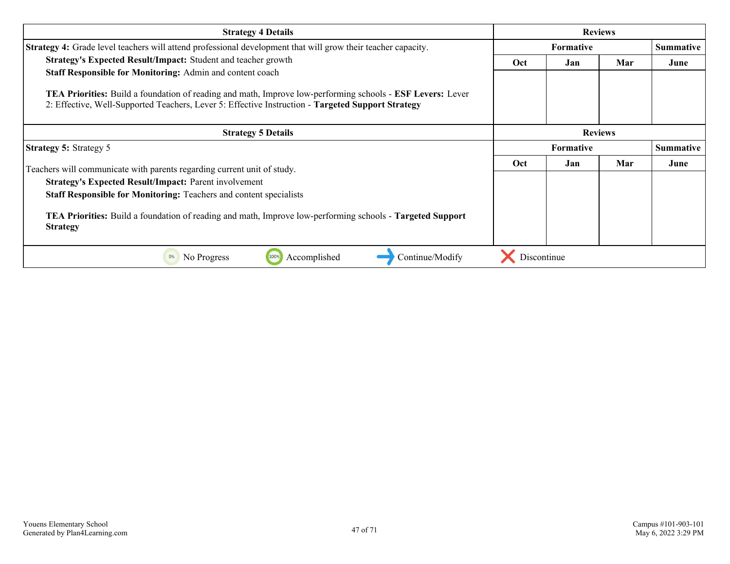| Strategy 4 Details | Reviews | | | |
|---|---|---|---|---|
| | Formative | | | Summative |
| **Strategy 4:** Grade level teachers will attend professional development that will grow their teacher capacity.<br>**Strategy's Expected Result/Impact:** Student and teacher growth<br>**Staff Responsible for Monitoring:** Admin and content coach<br><br>**TEA Priorities:** Build a foundation of reading and math, Improve low-performing schools - **ESF Levers:** Lever 2: Effective, Well-Supported Teachers, Lever 5: Effective Instruction - **Targeted Support Strategy** | Oct | Jan | Mar | June |
| | | | | |

| Strategy 5 Details | Reviews | | | |
|---|---|---|---|---|
| | Formative | | | Summative |
| **Strategy 5:** Strategy 5<br><br>Teachers will communicate with parents regarding current unit of study.<br>**Strategy's Expected Result/Impact:** Parent involvement<br>**Staff Responsible for Monitoring:** Teachers and content specialists<br><br>**TEA Priorities:** Build a foundation of reading and math, Improve low-performing schools - **Targeted Support Strategy** | Oct | Jan | Mar | June |
| | | | | |

0% No Progress | 100% Accomplished | Continue/Modify | Discontinue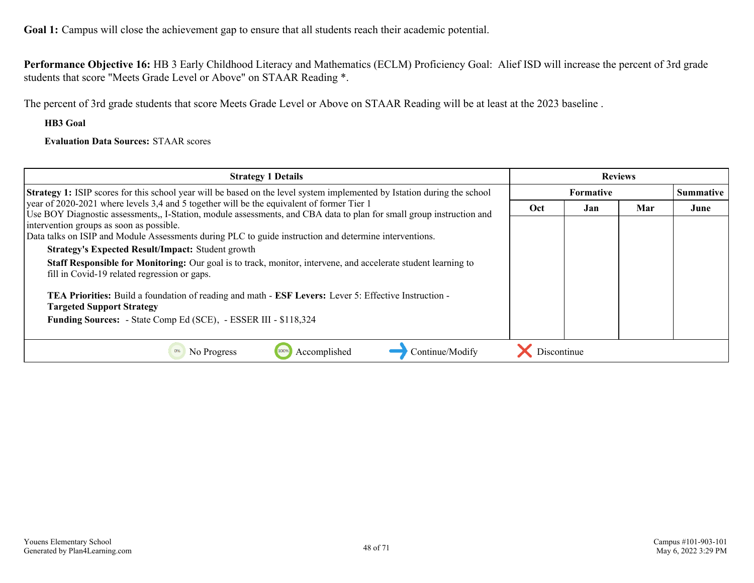**Goal 1:** Campus will close the achievement gap to ensure that all students reach their academic potential.

**Performance Objective 16:** HB 3 Early Childhood Literacy and Mathematics (ECLM) Proficiency Goal: Alief ISD will increase the percent of 3rd grade students that score "Meets Grade Level or Above" on STAAR Reading *.

The percent of 3rd grade students that score Meets Grade Level or Above on STAAR Reading will be at least at the 2023 baseline .

**HB3 Goal**

**Evaluation Data Sources:** STAAR scores

| Strategy 1 Details | Reviews | | | |
|---|---|---|---|---|
| | Formative | | | Summative |
| | Oct | Jan | Mar | June |
| **Strategy 1:** ISIP scores for this school year will be based on the level system implemented by Istation during the school year of 2020-2021 where levels 3,4 and 5 together will be the equivalent of former Tier 1<br>Use BOY Diagnostic assessments,, I-Station, module assessments, and CBA data to plan for small group instruction and intervention groups as soon as possible.<br>Data talks on ISIP and Module Assessments during PLC to guide instruction and determine interventions.<br>**Strategy's Expected Result/Impact:** Student growth<br>**Staff Responsible for Monitoring:** Our goal is to track, monitor, intervene, and accelerate student learning to fill in Covid-19 related regression or gaps.<br><br>**TEA Priorities:** Build a foundation of reading and math - **ESF Levers:** Lever 5: Effective Instruction - **Targeted Support Strategy**<br>**Funding Sources:** - State Comp Ed (SCE), - ESSER III - $118,324 | | | | |

0% No Progress | 100% Accomplished | Continue/Modify | Discontinue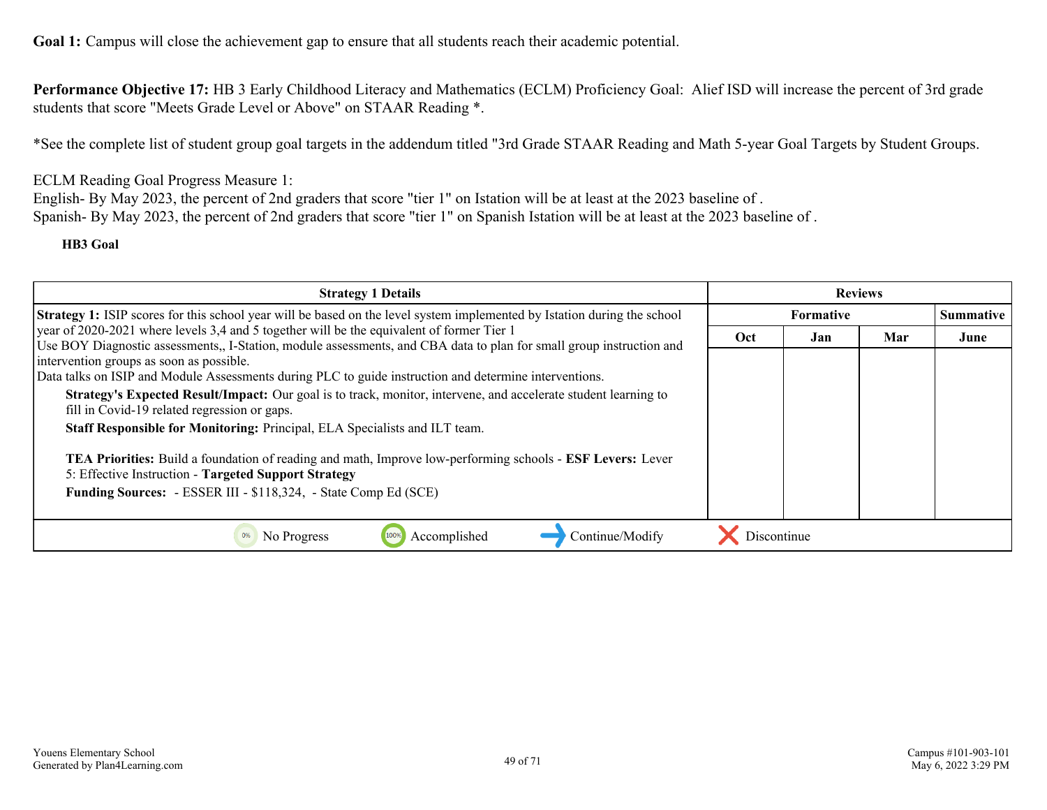**Goal 1:** Campus will close the achievement gap to ensure that all students reach their academic potential.

**Performance Objective 17:** HB 3 Early Childhood Literacy and Mathematics (ECLM) Proficiency Goal: Alief ISD will increase the percent of 3rd grade students that score "Meets Grade Level or Above" on STAAR Reading *.

*See the complete list of student group goal targets in the addendum titled "3rd Grade STAAR Reading and Math 5-year Goal Targets by Student Groups.

ECLM Reading Goal Progress Measure 1:
English- By May 2023, the percent of 2nd graders that score "tier 1" on Istation will be at least at the 2023 baseline of .
Spanish- By May 2023, the percent of 2nd graders that score "tier 1" on Spanish Istation will be at least at the 2023 baseline of .

**HB3 Goal**

| Strategy 1 Details | Reviews | | | |
|---|---|---|---|---|
| | Formative | | | Summative |
| | Oct | Jan | Mar | June |
| **Strategy 1:** ISIP scores for this school year will be based on the level system implemented by Istation during the school year of 2020-2021 where levels 3,4 and 5 together will be the equivalent of former Tier 1<br>Use BOY Diagnostic assessments,, I-Station, module assessments, and CBA data to plan for small group instruction and intervention groups as soon as possible.<br>Data talks on ISIP and Module Assessments during PLC to guide instruction and determine interventions.<br>**Strategy's Expected Result/Impact:** Our goal is to track, monitor, intervene, and accelerate student learning to fill in Covid-19 related regression or gaps.<br>**Staff Responsible for Monitoring:** Principal, ELA Specialists and ILT team.<br><br>**TEA Priorities:** Build a foundation of reading and math, Improve low-performing schools - **ESF Levers:** Lever 5: Effective Instruction - **Targeted Support Strategy**<br>**Funding Sources:** - ESSER III - $118,324, - State Comp Ed (SCE) | | | | |

0% No Progress | 100% Accomplished | → Continue/Modify | ✗ Discontinue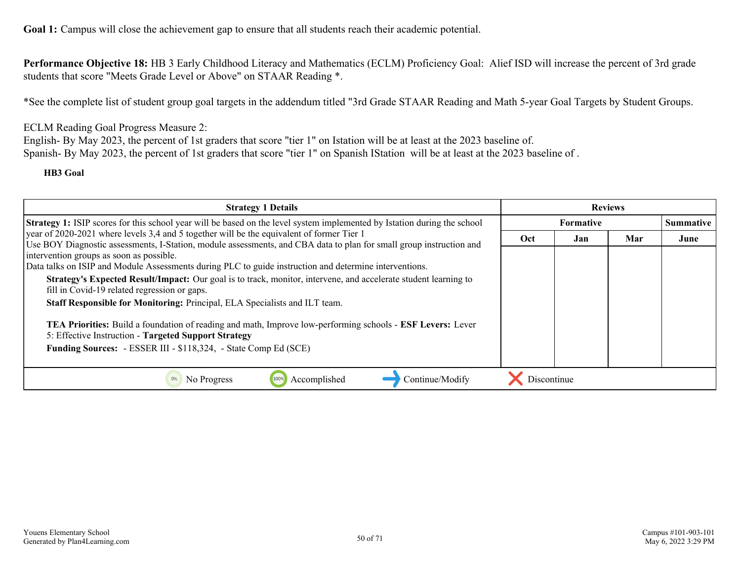**Goal 1:** Campus will close the achievement gap to ensure that all students reach their academic potential.

**Performance Objective 18:** HB 3 Early Childhood Literacy and Mathematics (ECLM) Proficiency Goal: Alief ISD will increase the percent of 3rd grade students that score "Meets Grade Level or Above" on STAAR Reading *.

*See the complete list of student group goal targets in the addendum titled "3rd Grade STAAR Reading and Math 5-year Goal Targets by Student Groups.

ECLM Reading Goal Progress Measure 2:
English- By May 2023, the percent of 1st graders that score "tier 1" on Istation will be at least at the 2023 baseline of.
Spanish- By May 2023, the percent of 1st graders that score "tier 1" on Spanish IStation will be at least at the 2023 baseline of .

**HB3 Goal**

| Strategy 1 Details | Reviews | | | |
|---|---|---|---|---|
| | Formative | | | Summative |
| | Oct | Jan | Mar | June |
| **Strategy 1:** ISIP scores for this school year will be based on the level system implemented by Istation during the school year of 2020-2021 where levels 3,4 and 5 together will be the equivalent of former Tier 1<br>Use BOY Diagnostic assessments, I-Station, module assessments, and CBA data to plan for small group instruction and intervention groups as soon as possible.<br>Data talks on ISIP and Module Assessments during PLC to guide instruction and determine interventions.<br>**Strategy's Expected Result/Impact:** Our goal is to track, monitor, intervene, and accelerate student learning to fill in Covid-19 related regression or gaps.<br>**Staff Responsible for Monitoring:** Principal, ELA Specialists and ILT team.<br><br>**TEA Priorities:** Build a foundation of reading and math, Improve low-performing schools - **ESF Levers:** Lever 5: Effective Instruction - **Targeted Support Strategy**<br>**Funding Sources:** - ESSER III - $118,324, - State Comp Ed (SCE) | | | | |

0% No Progress | 100% Accomplished | Continue/Modify | Discontinue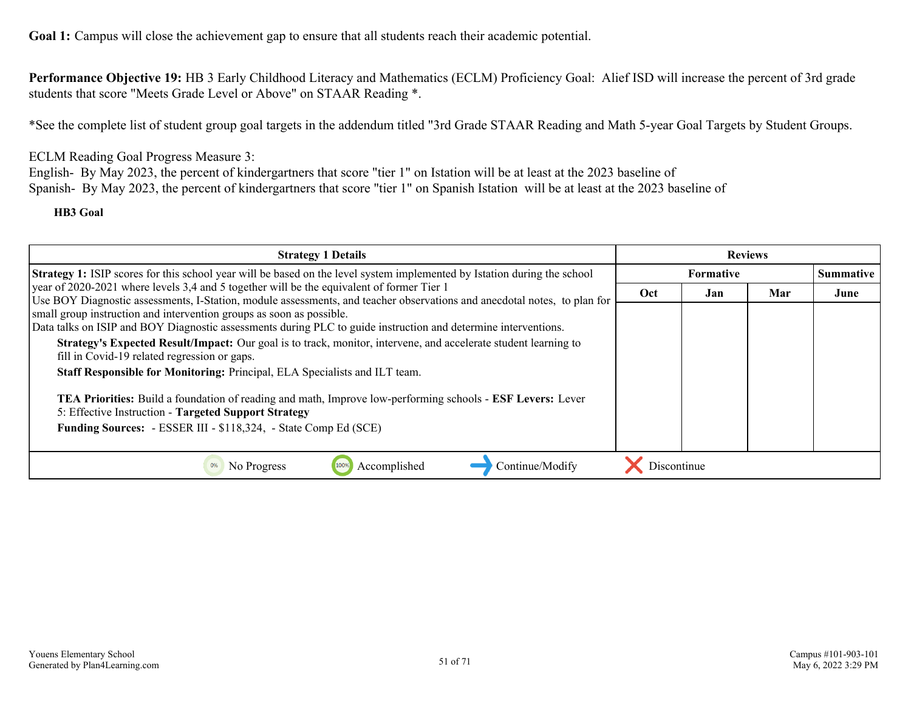**Goal 1:** Campus will close the achievement gap to ensure that all students reach their academic potential.

**Performance Objective 19:** HB 3 Early Childhood Literacy and Mathematics (ECLM) Proficiency Goal: Alief ISD will increase the percent of 3rd grade students that score "Meets Grade Level or Above" on STAAR Reading *.

*See the complete list of student group goal targets in the addendum titled "3rd Grade STAAR Reading and Math 5-year Goal Targets by Student Groups.

ECLM Reading Goal Progress Measure 3:
English- By May 2023, the percent of kindergartners that score "tier 1" on Istation will be at least at the 2023 baseline of
Spanish- By May 2023, the percent of kindergartners that score "tier 1" on Spanish Istation will be at least at the 2023 baseline of

**HB3 Goal**

| Strategy 1 Details | Reviews | | | |
|---|---|---|---|---|
| | Formative | | | Summative |
| | Oct | Jan | Mar | June |
| **Strategy 1:** ISIP scores for this school year will be based on the level system implemented by Istation during the school year of 2020-2021 where levels 3,4 and 5 together will be the equivalent of former Tier 1<br>Use BOY Diagnostic assessments, I-Station, module assessments, and teacher observations and anecdotal notes, to plan for small group instruction and intervention groups as soon as possible.<br>Data talks on ISIP and BOY Diagnostic assessments during PLC to guide instruction and determine interventions.<br>**Strategy's Expected Result/Impact:** Our goal is to track, monitor, intervene, and accelerate student learning to fill in Covid-19 related regression or gaps.<br>**Staff Responsible for Monitoring:** Principal, ELA Specialists and ILT team.<br><br>**TEA Priorities:** Build a foundation of reading and math, Improve low-performing schools - **ESF Levers:** Lever 5: Effective Instruction - **Targeted Support Strategy**<br>**Funding Sources:** - ESSER III - $118,324, - State Comp Ed (SCE) | | | | |

0% No Progress | 100% Accomplished | Continue/Modify | Discontinue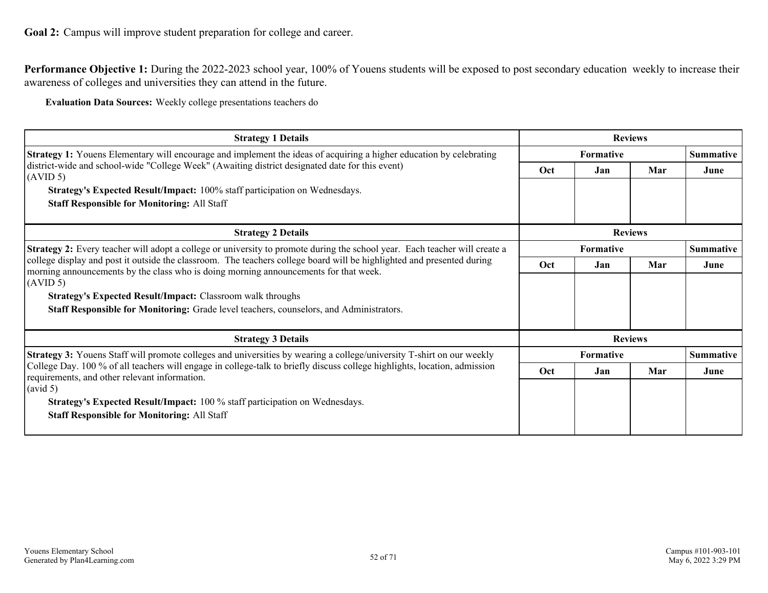**Goal 2:** Campus will improve student preparation for college and career.

**Performance Objective 1:** During the 2022-2023 school year, 100% of Youens students will be exposed to post secondary education weekly to increase their awareness of colleges and universities they can attend in the future.

**Evaluation Data Sources:** Weekly college presentations teachers do

| Strategy 1 Details | Reviews | | | |
|---|---|---|---|---|
| **Strategy 1:** Youens Elementary will encourage and implement the ideas of acquiring a higher education by celebrating district-wide and school-wide "College Week" (Awaiting district designated date for this event)<br>(AVID 5)<br>**Strategy's Expected Result/Impact:** 100% staff participation on Wednesdays.<br>**Staff Responsible for Monitoring:** All Staff | Formative | | | Summative |
| | Oct | Jan | Mar | June |
| | | | | |

| Strategy 2 Details | Reviews | | | |
|---|---|---|---|---|
| **Strategy 2:** Every teacher will adopt a college or university to promote during the school year. Each teacher will create a college display and post it outside the classroom. The teachers college board will be highlighted and presented during morning announcements by the class who is doing morning announcements for that week.<br>(AVID 5)<br>**Strategy's Expected Result/Impact:** Classroom walk throughs<br>**Staff Responsible for Monitoring:** Grade level teachers, counselors, and Administrators. | Formative | | | Summative |
| | Oct | Jan | Mar | June |
| | | | | |

| Strategy 3 Details | Reviews | | | |
|---|---|---|---|---|
| **Strategy 3:** Youens Staff will promote colleges and universities by wearing a college/university T-shirt on our weekly College Day. 100 % of all teachers will engage in college-talk to briefly discuss college highlights, location, admission requirements, and other relevant information.<br>(avid 5)<br>**Strategy's Expected Result/Impact:** 100 % staff participation on Wednesdays.<br>**Staff Responsible for Monitoring:** All Staff | Formative | | | Summative |
| | Oct | Jan | Mar | June |
| | | | | |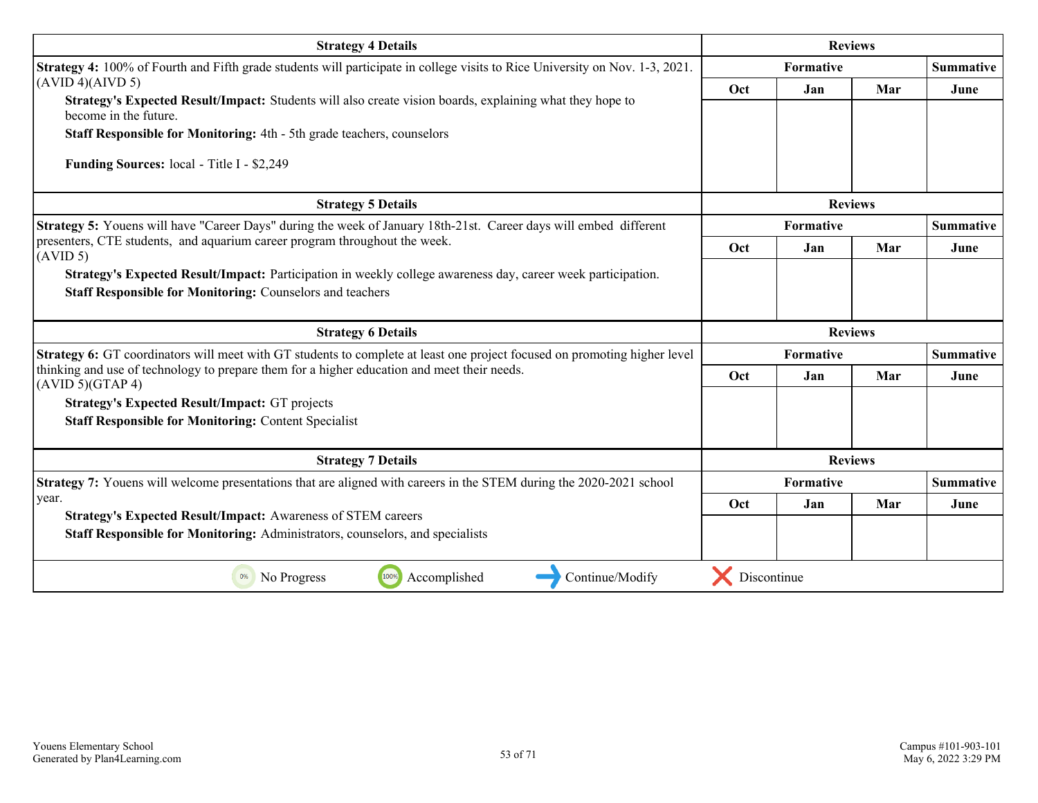| Strategy 4 Details | Reviews | | | |
|---|---|---|---|---|
| **Strategy 4:** 100% of Fourth and Fifth grade students will participate in college visits to Rice University on Nov. 1-3, 2021. (AVID 4)(AIVD 5)<br>**Strategy's Expected Result/Impact:** Students will also create vision boards, explaining what they hope to become in the future.<br>**Staff Responsible for Monitoring:** 4th - 5th grade teachers, counselors<br>**Funding Sources:** local - Title I - $2,249 | **Formative** | | | **Summative** |
| | Oct | Jan | Mar | June |
| | | | | |

| Strategy 5 Details | Reviews | | | |
|---|---|---|---|---|
| **Strategy 5:** Youens will have "Career Days" during the week of January 18th-21st. Career days will embed different presenters, CTE students, and aquarium career program throughout the week.<br>(AVID 5)<br>**Strategy's Expected Result/Impact:** Participation in weekly college awareness day, career week participation.<br>**Staff Responsible for Monitoring:** Counselors and teachers | **Formative** | | | **Summative** |
| | Oct | Jan | Mar | June |
| | | | | |

| Strategy 6 Details | Reviews | | | |
|---|---|---|---|---|
| **Strategy 6:** GT coordinators will meet with GT students to complete at least one project focused on promoting higher level thinking and use of technology to prepare them for a higher education and meet their needs.<br>(AVID 5)(GTAP 4)<br>**Strategy's Expected Result/Impact:** GT projects<br>**Staff Responsible for Monitoring:** Content Specialist | **Formative** | | | **Summative** |
| | Oct | Jan | Mar | June |
| | | | | |

| Strategy 7 Details | Reviews | | | |
|---|---|---|---|---|
| **Strategy 7:** Youens will welcome presentations that are aligned with careers in the STEM during the 2020-2021 school year.<br>**Strategy's Expected Result/Impact:** Awareness of STEM careers<br>**Staff Responsible for Monitoring:** Administrators, counselors, and specialists | **Formative** | | | **Summative** |
| | Oct | Jan | Mar | June |
| | | | | |

0% No Progress | 100% Accomplished | Continue/Modify | Discontinue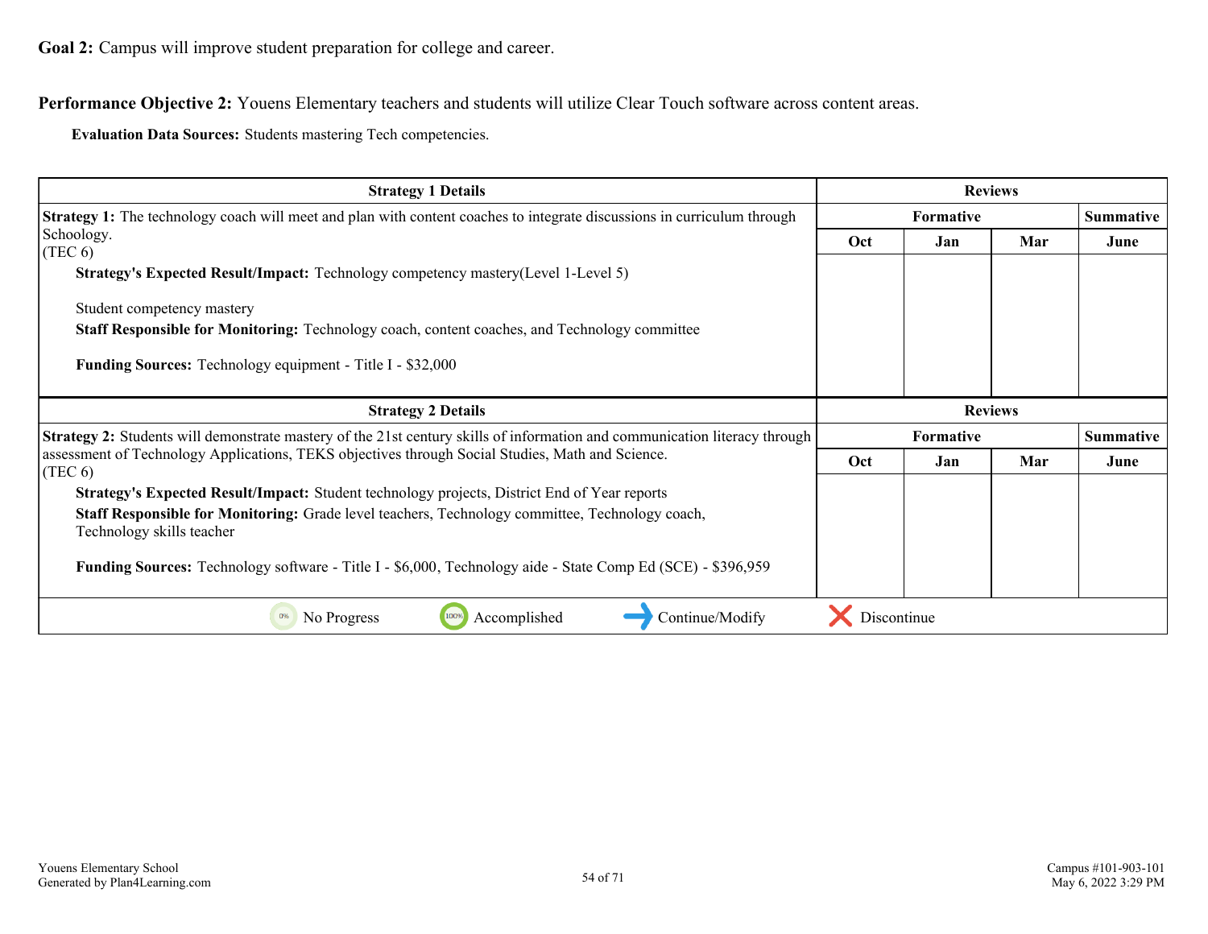**Goal 2:** Campus will improve student preparation for college and career.

**Performance Objective 2:** Youens Elementary teachers and students will utilize Clear Touch software across content areas.

**Evaluation Data Sources:** Students mastering Tech competencies.

| Strategy 1 Details | Reviews | | | |
|---|---|---|---|---|
| | Formative | | | Summative |
| | Oct | Jan | Mar | June |
| **Strategy 1:** The technology coach will meet and plan with content coaches to integrate discussions in curriculum through Schoology.<br>(TEC 6)<br>**Strategy's Expected Result/Impact:** Technology competency mastery(Level 1-Level 5)<br><br>Student competency mastery<br>**Staff Responsible for Monitoring:** Technology coach, content coaches, and Technology committee<br><br>**Funding Sources:** Technology equipment - Title I - $32,000 | | | | |

| Strategy 2 Details | Reviews | | | |
|---|---|---|---|---|
| | Formative | | | Summative |
| | Oct | Jan | Mar | June |
| **Strategy 2:** Students will demonstrate mastery of the 21st century skills of information and communication literacy through assessment of Technology Applications, TEKS objectives through Social Studies, Math and Science.<br>(TEC 6)<br>**Strategy's Expected Result/Impact:** Student technology projects, District End of Year reports<br>**Staff Responsible for Monitoring:** Grade level teachers, Technology committee, Technology coach, Technology skills teacher<br><br>**Funding Sources:** Technology software - Title I - $6,000, Technology aide - State Comp Ed (SCE) - $396,959 | | | | |

0% No Progress | 100% Accomplished | Continue/Modify | Discontinue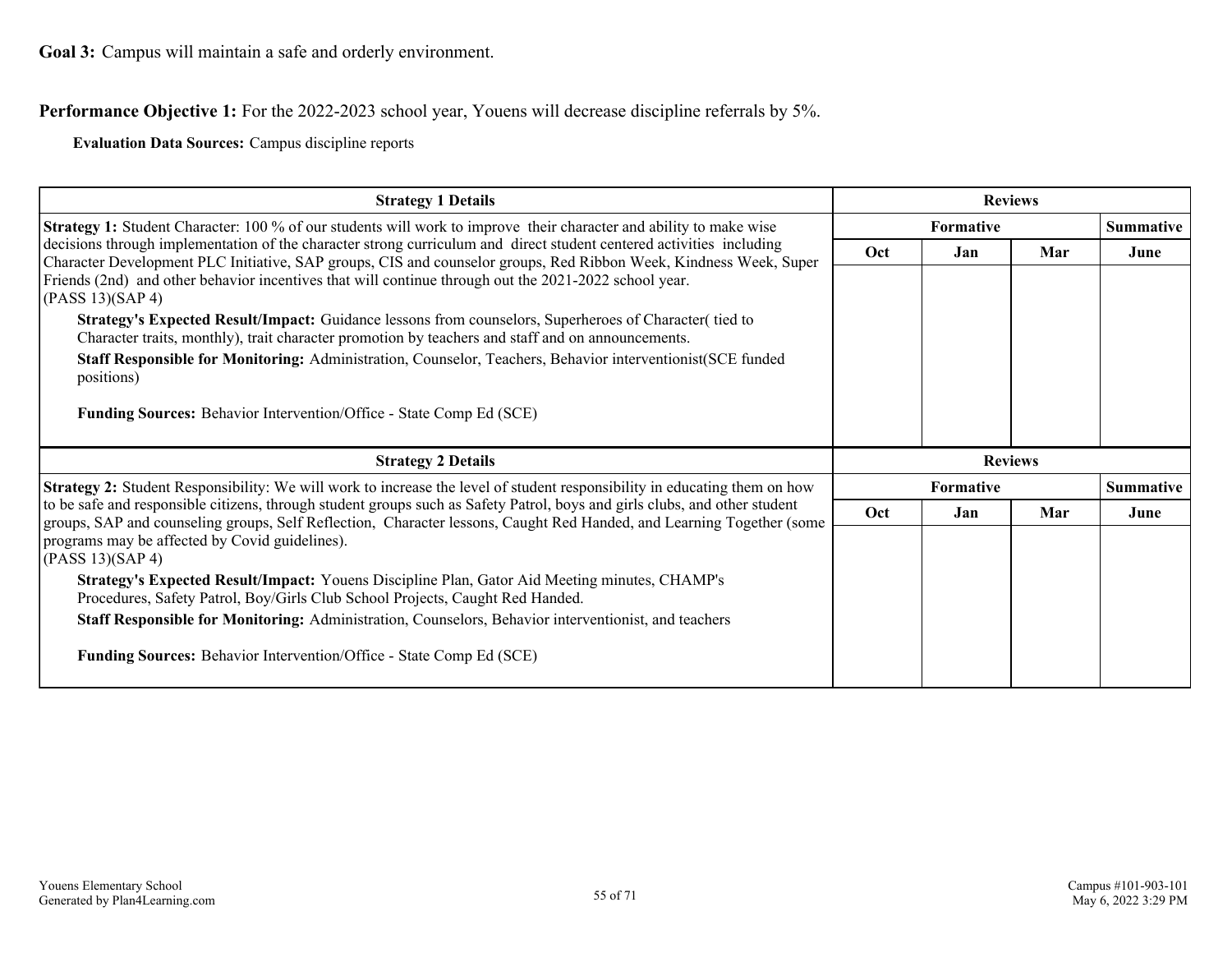**Goal 3:** Campus will maintain a safe and orderly environment.

**Performance Objective 1:** For the 2022-2023 school year, Youens will decrease discipline referrals by 5%.

**Evaluation Data Sources:** Campus discipline reports

| Strategy 1 Details | Reviews | | | |
|---|---|---|---|---|
| | Formative | | | Summative |
| | Oct | Jan | Mar | June |
| **Strategy 1:** Student Character: 100 % of our students will work to improve their character and ability to make wise decisions through implementation of the character strong curriculum and direct student centered activities including Character Development PLC Initiative, SAP groups, CIS and counselor groups, Red Ribbon Week, Kindness Week, Super Friends (2nd) and other behavior incentives that will continue through out the 2021-2022 school year. (PASS 13)(SAP 4)<br>**Strategy's Expected Result/Impact:** Guidance lessons from counselors, Superheroes of Character( tied to Character traits, monthly), trait character promotion by teachers and staff and on announcements.<br>**Staff Responsible for Monitoring:** Administration, Counselor, Teachers, Behavior interventionist(SCE funded positions)<br>**Funding Sources:** Behavior Intervention/Office - State Comp Ed (SCE) | | | | |

| Strategy 2 Details | Reviews | | | |
|---|---|---|---|---|
| | Formative | | | Summative |
| | Oct | Jan | Mar | June |
| **Strategy 2:** Student Responsibility: We will work to increase the level of student responsibility in educating them on how to be safe and responsible citizens, through student groups such as Safety Patrol, boys and girls clubs, and other student groups, SAP and counseling groups, Self Reflection, Character lessons, Caught Red Handed, and Learning Together (some programs may be affected by Covid guidelines). (PASS 13)(SAP 4)<br>**Strategy's Expected Result/Impact:** Youens Discipline Plan, Gator Aid Meeting minutes, CHAMP's Procedures, Safety Patrol, Boy/Girls Club School Projects, Caught Red Handed.<br>**Staff Responsible for Monitoring:** Administration, Counselors, Behavior interventionist, and teachers<br>**Funding Sources:** Behavior Intervention/Office - State Comp Ed (SCE) | | | | |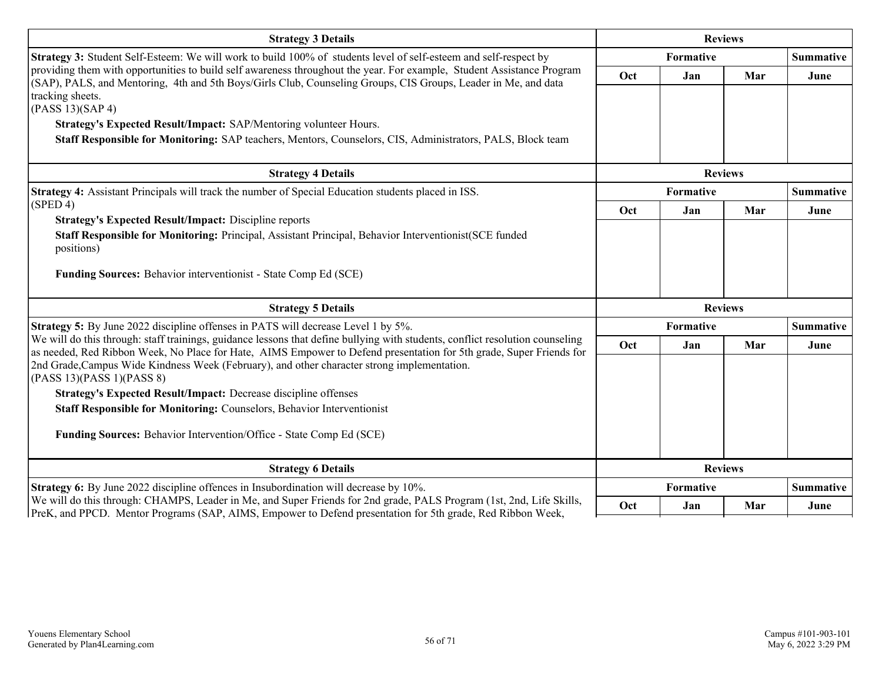| Strategy 3 Details | Reviews | | | |
|---|---|---|---|---|
| | Formative | | | Summative |
| **Strategy 3:** Student Self-Esteem: We will work to build 100% of students level of self-esteem and self-respect by providing them with opportunities to build self awareness throughout the year. For example, Student Assistance Program (SAP), PALS, and Mentoring, 4th and 5th Boys/Girls Club, Counseling Groups, CIS Groups, Leader in Me, and data tracking sheets.<br>(PASS 13)(SAP 4)<br>**Strategy's Expected Result/Impact:** SAP/Mentoring volunteer Hours.<br>**Staff Responsible for Monitoring:** SAP teachers, Mentors, Counselors, CIS, Administrators, PALS, Block team | Oct | Jan | Mar | June |

| Strategy 4 Details | Reviews | | | |
|---|---|---|---|---|
| | Formative | | | Summative |
| **Strategy 4:** Assistant Principals will track the number of Special Education students placed in ISS.<br>(SPED 4)<br>**Strategy's Expected Result/Impact:** Discipline reports<br>**Staff Responsible for Monitoring:** Principal, Assistant Principal, Behavior Interventionist(SCE funded positions)<br><br>**Funding Sources:** Behavior interventionist - State Comp Ed (SCE) | Oct | Jan | Mar | June |

| Strategy 5 Details | Reviews | | | |
|---|---|---|---|---|
| | Formative | | | Summative |
| **Strategy 5:** By June 2022 discipline offenses in PATS will decrease Level 1 by 5%.<br>We will do this through: staff trainings, guidance lessons that define bullying with students, conflict resolution counseling as needed, Red Ribbon Week, No Place for Hate, AIMS Empower to Defend presentation for 5th grade, Super Friends for 2nd Grade,Campus Wide Kindness Week (February), and other character strong implementation.<br>(PASS 13)(PASS 1)(PASS 8)<br>**Strategy's Expected Result/Impact:** Decrease discipline offenses<br>**Staff Responsible for Monitoring:** Counselors, Behavior Interventionist<br><br>**Funding Sources:** Behavior Intervention/Office - State Comp Ed (SCE) | Oct | Jan | Mar | June |

| Strategy 6 Details | Reviews | | | |
|---|---|---|---|---|
| | Formative | | | Summative |
| **Strategy 6:** By June 2022 discipline offences in Insubordination will decrease by 10%.<br>We will do this through: CHAMPS, Leader in Me, and Super Friends for 2nd grade, PALS Program (1st, 2nd, Life Skills, PreK, and PPCD. Mentor Programs (SAP, AIMS, Empower to Defend presentation for 5th grade, Red Ribbon Week, | Oct | Jan | Mar | June |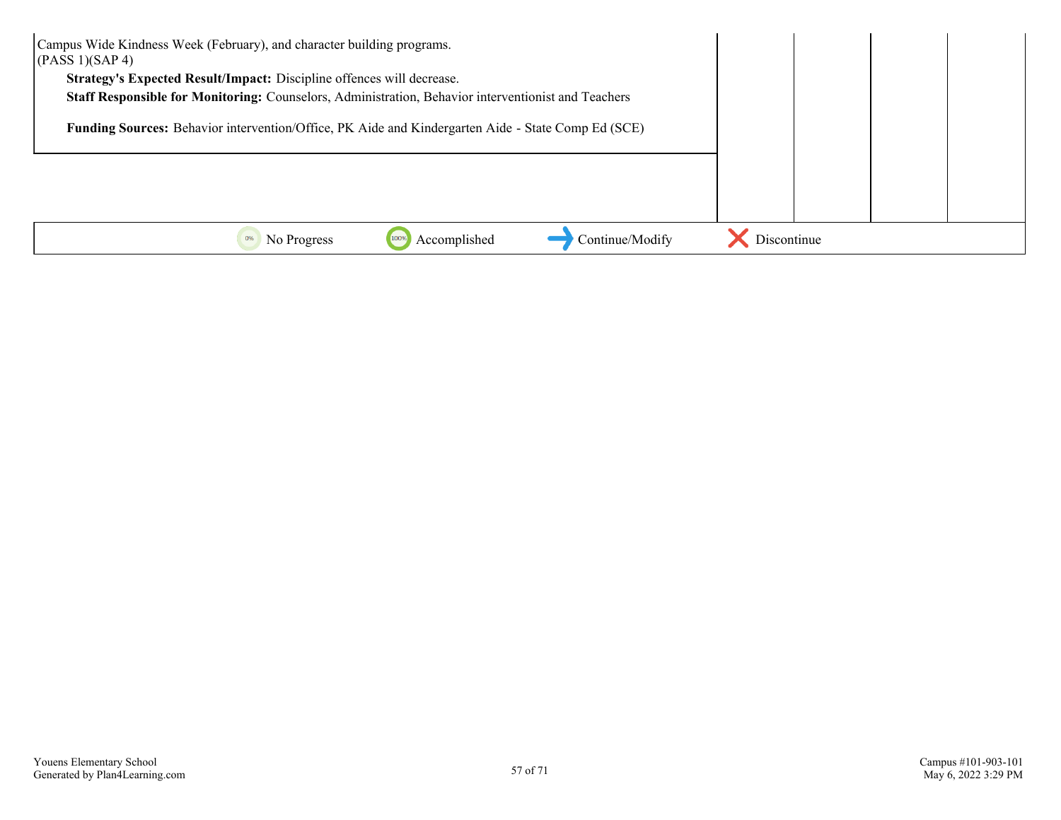| | | | | |
|---|---|---|---|---|
| Campus Wide Kindness Week (February), and character building programs. (PASS 1)(SAP 4)<br>**Strategy's Expected Result/Impact:** Discipline offences will decrease.<br>**Staff Responsible for Monitoring:** Counselors, Administration, Behavior interventionist and Teachers<br><br>**Funding Sources:** Behavior intervention/Office, PK Aide and Kindergarten Aide - State Comp Ed (SCE) | | | | |

0% No Progress   100% Accomplished   → Continue/Modify   ✕ Discontinue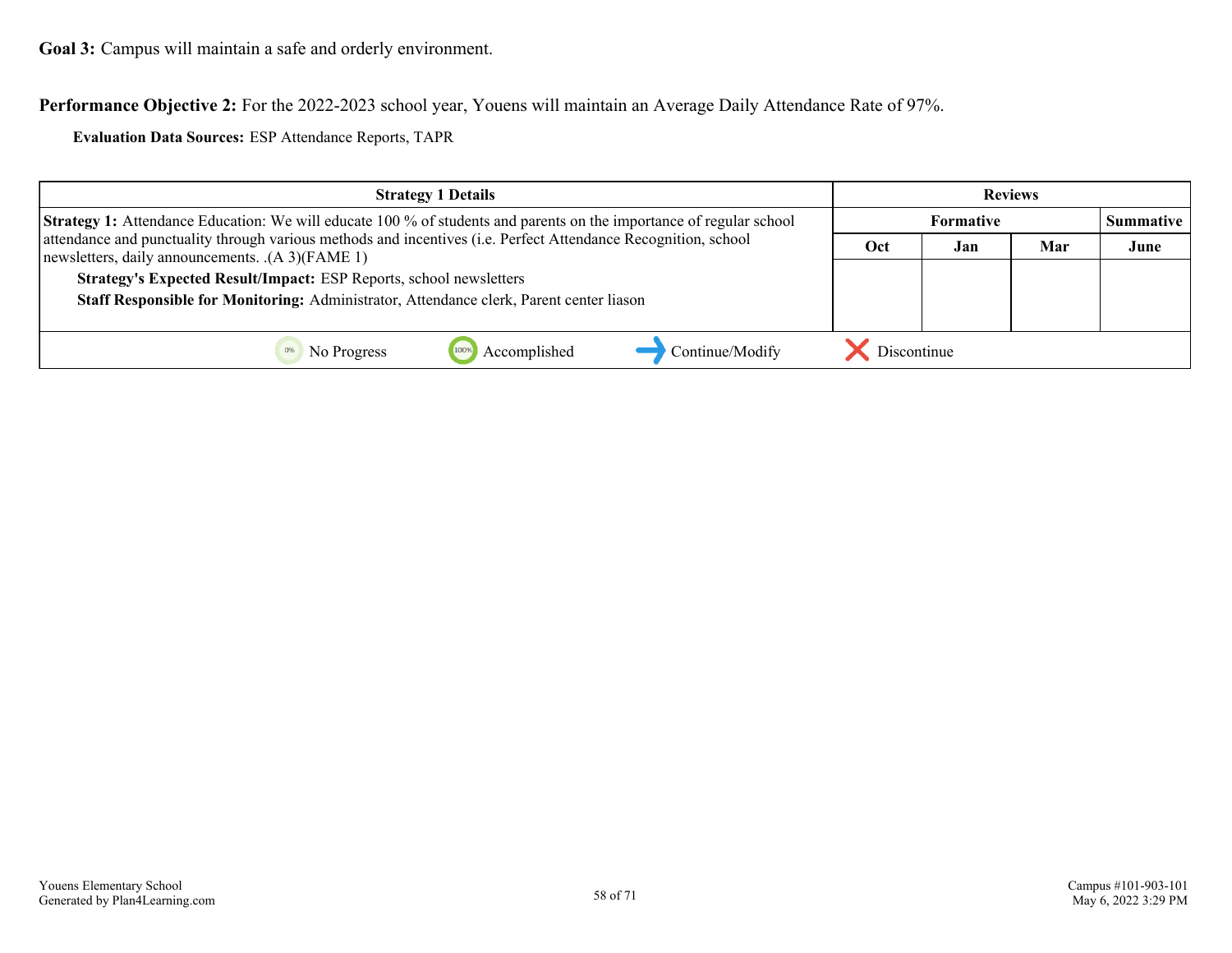**Goal 3:** Campus will maintain a safe and orderly environment.

**Performance Objective 2:** For the 2022-2023 school year, Youens will maintain an Average Daily Attendance Rate of 97%.

**Evaluation Data Sources:** ESP Attendance Reports, TAPR

| Strategy 1 Details | Reviews | | | |
|---|---|---|---|---|
| | Formative | | | Summative |
| | Oct | Jan | Mar | June |
| **Strategy 1:** Attendance Education: We will educate 100 % of students and parents on the importance of regular school attendance and punctuality through various methods and incentives (i.e. Perfect Attendance Recognition, school newsletters, daily announcements. .(A 3)(FAME 1)<br>**Strategy's Expected Result/Impact:** ESP Reports, school newsletters<br>**Staff Responsible for Monitoring:** Administrator, Attendance clerk, Parent center liason | | | | |

No Progress | Accomplished | Continue/Modify | Discontinue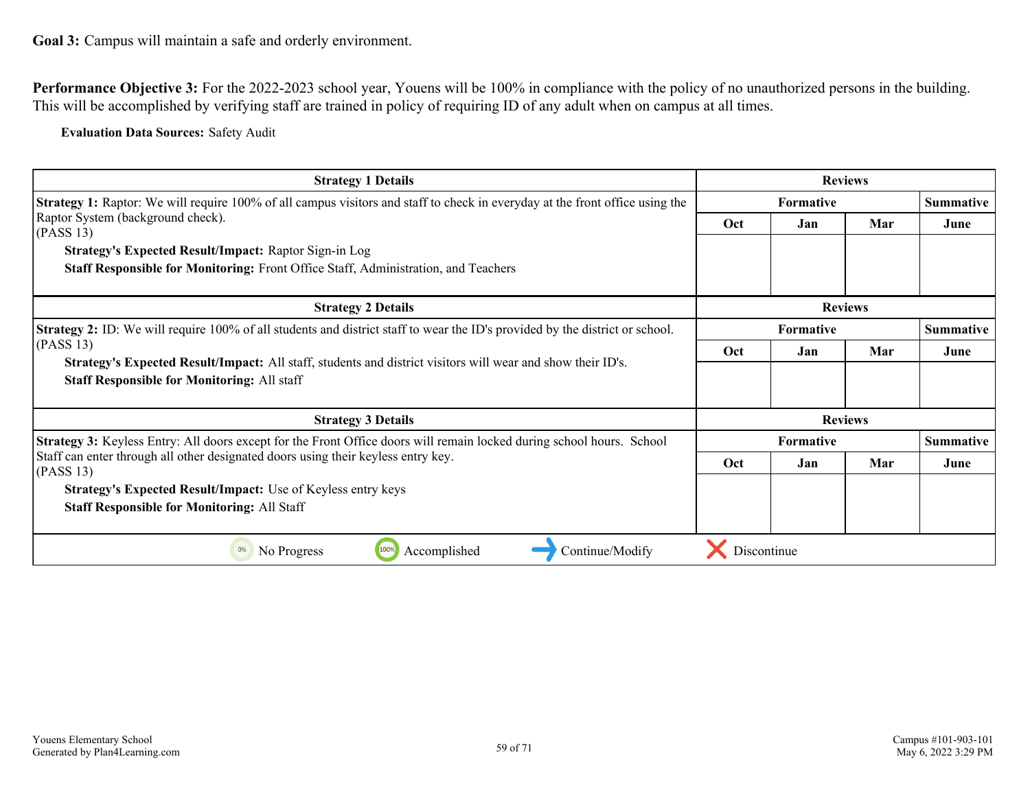**Goal 3:** Campus will maintain a safe and orderly environment.

**Performance Objective 3:** For the 2022-2023 school year, Youens will be 100% in compliance with the policy of no unauthorized persons in the building. This will be accomplished by verifying staff are trained in policy of requiring ID of any adult when on campus at all times.

**Evaluation Data Sources:** Safety Audit

| Strategy 1 Details | Reviews | | | |
| --- | --- | --- | --- | --- |
| | Formative | | | Summative |
| **Strategy 1:** Raptor: We will require 100% of all campus visitors and staff to check in everyday at the front office using the Raptor System (background check). (PASS 13) **Strategy's Expected Result/Impact:** Raptor Sign-in Log **Staff Responsible for Monitoring:** Front Office Staff, Administration, and Teachers | Oct | Jan | Mar | June |
| | | | | |

| Strategy 2 Details | Reviews | | | |
| --- | --- | --- | --- | --- |
| | Formative | | | Summative |
| **Strategy 2:** ID: We will require 100% of all students and district staff to wear the ID's provided by the district or school. (PASS 13) **Strategy's Expected Result/Impact:** All staff, students and district visitors will wear and show their ID's. **Staff Responsible for Monitoring:** All staff | Oct | Jan | Mar | June |
| | | | | |

| Strategy 3 Details | Reviews | | | |
| --- | --- | --- | --- | --- |
| | Formative | | | Summative |
| **Strategy 3:** Keyless Entry: All doors except for the Front Office doors will remain locked during school hours. School Staff can enter through all other designated doors using their keyless entry key. (PASS 13) **Strategy's Expected Result/Impact:** Use of Keyless entry keys **Staff Responsible for Monitoring:** All Staff | Oct | Jan | Mar | June |
| | | | | |

0% No Progress | 100% Accomplished | Continue/Modify | Discontinue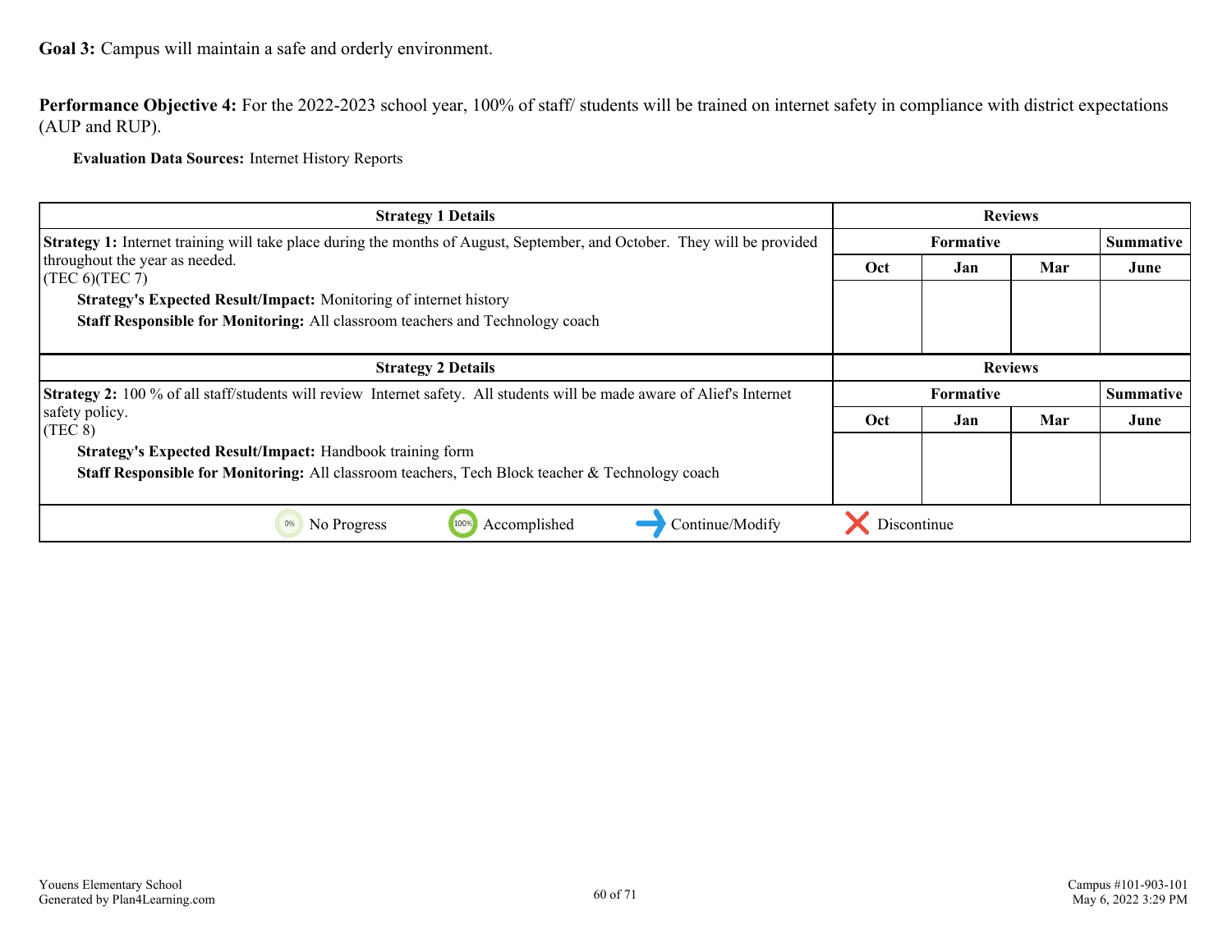**Goal 3:** Campus will maintain a safe and orderly environment.

**Performance Objective 4:** For the 2022-2023 school year, 100% of staff/ students will be trained on internet safety in compliance with district expectations (AUP and RUP).

**Evaluation Data Sources:** Internet History Reports

| Strategy 1 Details | Reviews | | | |
|---|---|---|---|---|
| | Formative | | | Summative |
| | Oct | Jan | Mar | June |
| **Strategy 1:** Internet training will take place during the months of August, September, and October. They will be provided throughout the year as needed.<br>(TEC 6)(TEC 7)<br>**Strategy's Expected Result/Impact:** Monitoring of internet history<br>**Staff Responsible for Monitoring:** All classroom teachers and Technology coach | | | | |

| Strategy 2 Details | Reviews | | | |
|---|---|---|---|---|
| | Formative | | | Summative |
| | Oct | Jan | Mar | June |
| **Strategy 2:** 100 % of all staff/students will review Internet safety. All students will be made aware of Alief's Internet safety policy.<br>(TEC 8)<br>**Strategy's Expected Result/Impact:** Handbook training form<br>**Staff Responsible for Monitoring:** All classroom teachers, Tech Block teacher & Technology coach | | | | |

0% No Progress | 100% Accomplished | Continue/Modify | Discontinue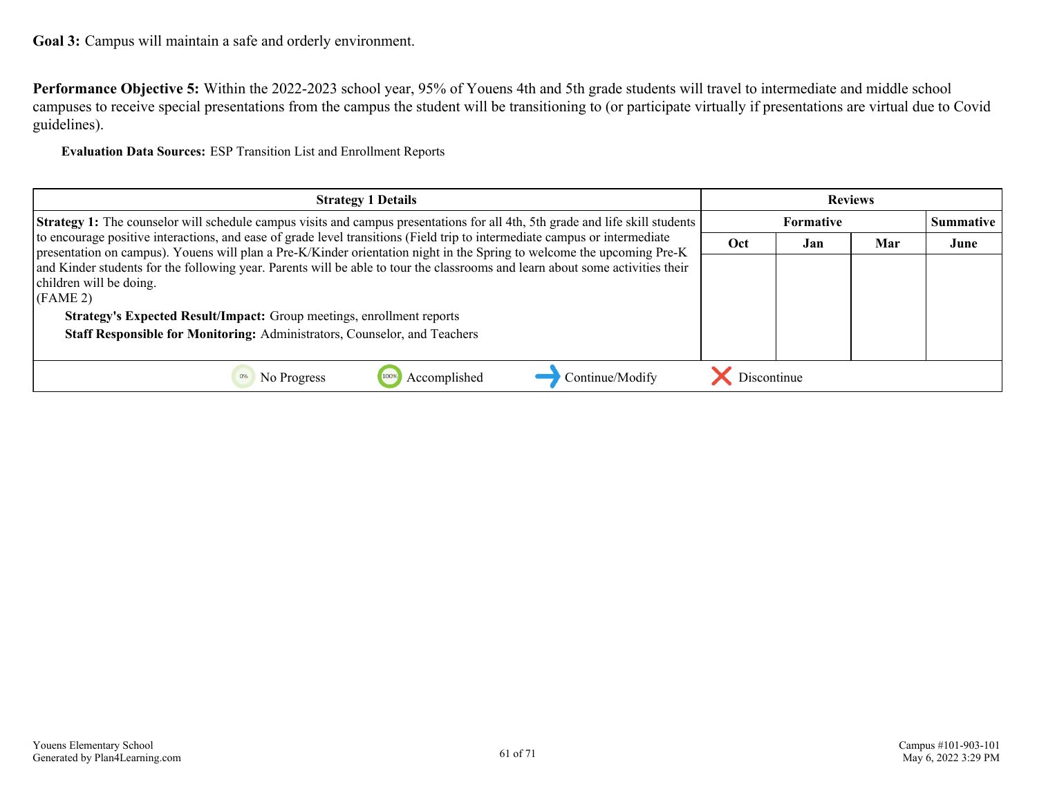**Goal 3:** Campus will maintain a safe and orderly environment.

**Performance Objective 5:** Within the 2022-2023 school year, 95% of Youens 4th and 5th grade students will travel to intermediate and middle school campuses to receive special presentations from the campus the student will be transitioning to (or participate virtually if presentations are virtual due to Covid guidelines).

**Evaluation Data Sources:** ESP Transition List and Enrollment Reports

| Strategy 1 Details | Reviews | | | |
|---|---|---|---|---|
| | Formative | | | Summative |
| | Oct | Jan | Mar | June |
| **Strategy 1:** The counselor will schedule campus visits and campus presentations for all 4th, 5th grade and life skill students to encourage positive interactions, and ease of grade level transitions (Field trip to intermediate campus or intermediate presentation on campus). Youens will plan a Pre-K/Kinder orientation night in the Spring to welcome the upcoming Pre-K and Kinder students for the following year. Parents will be able to tour the classrooms and learn about some activities their children will be doing.<br>(FAME 2)<br>**Strategy's Expected Result/Impact:** Group meetings, enrollment reports<br>**Staff Responsible for Monitoring:** Administrators, Counselor, and Teachers | | | | |
| No Progress / Accomplished / Continue/Modify / Discontinue | | | | |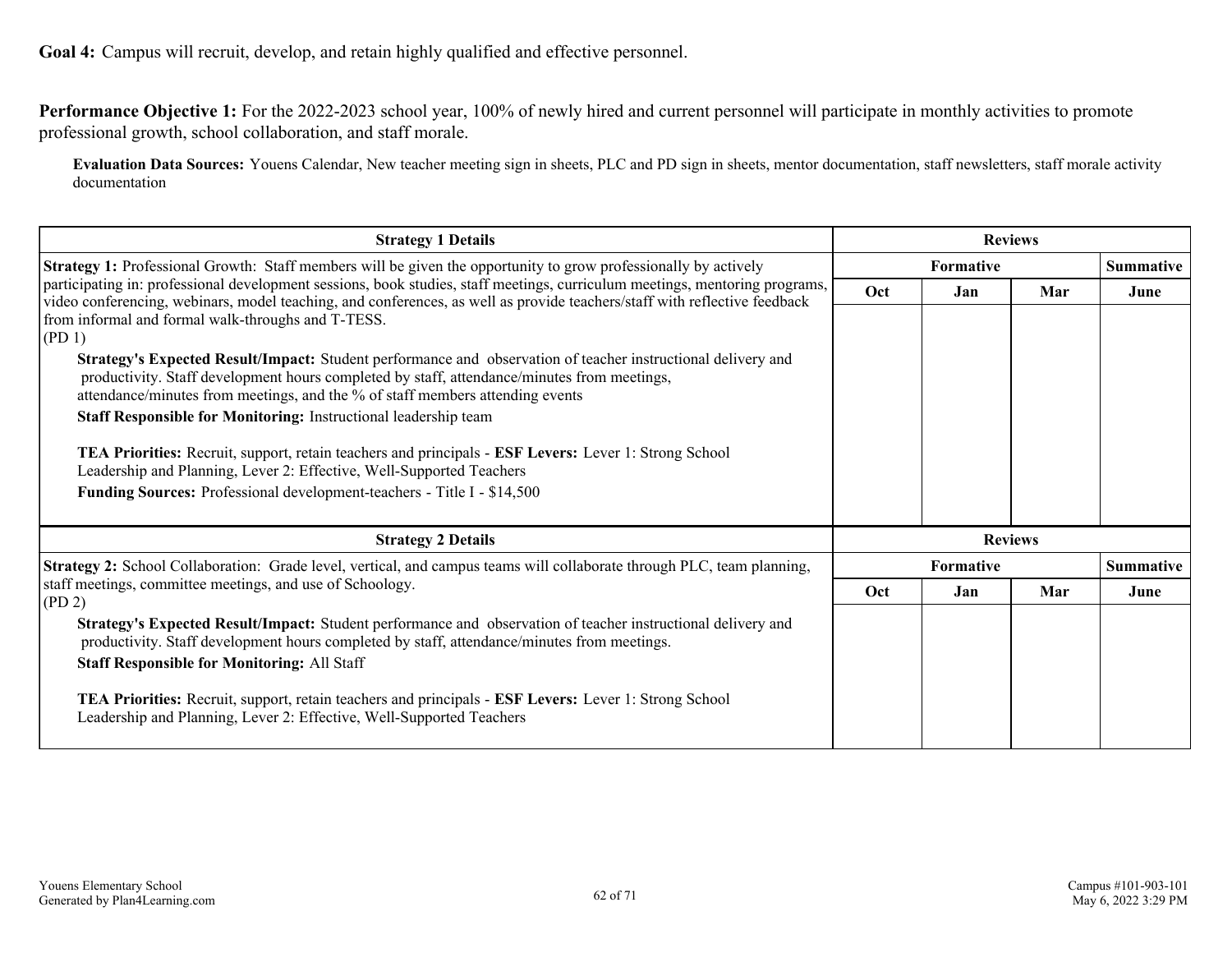**Goal 4:** Campus will recruit, develop, and retain highly qualified and effective personnel.

**Performance Objective 1:** For the 2022-2023 school year, 100% of newly hired and current personnel will participate in monthly activities to promote professional growth, school collaboration, and staff morale.

**Evaluation Data Sources:** Youens Calendar, New teacher meeting sign in sheets, PLC and PD sign in sheets, mentor documentation, staff newsletters, staff morale activity documentation

| Strategy 1 Details | Reviews | | | |
|---|---|---|---|---|
| | Formative | | | Summative |
| | Oct | Jan | Mar | June |
| **Strategy 1:** Professional Growth: Staff members will be given the opportunity to grow professionally by actively participating in: professional development sessions, book studies, staff meetings, curriculum meetings, mentoring programs, video conferencing, webinars, model teaching, and conferences, as well as provide teachers/staff with reflective feedback from informal and formal walk-throughs and T-TESS. (PD 1)<br>**Strategy's Expected Result/Impact:** Student performance and observation of teacher instructional delivery and productivity. Staff development hours completed by staff, attendance/minutes from meetings, attendance/minutes from meetings, and the % of staff members attending events<br>**Staff Responsible for Monitoring:** Instructional leadership team<br>**TEA Priorities:** Recruit, support, retain teachers and principals - **ESF Levers:** Lever 1: Strong School Leadership and Planning, Lever 2: Effective, Well-Supported Teachers<br>**Funding Sources:** Professional development-teachers - Title I - $14,500 | | | | |

| Strategy 2 Details | Reviews | | | |
|---|---|---|---|---|
| | Formative | | | Summative |
| | Oct | Jan | Mar | June |
| **Strategy 2:** School Collaboration: Grade level, vertical, and campus teams will collaborate through PLC, team planning, staff meetings, committee meetings, and use of Schoology. (PD 2)<br>**Strategy's Expected Result/Impact:** Student performance and observation of teacher instructional delivery and productivity. Staff development hours completed by staff, attendance/minutes from meetings.<br>**Staff Responsible for Monitoring:** All Staff<br>**TEA Priorities:** Recruit, support, retain teachers and principals - **ESF Levers:** Lever 1: Strong School Leadership and Planning, Lever 2: Effective, Well-Supported Teachers | | | | |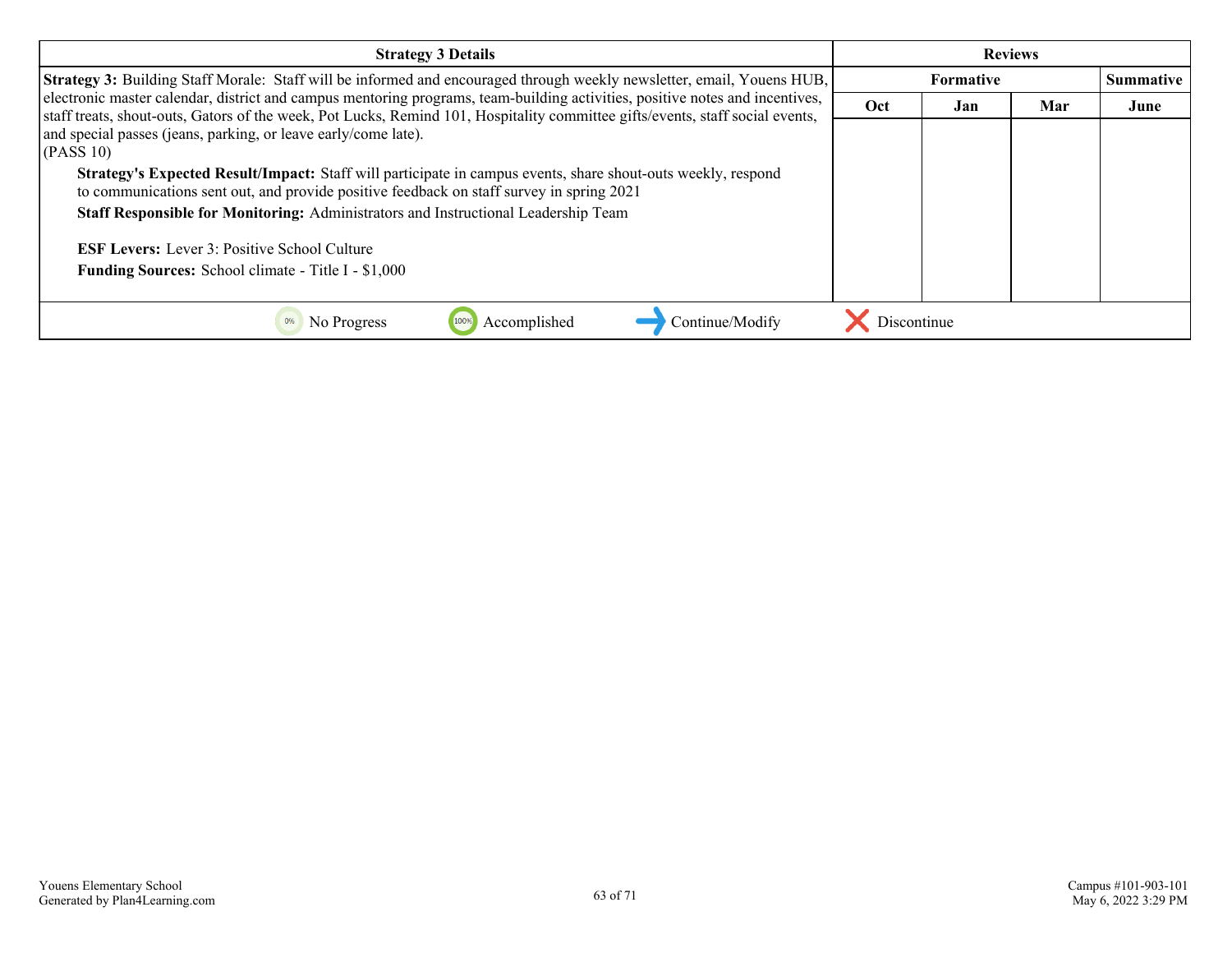| Strategy 3 Details | Reviews | | | |
|---|---|---|---|---|
| | Formative | | | Summative |
| | Oct | Jan | Mar | June |
| **Strategy 3:** Building Staff Morale: Staff will be informed and encouraged through weekly newsletter, email, Youens HUB, electronic master calendar, district and campus mentoring programs, team-building activities, positive notes and incentives, staff treats, shout-outs, Gators of the week, Pot Lucks, Remind 101, Hospitality committee gifts/events, staff social events, and special passes (jeans, parking, or leave early/come late).<br>(PASS 10)<br>**Strategy's Expected Result/Impact:** Staff will participate in campus events, share shout-outs weekly, respond to communications sent out, and provide positive feedback on staff survey in spring 2021<br>**Staff Responsible for Monitoring:** Administrators and Instructional Leadership Team<br><br>**ESF Levers:** Lever 3: Positive School Culture<br>**Funding Sources:** School climate - Title I - $1,000 | | | | |

0% No Progress &nbsp;&nbsp; 100% Accomplished &nbsp;&nbsp; Continue/Modify &nbsp;&nbsp; Discontinue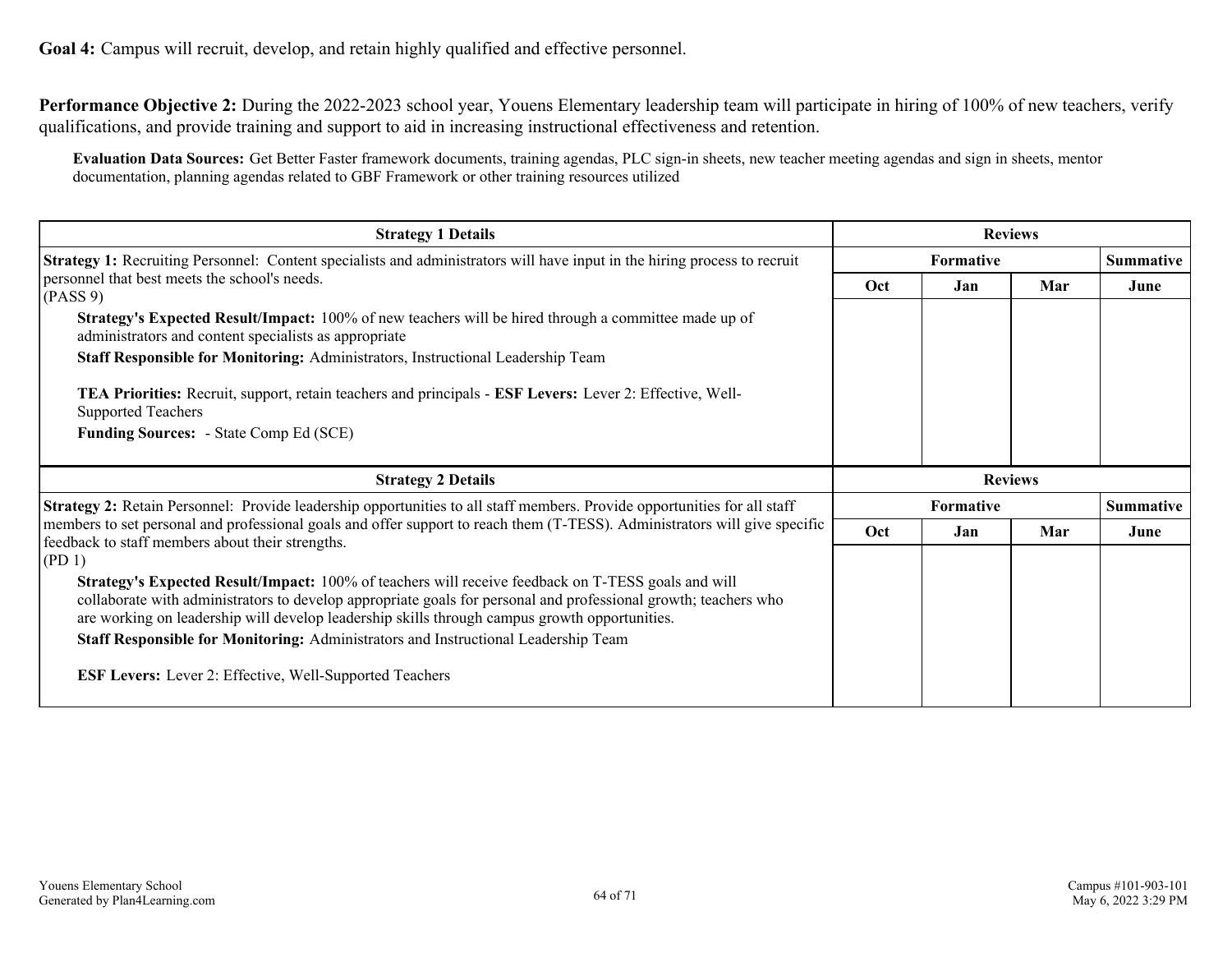**Goal 4:** Campus will recruit, develop, and retain highly qualified and effective personnel.

**Performance Objective 2:** During the 2022-2023 school year, Youens Elementary leadership team will participate in hiring of 100% of new teachers, verify qualifications, and provide training and support to aid in increasing instructional effectiveness and retention.

**Evaluation Data Sources:** Get Better Faster framework documents, training agendas, PLC sign-in sheets, new teacher meeting agendas and sign in sheets, mentor documentation, planning agendas related to GBF Framework or other training resources utilized

| Strategy 1 Details | Reviews | | | |
|---|---|---|---|---|
| | Formative | | | Summative |
| | Oct | Jan | Mar | June |
| **Strategy 1:** Recruiting Personnel: Content specialists and administrators will have input in the hiring process to recruit personnel that best meets the school's needs. (PASS 9)<br>**Strategy's Expected Result/Impact:** 100% of new teachers will be hired through a committee made up of administrators and content specialists as appropriate<br>**Staff Responsible for Monitoring:** Administrators, Instructional Leadership Team<br>**TEA Priorities:** Recruit, support, retain teachers and principals - **ESF Levers:** Lever 2: Effective, Well-Supported Teachers<br>**Funding Sources:** - State Comp Ed (SCE) | | | | |

| Strategy 2 Details | Reviews | | | |
|---|---|---|---|---|
| | Formative | | | Summative |
| | Oct | Jan | Mar | June |
| **Strategy 2:** Retain Personnel: Provide leadership opportunities to all staff members. Provide opportunities for all staff members to set personal and professional goals and offer support to reach them (T-TESS). Administrators will give specific feedback to staff members about their strengths. (PD 1)<br>**Strategy's Expected Result/Impact:** 100% of teachers will receive feedback on T-TESS goals and will collaborate with administrators to develop appropriate goals for personal and professional growth; teachers who are working on leadership will develop leadership skills through campus growth opportunities.<br>**Staff Responsible for Monitoring:** Administrators and Instructional Leadership Team<br>**ESF Levers:** Lever 2: Effective, Well-Supported Teachers | | | | |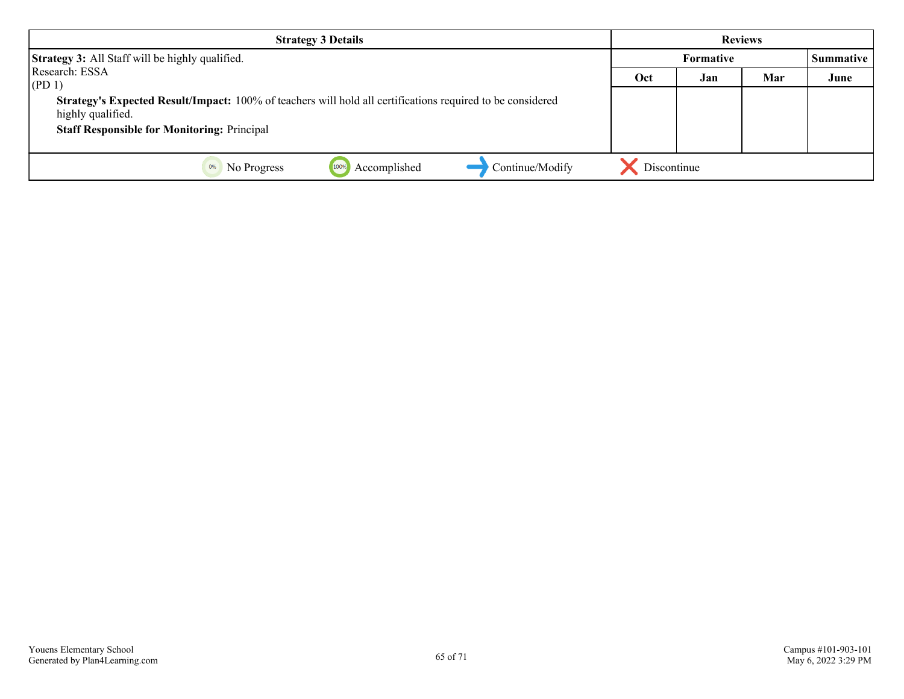| Strategy 3 Details | Reviews | | | |
| --- | --- | --- | --- | --- |
| | Formative | | | Summative |
| | Oct | Jan | Mar | June |
| **Strategy 3:** All Staff will be highly qualified.<br>Research: ESSA<br>(PD 1)<br>**Strategy's Expected Result/Impact:** 100% of teachers will hold all certifications required to be considered highly qualified.<br>**Staff Responsible for Monitoring:** Principal | | | | |

0% No Progress | 100% Accomplished | Continue/Modify | Discontinue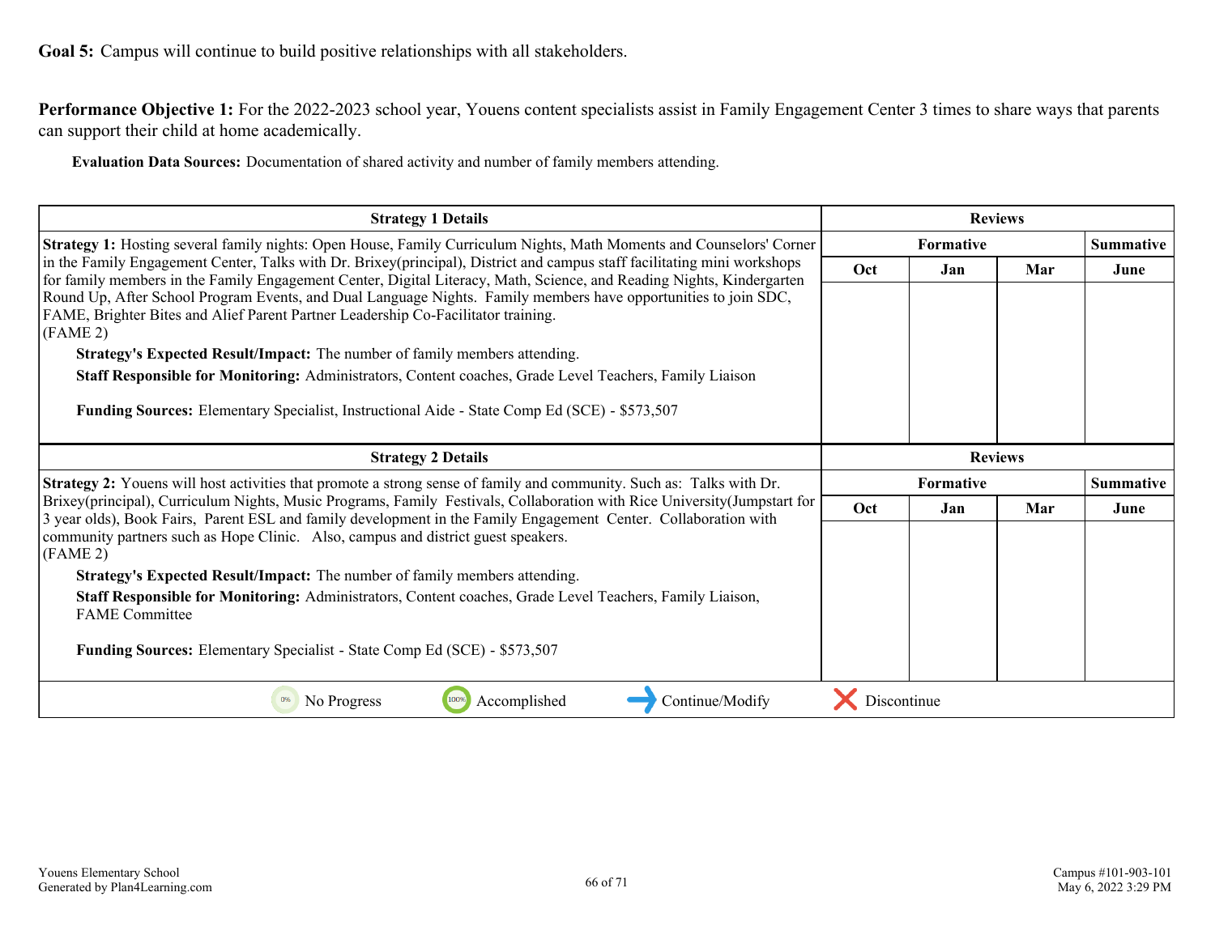**Goal 5:** Campus will continue to build positive relationships with all stakeholders.

**Performance Objective 1:** For the 2022-2023 school year, Youens content specialists assist in Family Engagement Center 3 times to share ways that parents can support their child at home academically.

**Evaluation Data Sources:** Documentation of shared activity and number of family members attending.

| Strategy 1 Details | Reviews | | | |
|---|---|---|---|---|
| | Formative | | | Summative |
| | Oct | Jan | Mar | June |
| **Strategy 1:** Hosting several family nights: Open House, Family Curriculum Nights, Math Moments and Counselors' Corner in the Family Engagement Center, Talks with Dr. Brixey(principal), District and campus staff facilitating mini workshops for family members in the Family Engagement Center, Digital Literacy, Math, Science, and Reading Nights, Kindergarten Round Up, After School Program Events, and Dual Language Nights. Family members have opportunities to join SDC, FAME, Brighter Bites and Alief Parent Partner Leadership Co-Facilitator training. (FAME 2)<br>**Strategy's Expected Result/Impact:** The number of family members attending.<br>**Staff Responsible for Monitoring:** Administrators, Content coaches, Grade Level Teachers, Family Liaison<br>**Funding Sources:** Elementary Specialist, Instructional Aide - State Comp Ed (SCE) - $573,507 | | | | |

| Strategy 2 Details | Reviews | | | |
|---|---|---|---|---|
| | Formative | | | Summative |
| | Oct | Jan | Mar | June |
| **Strategy 2:** Youens will host activities that promote a strong sense of family and community. Such as: Talks with Dr. Brixey(principal), Curriculum Nights, Music Programs, Family Festivals, Collaboration with Rice University(Jumpstart for 3 year olds), Book Fairs, Parent ESL and family development in the Family Engagement Center. Collaboration with community partners such as Hope Clinic. Also, campus and district guest speakers. (FAME 2)<br>**Strategy's Expected Result/Impact:** The number of family members attending.<br>**Staff Responsible for Monitoring:** Administrators, Content coaches, Grade Level Teachers, Family Liaison, FAME Committee<br>**Funding Sources:** Elementary Specialist - State Comp Ed (SCE) - $573,507 | | | | |

0% No Progress | 100% Accomplished | Continue/Modify | Discontinue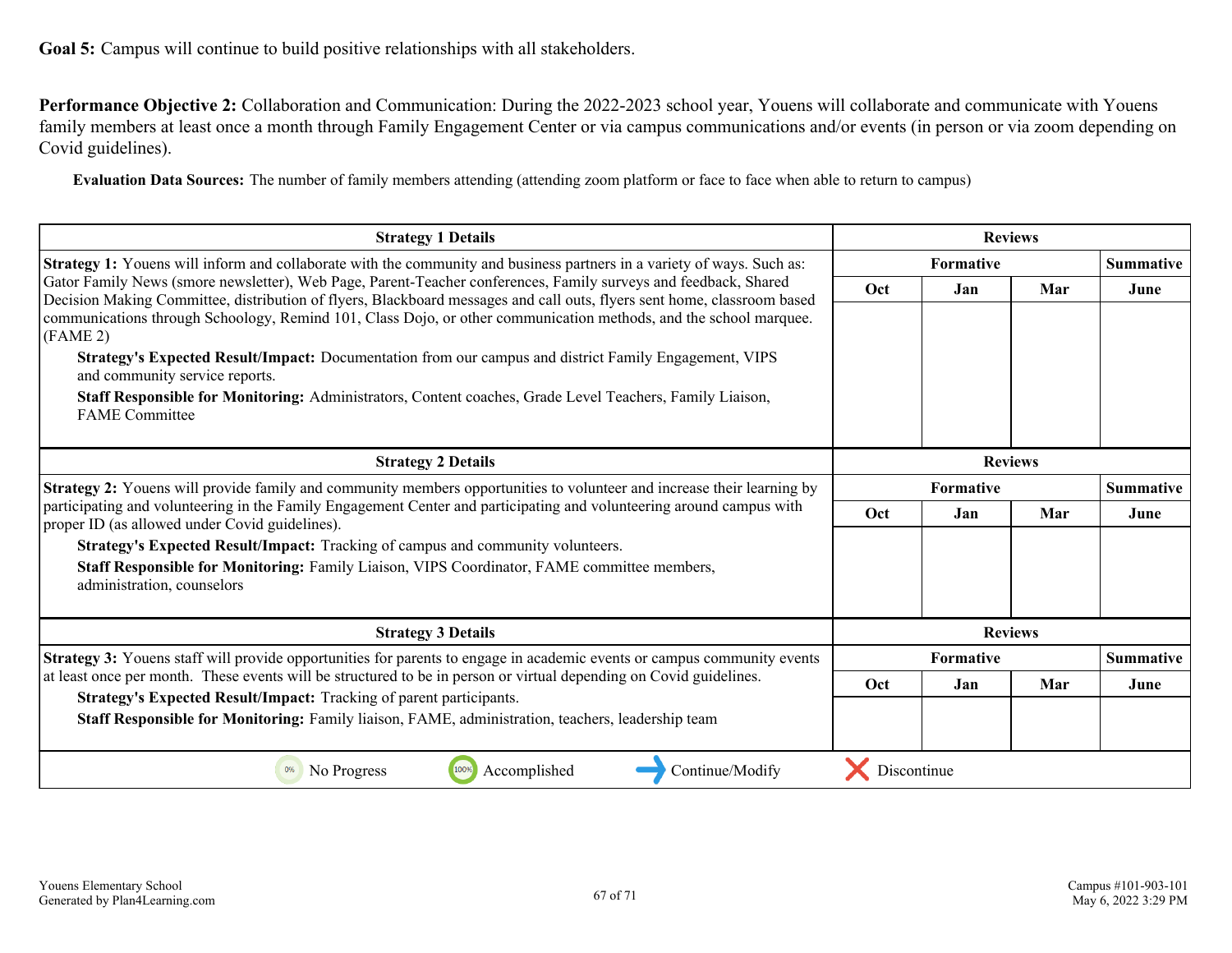**Goal 5:** Campus will continue to build positive relationships with all stakeholders.

**Performance Objective 2:** Collaboration and Communication: During the 2022-2023 school year, Youens will collaborate and communicate with Youens family members at least once a month through Family Engagement Center or via campus communications and/or events (in person or via zoom depending on Covid guidelines).

**Evaluation Data Sources:** The number of family members attending (attending zoom platform or face to face when able to return to campus)

| Strategy 1 Details | Reviews | | | |
|---|---|---|---|---|
| | Formative | | | Summative |
| | Oct | Jan | Mar | June |
| **Strategy 1:** Youens will inform and collaborate with the community and business partners in a variety of ways. Such as: Gator Family News (smore newsletter), Web Page, Parent-Teacher conferences, Family surveys and feedback, Shared Decision Making Committee, distribution of flyers, Blackboard messages and call outs, flyers sent home, classroom based communications through Schoology, Remind 101, Class Dojo, or other communication methods, and the school marquee. (FAME 2)<br>**Strategy's Expected Result/Impact:** Documentation from our campus and district Family Engagement, VIPS and community service reports.<br>**Staff Responsible for Monitoring:** Administrators, Content coaches, Grade Level Teachers, Family Liaison, FAME Committee | | | | |

| Strategy 2 Details | Reviews | | | |
|---|---|---|---|---|
| | Formative | | | Summative |
| | Oct | Jan | Mar | June |
| **Strategy 2:** Youens will provide family and community members opportunities to volunteer and increase their learning by participating and volunteering in the Family Engagement Center and participating and volunteering around campus with proper ID (as allowed under Covid guidelines).<br>**Strategy's Expected Result/Impact:** Tracking of campus and community volunteers.<br>**Staff Responsible for Monitoring:** Family Liaison, VIPS Coordinator, FAME committee members, administration, counselors | | | | |

| Strategy 3 Details | Reviews | | | |
|---|---|---|---|---|
| | Formative | | | Summative |
| | Oct | Jan | Mar | June |
| **Strategy 3:** Youens staff will provide opportunities for parents to engage in academic events or campus community events at least once per month. These events will be structured to be in person or virtual depending on Covid guidelines.<br>**Strategy's Expected Result/Impact:** Tracking of parent participants.<br>**Staff Responsible for Monitoring:** Family liaison, FAME, administration, teachers, leadership team | | | | |

0% No Progress | 100% Accomplished | Continue/Modify | Discontinue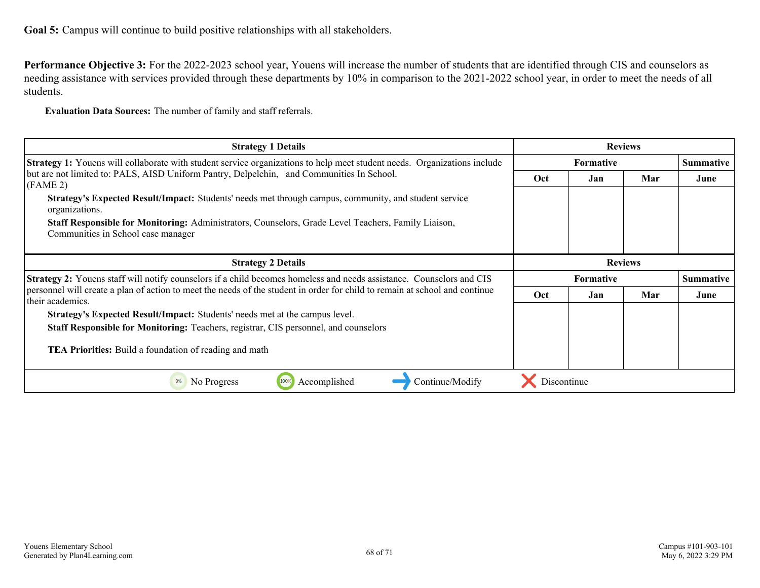**Goal 5:** Campus will continue to build positive relationships with all stakeholders.

**Performance Objective 3:** For the 2022-2023 school year, Youens will increase the number of students that are identified through CIS and counselors as needing assistance with services provided through these departments by 10% in comparison to the 2021-2022 school year, in order to meet the needs of all students.

**Evaluation Data Sources:** The number of family and staff referrals.

| Strategy 1 Details | Reviews | | | |
|---|---|---|---|---|
| | Formative | | | Summative |
| | Oct | Jan | Mar | June |
| **Strategy 1:** Youens will collaborate with student service organizations to help meet student needs. Organizations include but are not limited to: PALS, AISD Uniform Pantry, Delpelchin, and Communities In School. (FAME 2)<br>**Strategy's Expected Result/Impact:** Students' needs met through campus, community, and student service organizations.<br>**Staff Responsible for Monitoring:** Administrators, Counselors, Grade Level Teachers, Family Liaison, Communities in School case manager | | | | |

| Strategy 2 Details | Reviews | | | |
|---|---|---|---|---|
| | Formative | | | Summative |
| | Oct | Jan | Mar | June |
| **Strategy 2:** Youens staff will notify counselors if a child becomes homeless and needs assistance. Counselors and CIS personnel will create a plan of action to meet the needs of the student in order for child to remain at school and continue their academics.<br>**Strategy's Expected Result/Impact:** Students' needs met at the campus level.<br>**Staff Responsible for Monitoring:** Teachers, registrar, CIS personnel, and counselors<br>**TEA Priorities:** Build a foundation of reading and math | | | | |

0% No Progress — 100% Accomplished — Continue/Modify — Discontinue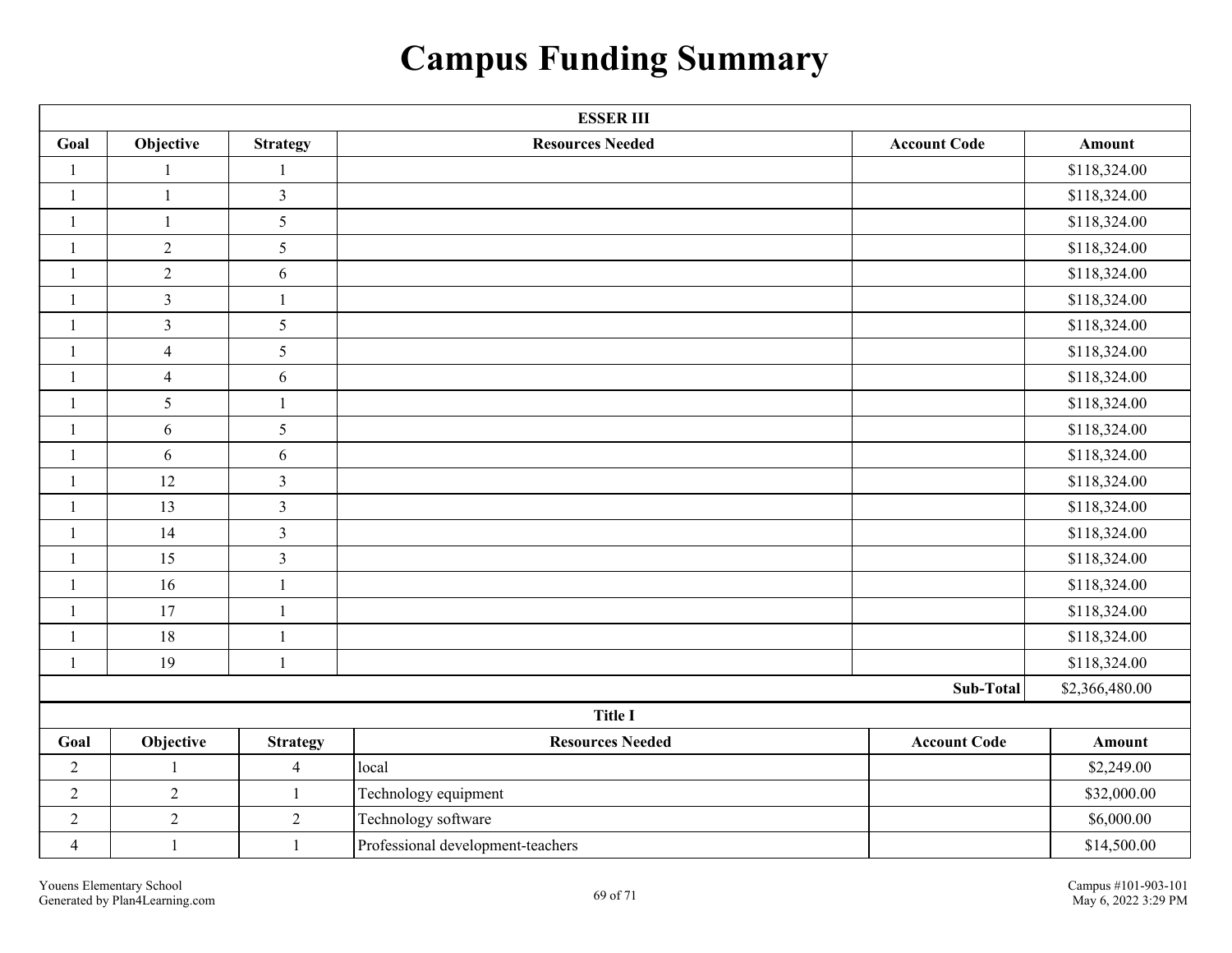# Campus Funding Summary

| ESSER III | | | | | |
|---|---|---|---|---|---|
| **Goal** | **Objective** | **Strategy** | **Resources Needed** | **Account Code** | **Amount** |
| 1 | 1 | 1 | | | $118,324.00 |
| 1 | 1 | 3 | | | $118,324.00 |
| 1 | 1 | 5 | | | $118,324.00 |
| 1 | 2 | 5 | | | $118,324.00 |
| 1 | 2 | 6 | | | $118,324.00 |
| 1 | 3 | 1 | | | $118,324.00 |
| 1 | 3 | 5 | | | $118,324.00 |
| 1 | 4 | 5 | | | $118,324.00 |
| 1 | 4 | 6 | | | $118,324.00 |
| 1 | 5 | 1 | | | $118,324.00 |
| 1 | 6 | 5 | | | $118,324.00 |
| 1 | 6 | 6 | | | $118,324.00 |
| 1 | 12 | 3 | | | $118,324.00 |
| 1 | 13 | 3 | | | $118,324.00 |
| 1 | 14 | 3 | | | $118,324.00 |
| 1 | 15 | 3 | | | $118,324.00 |
| 1 | 16 | 1 | | | $118,324.00 |
| 1 | 17 | 1 | | | $118,324.00 |
| 1 | 18 | 1 | | | $118,324.00 |
| 1 | 19 | 1 | | | $118,324.00 |
| | | | | **Sub-Total** | $2,366,480.00 |

| Title I | | | | | |
|---|---|---|---|---|---|
| **Goal** | **Objective** | **Strategy** | **Resources Needed** | **Account Code** | **Amount** |
| 2 | 1 | 4 | local | | $2,249.00 |
| 2 | 2 | 1 | Technology equipment | | $32,000.00 |
| 2 | 2 | 2 | Technology software | | $6,000.00 |
| 4 | 1 | 1 | Professional development-teachers | | $14,500.00 |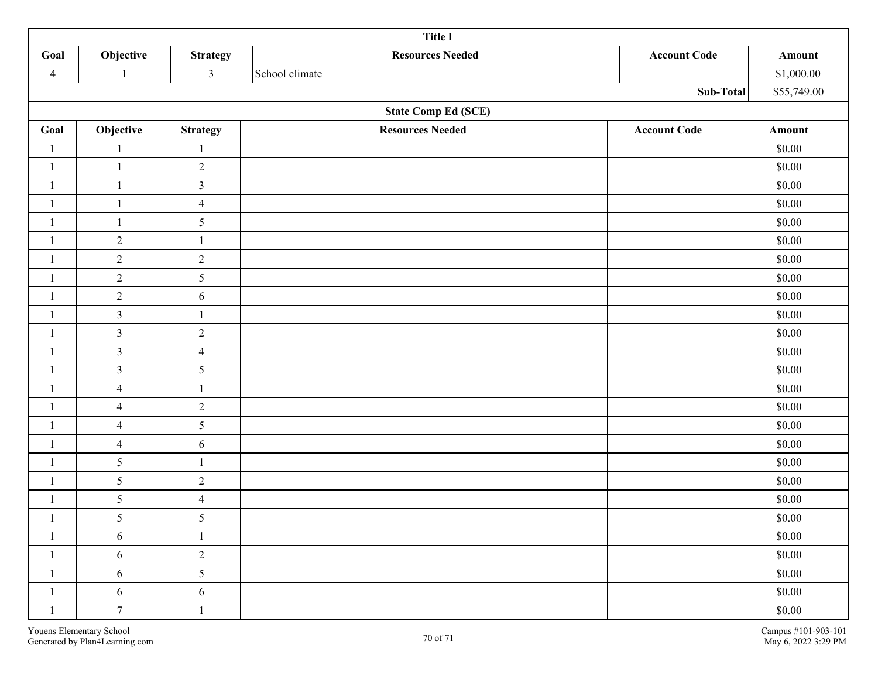## Title I

| Goal | Objective | Strategy | Resources Needed | Account Code | Amount |
|---|---|---|---|---|---|
| 4 | 1 | 3 | School climate | | $1,000.00 |
| | | | | Sub-Total | $55,749.00 |

## State Comp Ed (SCE)

| Goal | Objective | Strategy | Resources Needed | Account Code | Amount |
|---|---|---|---|---|---|
| 1 | 1 | 1 | | | $0.00 |
| 1 | 1 | 2 | | | $0.00 |
| 1 | 1 | 3 | | | $0.00 |
| 1 | 1 | 4 | | | $0.00 |
| 1 | 1 | 5 | | | $0.00 |
| 1 | 2 | 1 | | | $0.00 |
| 1 | 2 | 2 | | | $0.00 |
| 1 | 2 | 5 | | | $0.00 |
| 1 | 2 | 6 | | | $0.00 |
| 1 | 3 | 1 | | | $0.00 |
| 1 | 3 | 2 | | | $0.00 |
| 1 | 3 | 4 | | | $0.00 |
| 1 | 3 | 5 | | | $0.00 |
| 1 | 4 | 1 | | | $0.00 |
| 1 | 4 | 2 | | | $0.00 |
| 1 | 4 | 5 | | | $0.00 |
| 1 | 4 | 6 | | | $0.00 |
| 1 | 5 | 1 | | | $0.00 |
| 1 | 5 | 2 | | | $0.00 |
| 1 | 5 | 4 | | | $0.00 |
| 1 | 5 | 5 | | | $0.00 |
| 1 | 6 | 1 | | | $0.00 |
| 1 | 6 | 2 | | | $0.00 |
| 1 | 6 | 5 | | | $0.00 |
| 1 | 6 | 6 | | | $0.00 |
| 1 | 7 | 1 | | | $0.00 |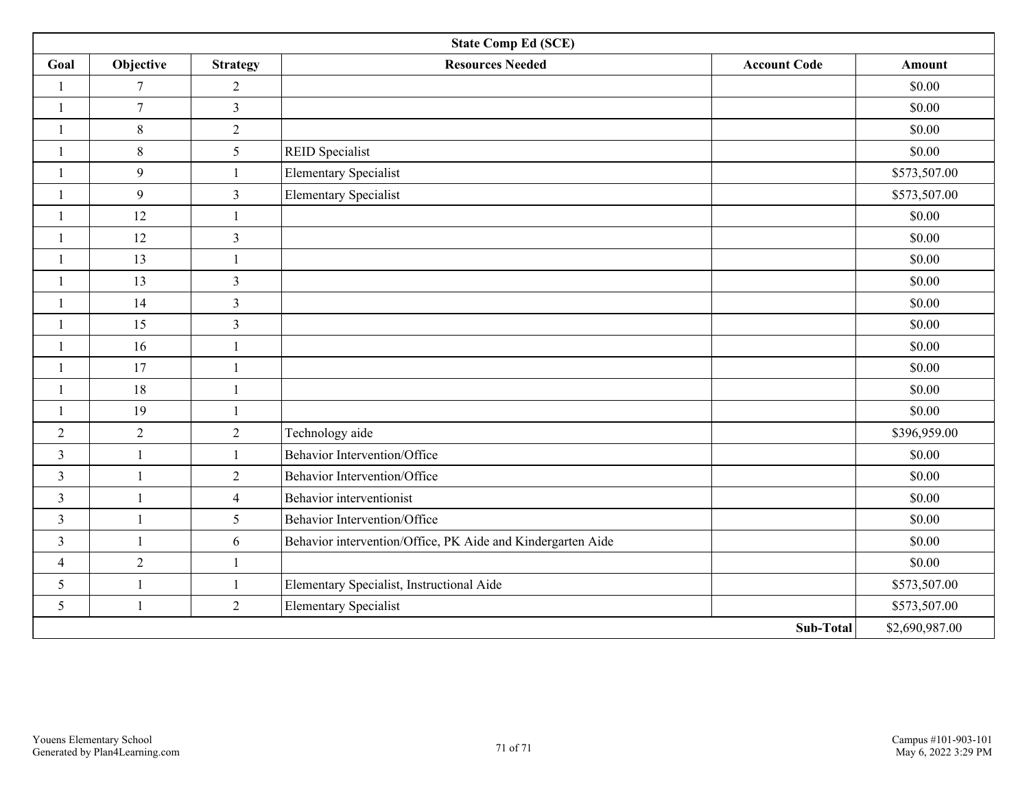| State Comp Ed (SCE) | | | | | |
|---|---|---|---|---|---|
| Goal | Objective | Strategy | Resources Needed | Account Code | Amount |
| 1 | 7 | 2 | | | $0.00 |
| 1 | 7 | 3 | | | $0.00 |
| 1 | 8 | 2 | | | $0.00 |
| 1 | 8 | 5 | REID Specialist | | $0.00 |
| 1 | 9 | 1 | Elementary Specialist | | $573,507.00 |
| 1 | 9 | 3 | Elementary Specialist | | $573,507.00 |
| 1 | 12 | 1 | | | $0.00 |
| 1 | 12 | 3 | | | $0.00 |
| 1 | 13 | 1 | | | $0.00 |
| 1 | 13 | 3 | | | $0.00 |
| 1 | 14 | 3 | | | $0.00 |
| 1 | 15 | 3 | | | $0.00 |
| 1 | 16 | 1 | | | $0.00 |
| 1 | 17 | 1 | | | $0.00 |
| 1 | 18 | 1 | | | $0.00 |
| 1 | 19 | 1 | | | $0.00 |
| 2 | 2 | 2 | Technology aide | | $396,959.00 |
| 3 | 1 | 1 | Behavior Intervention/Office | | $0.00 |
| 3 | 1 | 2 | Behavior Intervention/Office | | $0.00 |
| 3 | 1 | 4 | Behavior interventionist | | $0.00 |
| 3 | 1 | 5 | Behavior Intervention/Office | | $0.00 |
| 3 | 1 | 6 | Behavior intervention/Office, PK Aide and Kindergarten Aide | | $0.00 |
| 4 | 2 | 1 | | | $0.00 |
| 5 | 1 | 1 | Elementary Specialist, Instructional Aide | | $573,507.00 |
| 5 | 1 | 2 | Elementary Specialist | | $573,507.00 |
| | | | | **Sub-Total** | $2,690,987.00 |